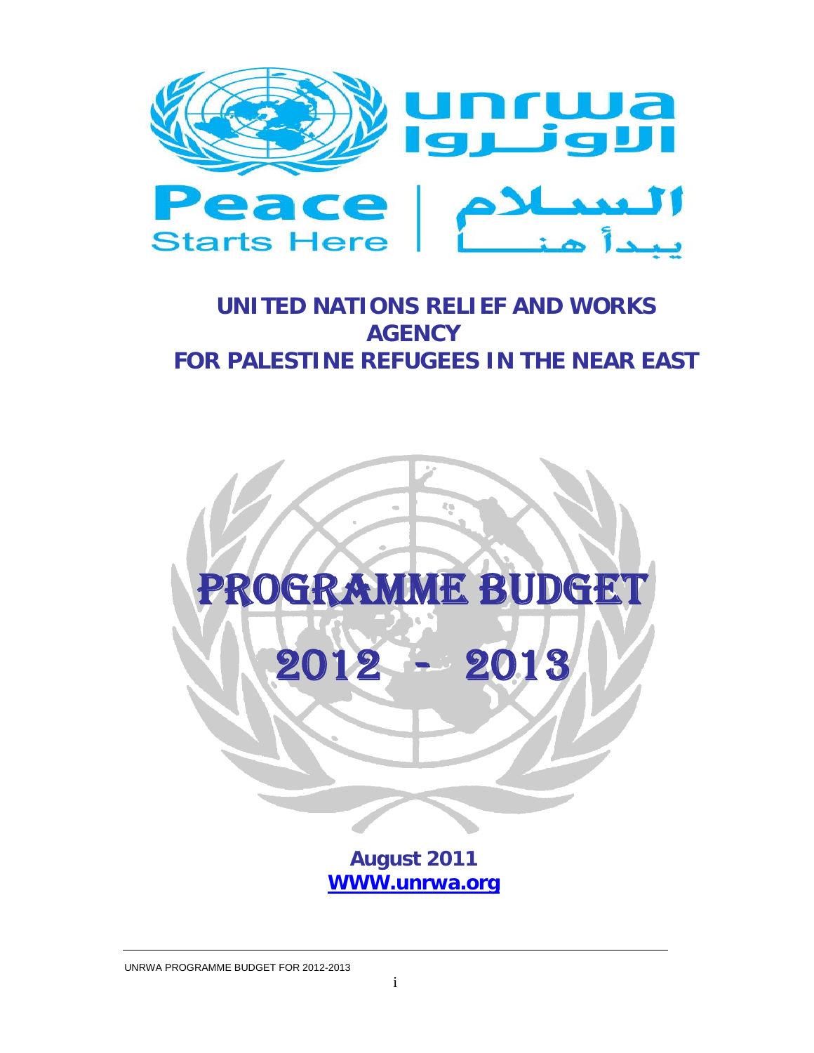unrwa
الاونـــروا

Peace Starts Here | السـلام يبـدأ هنـــا

# UNITED NATIONS RELIEF AND WORKS AGENCY FOR PALESTINE REFUGEES IN THE NEAR EAST

# PROGRAMME BUDGET 2012 - 2013

**August 2011**
**WWW.unrwa.org**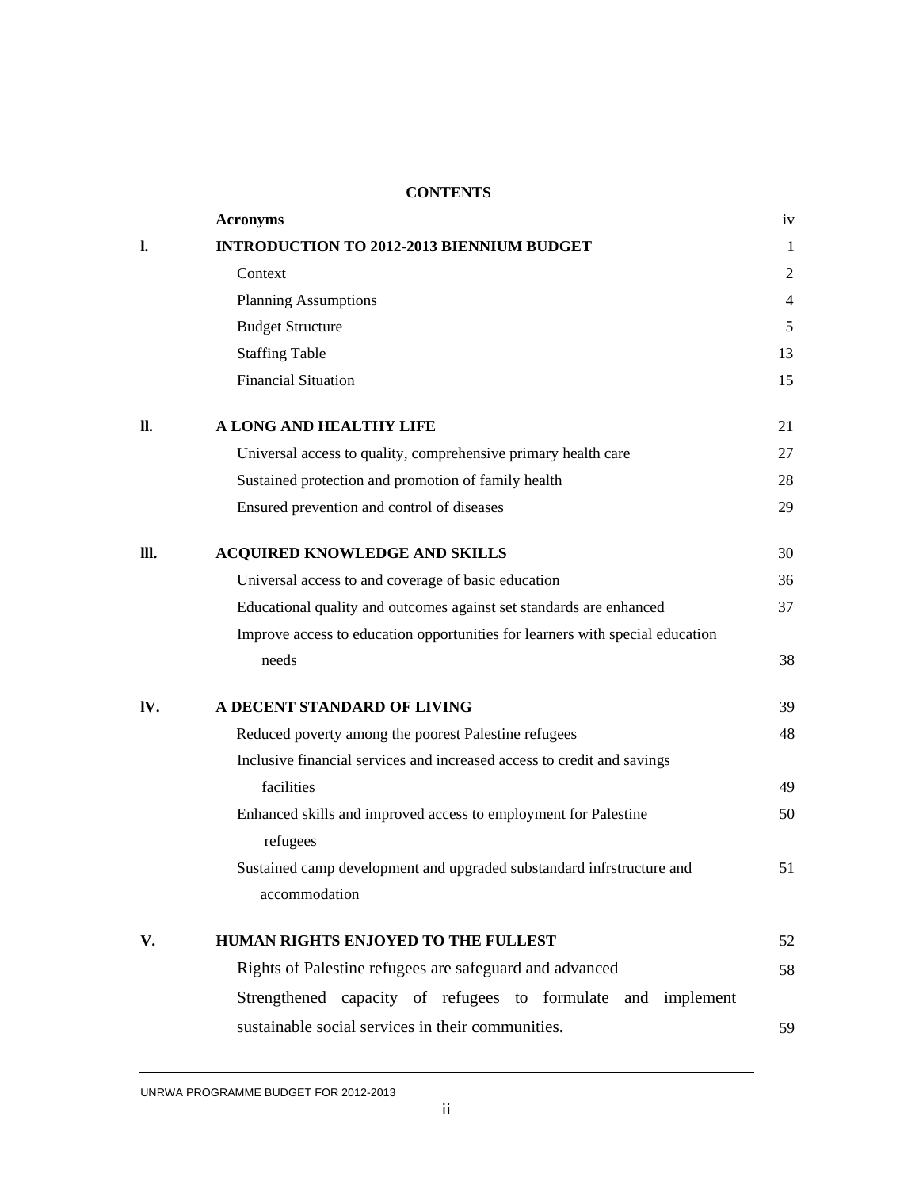# CONTENTS

| | | |
|---|---|---|
| | **Acronyms** | iv |
| **I.** | **INTRODUCTION TO 2012-2013 BIENNIUM BUDGET** | 1 |
| | Context | 2 |
| | Planning Assumptions | 4 |
| | Budget Structure | 5 |
| | Staffing Table | 13 |
| | Financial Situation | 15 |
| **II.** | **A LONG AND HEALTHY LIFE** | 21 |
| | Universal access to quality, comprehensive primary health care | 27 |
| | Sustained protection and promotion of family health | 28 |
| | Ensured prevention and control of diseases | 29 |
| **III.** | **ACQUIRED KNOWLEDGE AND SKILLS** | 30 |
| | Universal access to and coverage of basic education | 36 |
| | Educational quality and outcomes against set standards are enhanced | 37 |
| | Improve access to education opportunities for learners with special education needs | 38 |
| **IV.** | **A DECENT STANDARD OF LIVING** | 39 |
| | Reduced poverty among the poorest Palestine refugees | 48 |
| | Inclusive financial services and increased access to credit and savings facilities | 49 |
| | Enhanced skills and improved access to employment for Palestine refugees | 50 |
| | Sustained camp development and upgraded substandard infrstructure and accommodation | 51 |
| **V.** | **HUMAN RIGHTS ENJOYED TO THE FULLEST** | 52 |
| | Rights of Palestine refugees are safeguard and advanced | 58 |
| | Strengthened capacity of refugees to formulate and implement sustainable social services in their communities. | 59 |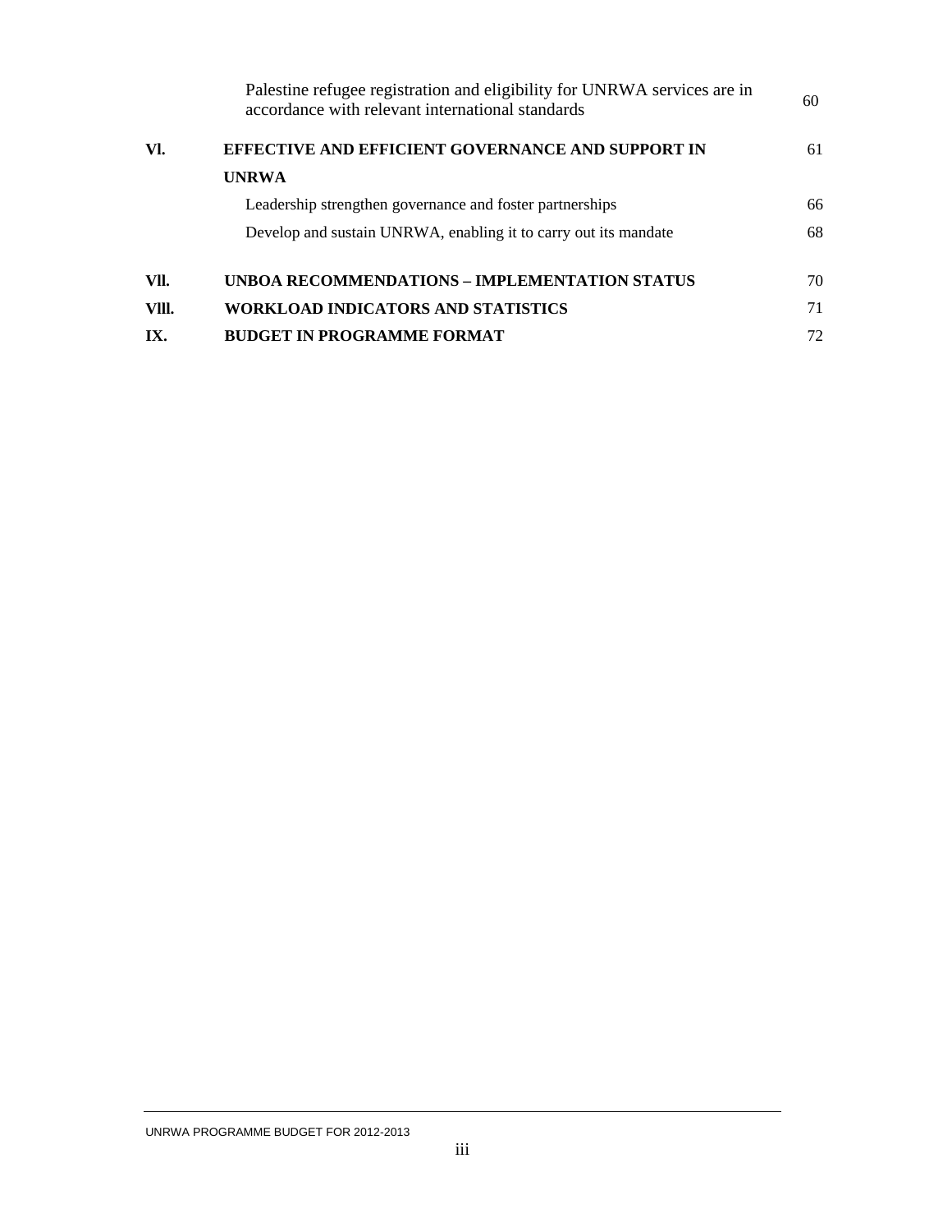| | | |
|---|---|---|
| | Palestine refugee registration and eligibility for UNRWA services are in accordance with relevant international standards | 60 |
| **VI.** | **EFFECTIVE AND EFFICIENT GOVERNANCE AND SUPPORT IN UNRWA** | 61 |
| | Leadership strengthen governance and foster partnerships | 66 |
| | Develop and sustain UNRWA, enabling it to carry out its mandate | 68 |
| **VII.** | **UNBOA RECOMMENDATIONS – IMPLEMENTATION STATUS** | 70 |
| **VIII.** | **WORKLOAD INDICATORS AND STATISTICS** | 71 |
| **IX.** | **BUDGET IN PROGRAMME FORMAT** | 72 |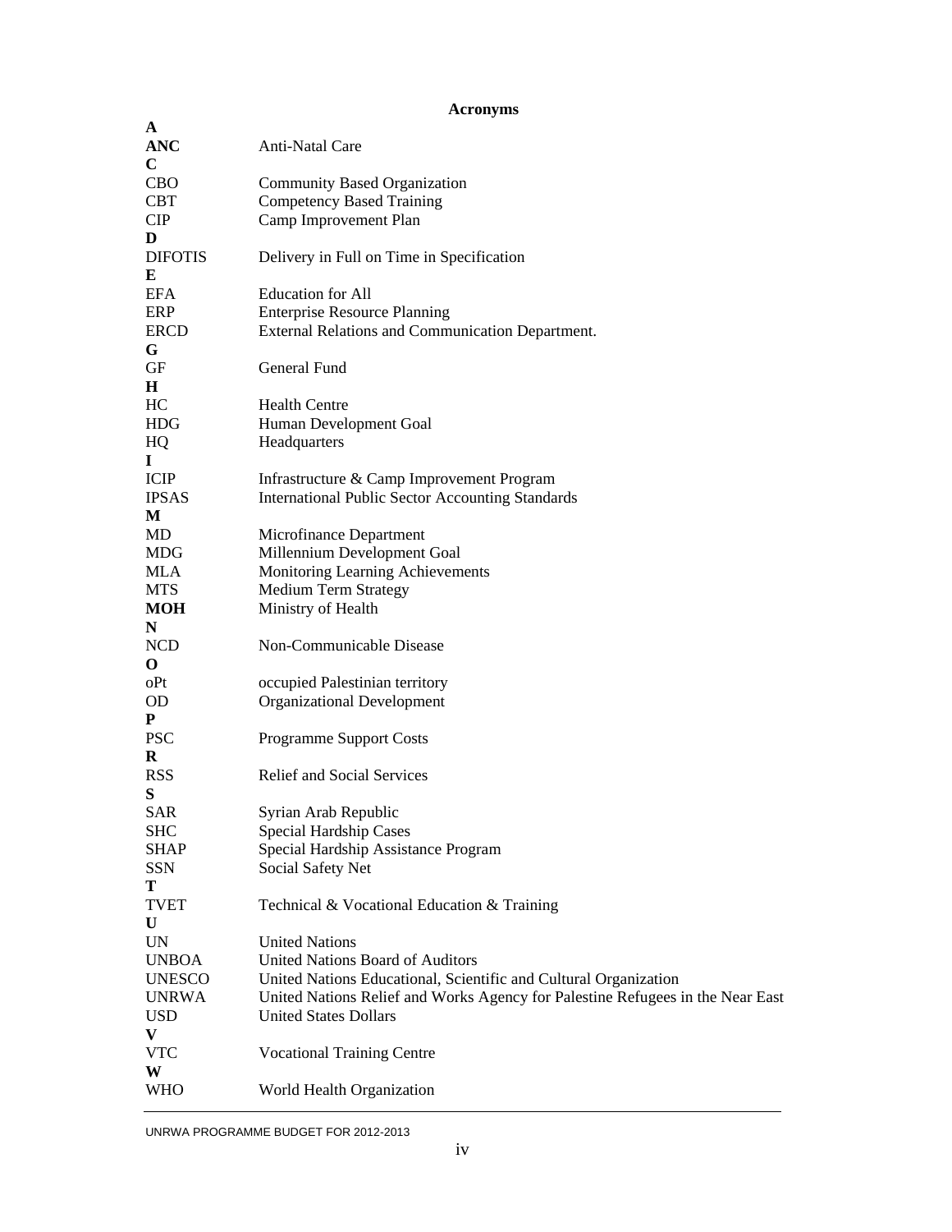# Acronyms

| | |
|---|---|
| **A** | |
| **ANC** | Anti-Natal Care |
| **C** | |
| CBO | Community Based Organization |
| CBT | Competency Based Training |
| CIP | Camp Improvement Plan |
| **D** | |
| DIFOTIS | Delivery in Full on Time in Specification |
| **E** | |
| EFA | Education for All |
| ERP | Enterprise Resource Planning |
| ERCD | External Relations and Communication Department. |
| **G** | |
| GF | General Fund |
| **H** | |
| HC | Health Centre |
| HDG | Human Development Goal |
| HQ | Headquarters |
| **I** | |
| ICIP | Infrastructure & Camp Improvement Program |
| IPSAS | International Public Sector Accounting Standards |
| **M** | |
| MD | Microfinance Department |
| MDG | Millennium Development Goal |
| MLA | Monitoring Learning Achievements |
| MTS | Medium Term Strategy |
| **MOH** | Ministry of Health |
| **N** | |
| NCD | Non-Communicable Disease |
| **O** | |
| oPt | occupied Palestinian territory |
| OD | Organizational Development |
| **P** | |
| PSC | Programme Support Costs |
| **R** | |
| RSS | Relief and Social Services |
| **S** | |
| SAR | Syrian Arab Republic |
| SHC | Special Hardship Cases |
| SHAP | Special Hardship Assistance Program |
| SSN | Social Safety Net |
| **T** | |
| TVET | Technical & Vocational Education & Training |
| **U** | |
| UN | United Nations |
| UNBOA | United Nations Board of Auditors |
| UNESCO | United Nations Educational, Scientific and Cultural Organization |
| UNRWA | United Nations Relief and Works Agency for Palestine Refugees in the Near East |
| USD | United States Dollars |
| **V** | |
| VTC | Vocational Training Centre |
| **W** | |
| WHO | World Health Organization |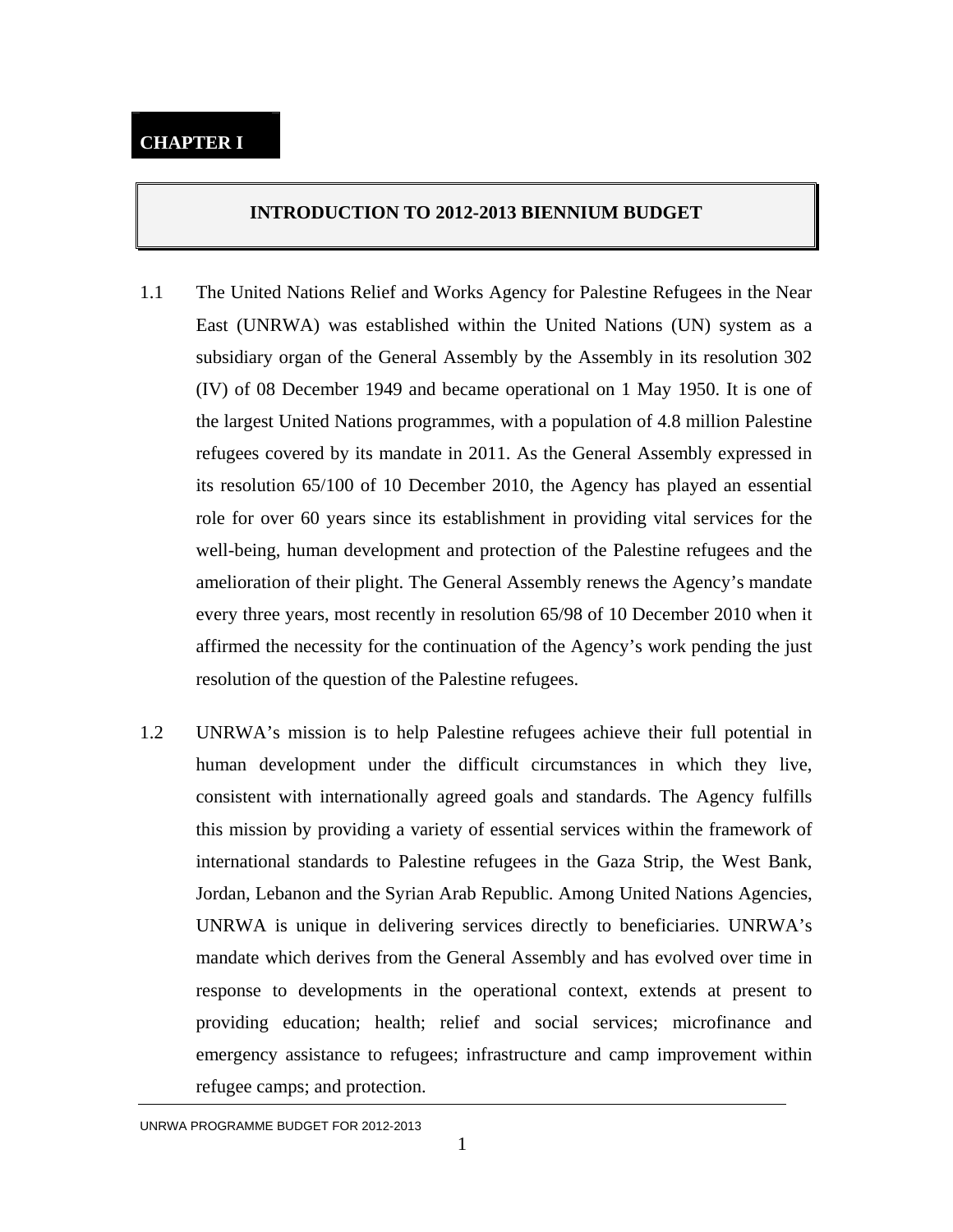# CHAPTER I

## INTRODUCTION TO 2012-2013 BIENNIUM BUDGET

1.1 The United Nations Relief and Works Agency for Palestine Refugees in the Near East (UNRWA) was established within the United Nations (UN) system as a subsidiary organ of the General Assembly by the Assembly in its resolution 302 (IV) of 08 December 1949 and became operational on 1 May 1950. It is one of the largest United Nations programmes, with a population of 4.8 million Palestine refugees covered by its mandate in 2011. As the General Assembly expressed in its resolution 65/100 of 10 December 2010, the Agency has played an essential role for over 60 years since its establishment in providing vital services for the well-being, human development and protection of the Palestine refugees and the amelioration of their plight. The General Assembly renews the Agency's mandate every three years, most recently in resolution 65/98 of 10 December 2010 when it affirmed the necessity for the continuation of the Agency's work pending the just resolution of the question of the Palestine refugees.

1.2 UNRWA's mission is to help Palestine refugees achieve their full potential in human development under the difficult circumstances in which they live, consistent with internationally agreed goals and standards. The Agency fulfills this mission by providing a variety of essential services within the framework of international standards to Palestine refugees in the Gaza Strip, the West Bank, Jordan, Lebanon and the Syrian Arab Republic. Among United Nations Agencies, UNRWA is unique in delivering services directly to beneficiaries. UNRWA's mandate which derives from the General Assembly and has evolved over time in response to developments in the operational context, extends at present to providing education; health; relief and social services; microfinance and emergency assistance to refugees; infrastructure and camp improvement within refugee camps; and protection.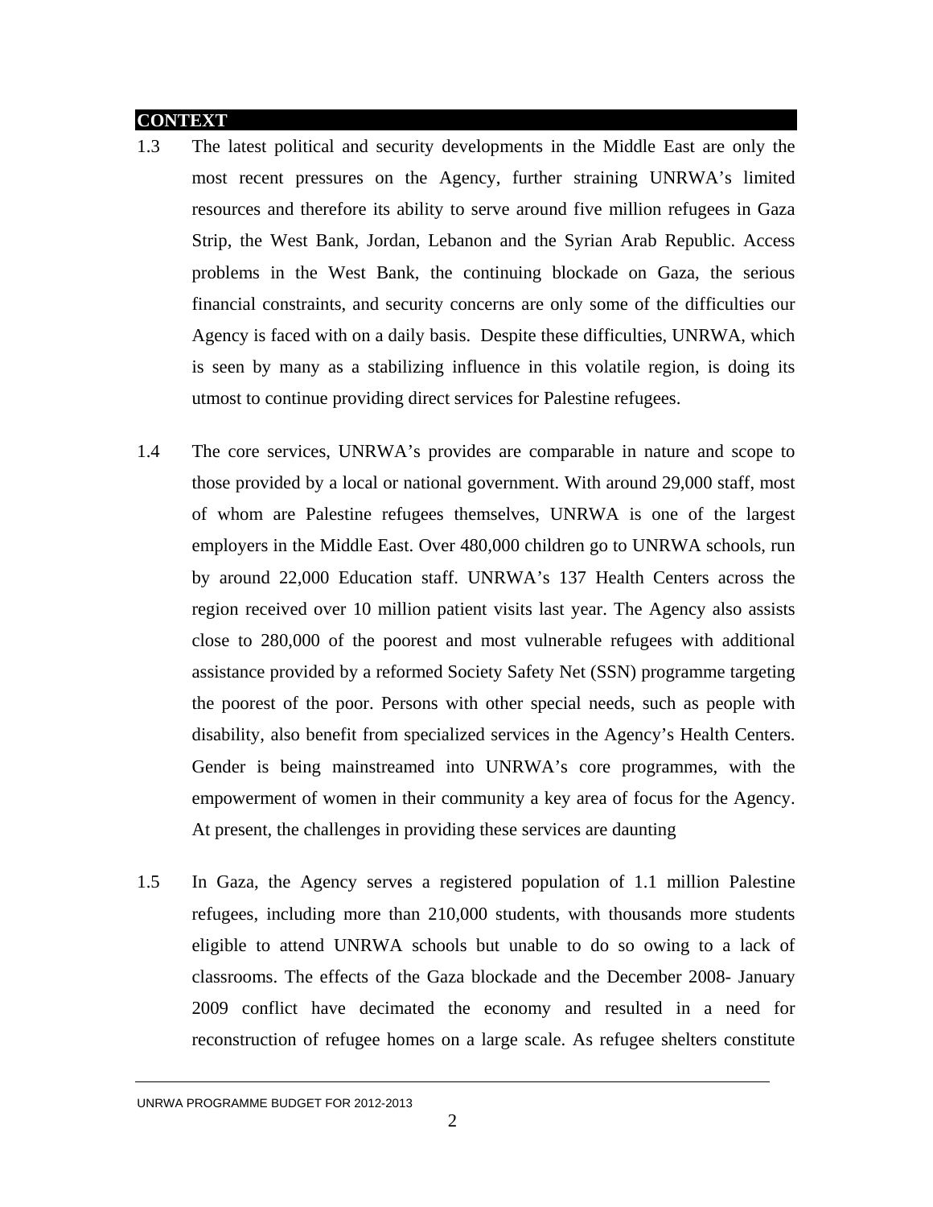## CONTEXT

1.3 The latest political and security developments in the Middle East are only the most recent pressures on the Agency, further straining UNRWA's limited resources and therefore its ability to serve around five million refugees in Gaza Strip, the West Bank, Jordan, Lebanon and the Syrian Arab Republic. Access problems in the West Bank, the continuing blockade on Gaza, the serious financial constraints, and security concerns are only some of the difficulties our Agency is faced with on a daily basis. Despite these difficulties, UNRWA, which is seen by many as a stabilizing influence in this volatile region, is doing its utmost to continue providing direct services for Palestine refugees.

1.4 The core services, UNRWA's provides are comparable in nature and scope to those provided by a local or national government. With around 29,000 staff, most of whom are Palestine refugees themselves, UNRWA is one of the largest employers in the Middle East. Over 480,000 children go to UNRWA schools, run by around 22,000 Education staff. UNRWA's 137 Health Centers across the region received over 10 million patient visits last year. The Agency also assists close to 280,000 of the poorest and most vulnerable refugees with additional assistance provided by a reformed Society Safety Net (SSN) programme targeting the poorest of the poor. Persons with other special needs, such as people with disability, also benefit from specialized services in the Agency's Health Centers. Gender is being mainstreamed into UNRWA's core programmes, with the empowerment of women in their community a key area of focus for the Agency. At present, the challenges in providing these services are daunting

1.5 In Gaza, the Agency serves a registered population of 1.1 million Palestine refugees, including more than 210,000 students, with thousands more students eligible to attend UNRWA schools but unable to do so owing to a lack of classrooms. The effects of the Gaza blockade and the December 2008- January 2009 conflict have decimated the economy and resulted in a need for reconstruction of refugee homes on a large scale. As refugee shelters constitute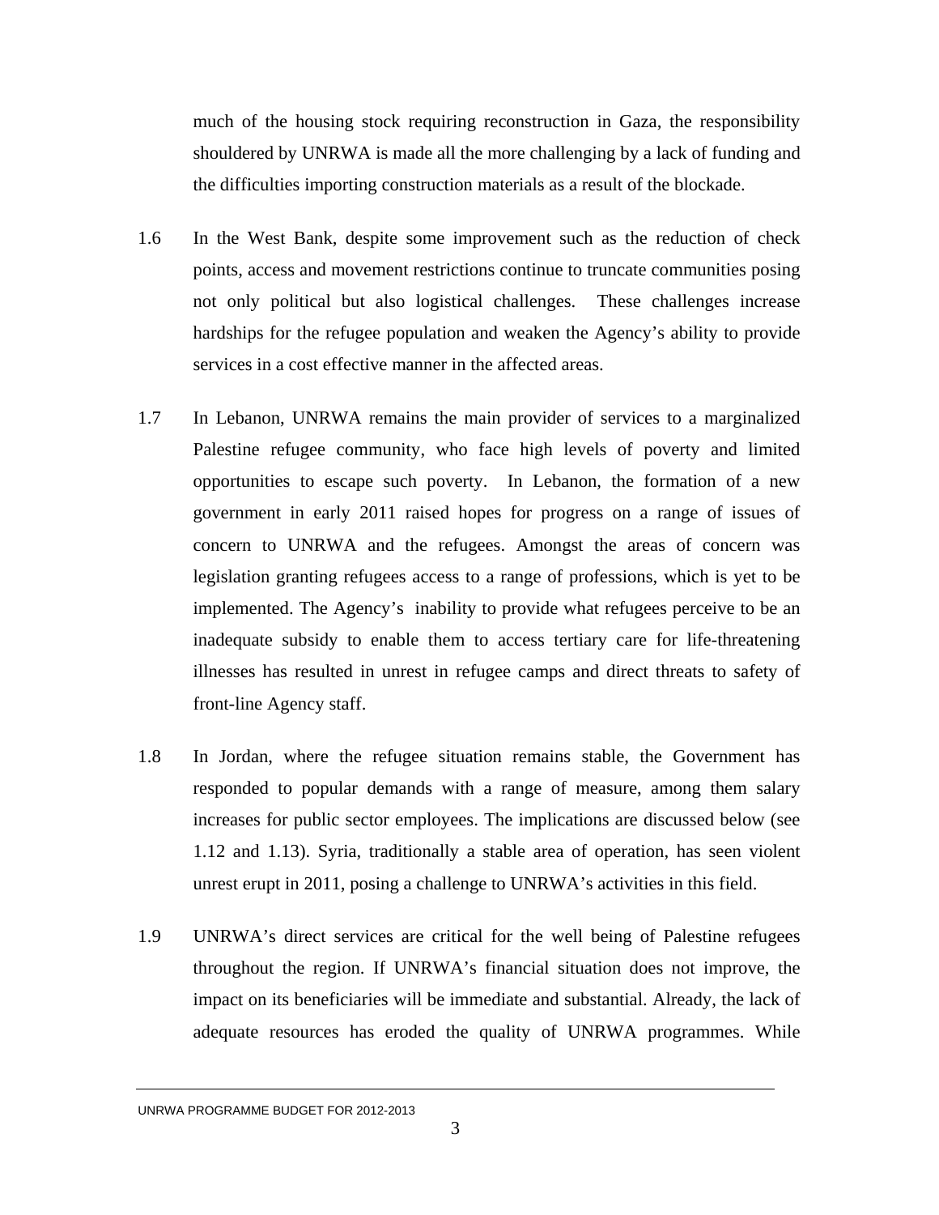much of the housing stock requiring reconstruction in Gaza, the responsibility shouldered by UNRWA is made all the more challenging by a lack of funding and the difficulties importing construction materials as a result of the blockade.

1.6 In the West Bank, despite some improvement such as the reduction of check points, access and movement restrictions continue to truncate communities posing not only political but also logistical challenges. These challenges increase hardships for the refugee population and weaken the Agency's ability to provide services in a cost effective manner in the affected areas.

1.7 In Lebanon, UNRWA remains the main provider of services to a marginalized Palestine refugee community, who face high levels of poverty and limited opportunities to escape such poverty. In Lebanon, the formation of a new government in early 2011 raised hopes for progress on a range of issues of concern to UNRWA and the refugees. Amongst the areas of concern was legislation granting refugees access to a range of professions, which is yet to be implemented. The Agency's inability to provide what refugees perceive to be an inadequate subsidy to enable them to access tertiary care for life-threatening illnesses has resulted in unrest in refugee camps and direct threats to safety of front-line Agency staff.

1.8 In Jordan, where the refugee situation remains stable, the Government has responded to popular demands with a range of measure, among them salary increases for public sector employees. The implications are discussed below (see 1.12 and 1.13). Syria, traditionally a stable area of operation, has seen violent unrest erupt in 2011, posing a challenge to UNRWA's activities in this field.

1.9 UNRWA's direct services are critical for the well being of Palestine refugees throughout the region. If UNRWA's financial situation does not improve, the impact on its beneficiaries will be immediate and substantial. Already, the lack of adequate resources has eroded the quality of UNRWA programmes. While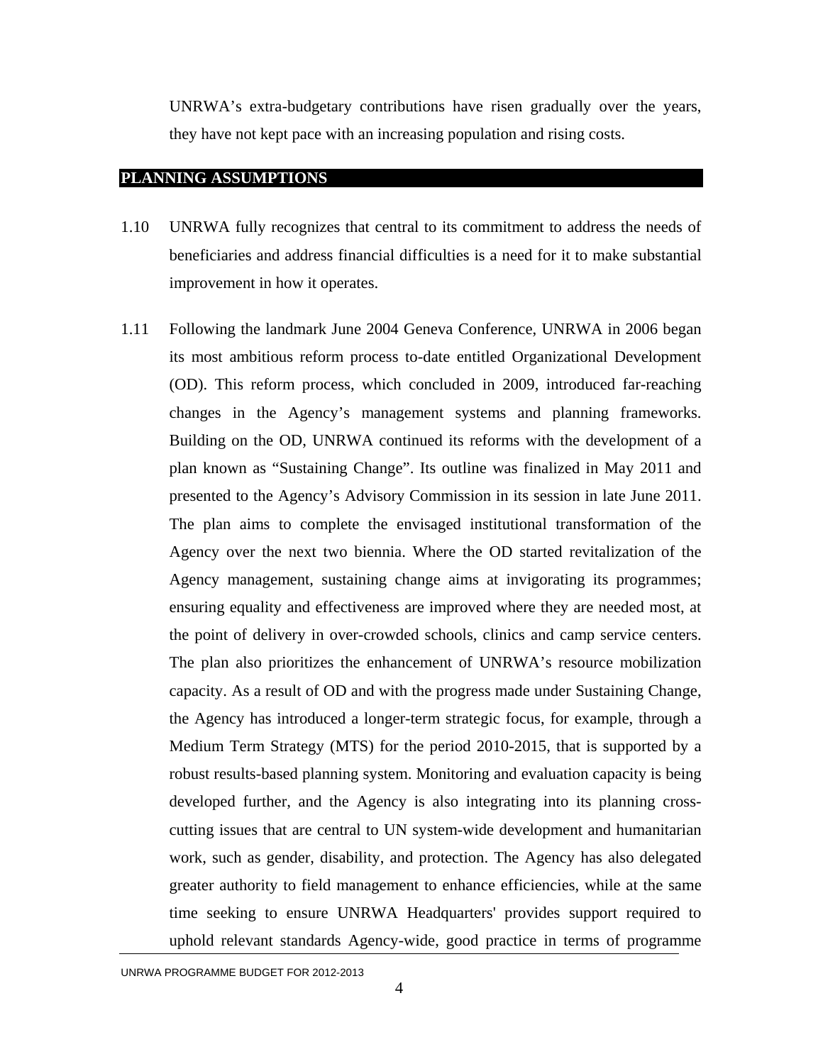UNRWA's extra-budgetary contributions have risen gradually over the years, they have not kept pace with an increasing population and rising costs.

## PLANNING ASSUMPTIONS

1.10 UNRWA fully recognizes that central to its commitment to address the needs of beneficiaries and address financial difficulties is a need for it to make substantial improvement in how it operates.

1.11 Following the landmark June 2004 Geneva Conference, UNRWA in 2006 began its most ambitious reform process to-date entitled Organizational Development (OD). This reform process, which concluded in 2009, introduced far-reaching changes in the Agency's management systems and planning frameworks. Building on the OD, UNRWA continued its reforms with the development of a plan known as "Sustaining Change". Its outline was finalized in May 2011 and presented to the Agency's Advisory Commission in its session in late June 2011. The plan aims to complete the envisaged institutional transformation of the Agency over the next two biennia. Where the OD started revitalization of the Agency management, sustaining change aims at invigorating its programmes; ensuring equality and effectiveness are improved where they are needed most, at the point of delivery in over-crowded schools, clinics and camp service centers. The plan also prioritizes the enhancement of UNRWA's resource mobilization capacity. As a result of OD and with the progress made under Sustaining Change, the Agency has introduced a longer-term strategic focus, for example, through a Medium Term Strategy (MTS) for the period 2010-2015, that is supported by a robust results-based planning system. Monitoring and evaluation capacity is being developed further, and the Agency is also integrating into its planning cross-cutting issues that are central to UN system-wide development and humanitarian work, such as gender, disability, and protection. The Agency has also delegated greater authority to field management to enhance efficiencies, while at the same time seeking to ensure UNRWA Headquarters' provides support required to uphold relevant standards Agency-wide, good practice in terms of programme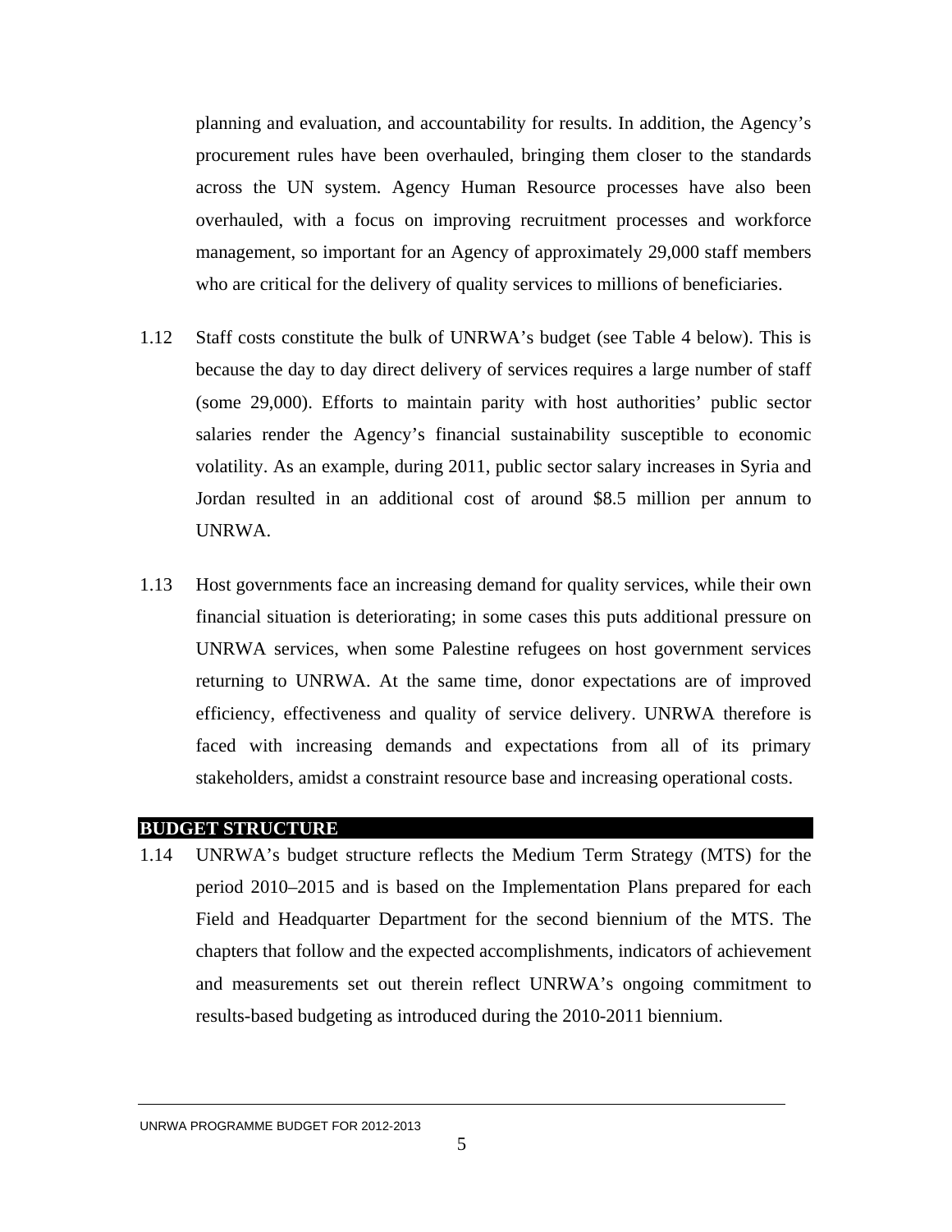planning and evaluation, and accountability for results. In addition, the Agency's procurement rules have been overhauled, bringing them closer to the standards across the UN system. Agency Human Resource processes have also been overhauled, with a focus on improving recruitment processes and workforce management, so important for an Agency of approximately 29,000 staff members who are critical for the delivery of quality services to millions of beneficiaries.

1.12 Staff costs constitute the bulk of UNRWA's budget (see Table 4 below). This is because the day to day direct delivery of services requires a large number of staff (some 29,000). Efforts to maintain parity with host authorities' public sector salaries render the Agency's financial sustainability susceptible to economic volatility. As an example, during 2011, public sector salary increases in Syria and Jordan resulted in an additional cost of around \$8.5 million per annum to UNRWA.

1.13 Host governments face an increasing demand for quality services, while their own financial situation is deteriorating; in some cases this puts additional pressure on UNRWA services, when some Palestine refugees on host government services returning to UNRWA. At the same time, donor expectations are of improved efficiency, effectiveness and quality of service delivery. UNRWA therefore is faced with increasing demands and expectations from all of its primary stakeholders, amidst a constraint resource base and increasing operational costs.

## BUDGET STRUCTURE

1.14 UNRWA's budget structure reflects the Medium Term Strategy (MTS) for the period 2010–2015 and is based on the Implementation Plans prepared for each Field and Headquarter Department for the second biennium of the MTS. The chapters that follow and the expected accomplishments, indicators of achievement and measurements set out therein reflect UNRWA's ongoing commitment to results-based budgeting as introduced during the 2010-2011 biennium.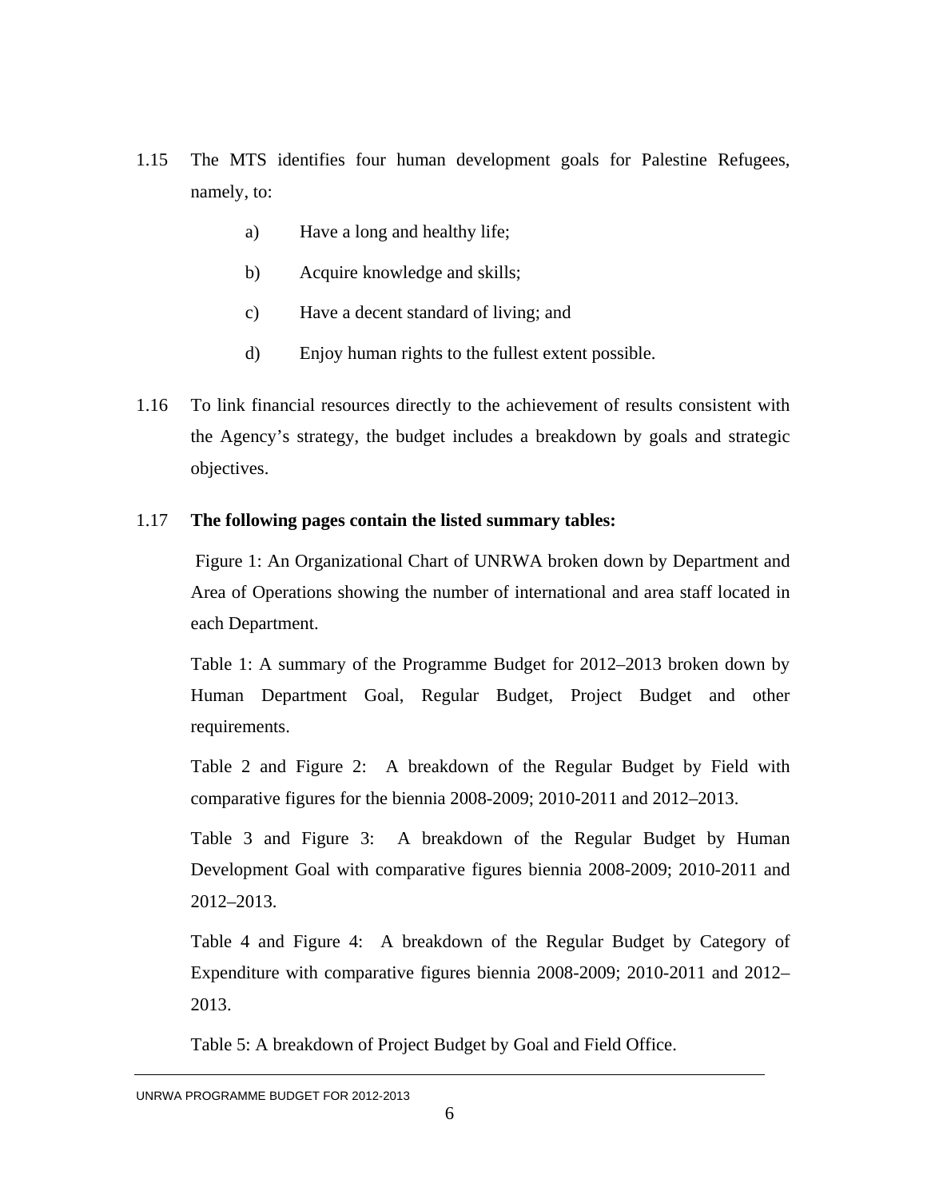1.15 The MTS identifies four human development goals for Palestine Refugees, namely, to:

a) Have a long and healthy life;

b) Acquire knowledge and skills;

c) Have a decent standard of living; and

d) Enjoy human rights to the fullest extent possible.

1.16 To link financial resources directly to the achievement of results consistent with the Agency's strategy, the budget includes a breakdown by goals and strategic objectives.

1.17 **The following pages contain the listed summary tables:**

Figure 1: An Organizational Chart of UNRWA broken down by Department and Area of Operations showing the number of international and area staff located in each Department.

Table 1: A summary of the Programme Budget for 2012–2013 broken down by Human Department Goal, Regular Budget, Project Budget and other requirements.

Table 2 and Figure 2: A breakdown of the Regular Budget by Field with comparative figures for the biennia 2008-2009; 2010-2011 and 2012–2013.

Table 3 and Figure 3: A breakdown of the Regular Budget by Human Development Goal with comparative figures biennia 2008-2009; 2010-2011 and 2012–2013.

Table 4 and Figure 4: A breakdown of the Regular Budget by Category of Expenditure with comparative figures biennia 2008-2009; 2010-2011 and 2012–2013.

Table 5: A breakdown of Project Budget by Goal and Field Office.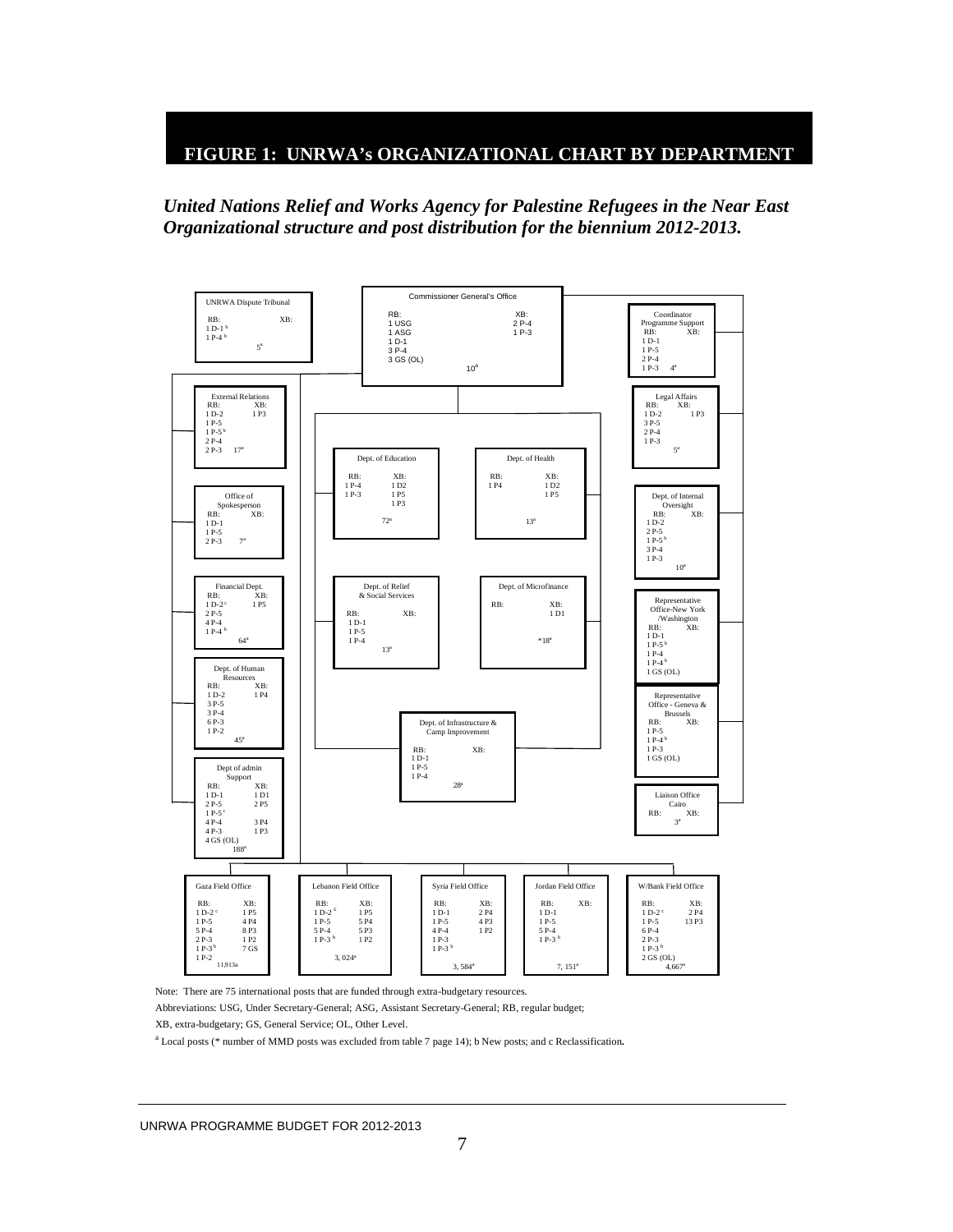## FIGURE 1: UNRWA's ORGANIZATIONAL CHART BY DEPARTMENT

***United Nations Relief and Works Agency for Palestine Refugees in the Near East Organizational structure and post distribution for the biennium 2012-2013.***

**Commissioner General's Office**
RB: 1 USG, 1 ASG, 1 D-1, 3 P-4, 3 GS (OL)
XB: 2 P-4, 1 P-3
10[a]

**UNRWA Dispute Tribunal**
RB: 1 D-1[b], 1 P-4[b]
XB:
5[a]

**Coordinator Programme Support**
RB: 1 D-1, 1 P-5, 2 P-4, 1 P-3
XB:
4[a]

**External Relations**
RB: 1 D-2, 1 P-5, 1 P-5[b], 2 P-4, 2 P-3
XB: 1 P3
17[a]

**Legal Affairs**
RB: 1 D-2, 3 P-5, 2 P-4, 1 P-3
XB: 1 P3
5[a]

**Dept. of Education**
RB: 1 P-4, 1 P-3
XB: 1 D2, 1 P5, 1 P3
72[a]

**Dept. of Health**
RB: 1 P4
XB: 1 D2, 1 P5
13[a]

**Office of Spokesperson**
RB: 1 D-1, 1 P-5, 2 P-3
XB:
7[a]

**Dept. of Internal Oversight**
RB: 1 D-2, 2 P-5, 1 P-5[b], 3 P-4, 1 P-3
XB:
10[a]

**Financial Dept.**
RB: 1 D-2[c], 2 P-5, 4 P-4, 1 P-4[b]
XB: 1 P5
64[a]

**Dept. of Relief & Social Services**
RB: 1 D-1, 1 P-5, 1 P-4
XB:
13[a]

**Dept. of Microfinance**
RB:
XB: 1 D1
*18[a]

**Representative Office-New York /Washington**
RB: 1 D-1, 1 P-5[b], 1 P-4, 1 P-4[b], 1 GS (OL)
XB:

**Dept. of Human Resources**
RB: 1 D-2, 3 P-5, 3 P-4, 6 P-3, 1 P-2
XB: 1 P4
45[a]

**Representative Office - Geneva & Brussels**
RB: 1 P-5, 1 P-4[b], 1 P-3, 1 GS (OL)
XB:

**Dept. of Infrastructure & Camp Improvement**
RB: 1 D-1, 1 P-5, 1 P-4
XB:
28[a]

**Dept of admin Support**
RB: 1 D-1, 2 P-5, 1 P-5[c], 4 P-4, 4 P-3, 4 GS (OL)
XB: 1 D1, 2 P5, 3 P4, 1 P3
188[a]

**Liaison Office Cairo**
RB:
XB:
3[a]

**Gaza Field Office**
RB: 1 D-2[c], 1 P-5, 5 P-4, 2 P-3, 1 P-3[b], 1 P-2
XB: 1 P5, 4 P4, 8 P3, 1 P2, 7 GS
11,913a

**Lebanon Field Office**
RB: 1 D-2[c], 1 P-5, 5 P-4, 1 P-3[b]
XB: 1 P5, 5 P4, 5 P3, 1 P2
3, 024[a]

**Syria Field Office**
RB: 1 D-1, 1 P-5, 4 P-4, 1 P-3, 1 P-3[b]
XB: 2 P4, 4 P3, 1 P2
3, 584[a]

**Jordan Field Office**
RB: 1 D-1, 1 P-5, 5 P-4, 1 P-3[b]
XB:
7, 151[a]

**W/Bank Field Office**
RB: 1 D-2[c], 1 P-5, 6 P-4, 2 P-3, 1 P-3[b], 2 GS (OL)
XB: 2 P4, 13 P3
4,667[a]

Note: There are 75 international posts that are funded through extra-budgetary resources.

Abbreviations: USG, Under Secretary-General; ASG, Assistant Secretary-General; RB, regular budget; XB, extra-budgetary; GS, General Service; OL, Other Level.

[a] Local posts (* number of MMD posts was excluded from table 7 page 14); b New posts; and c Reclassification**.**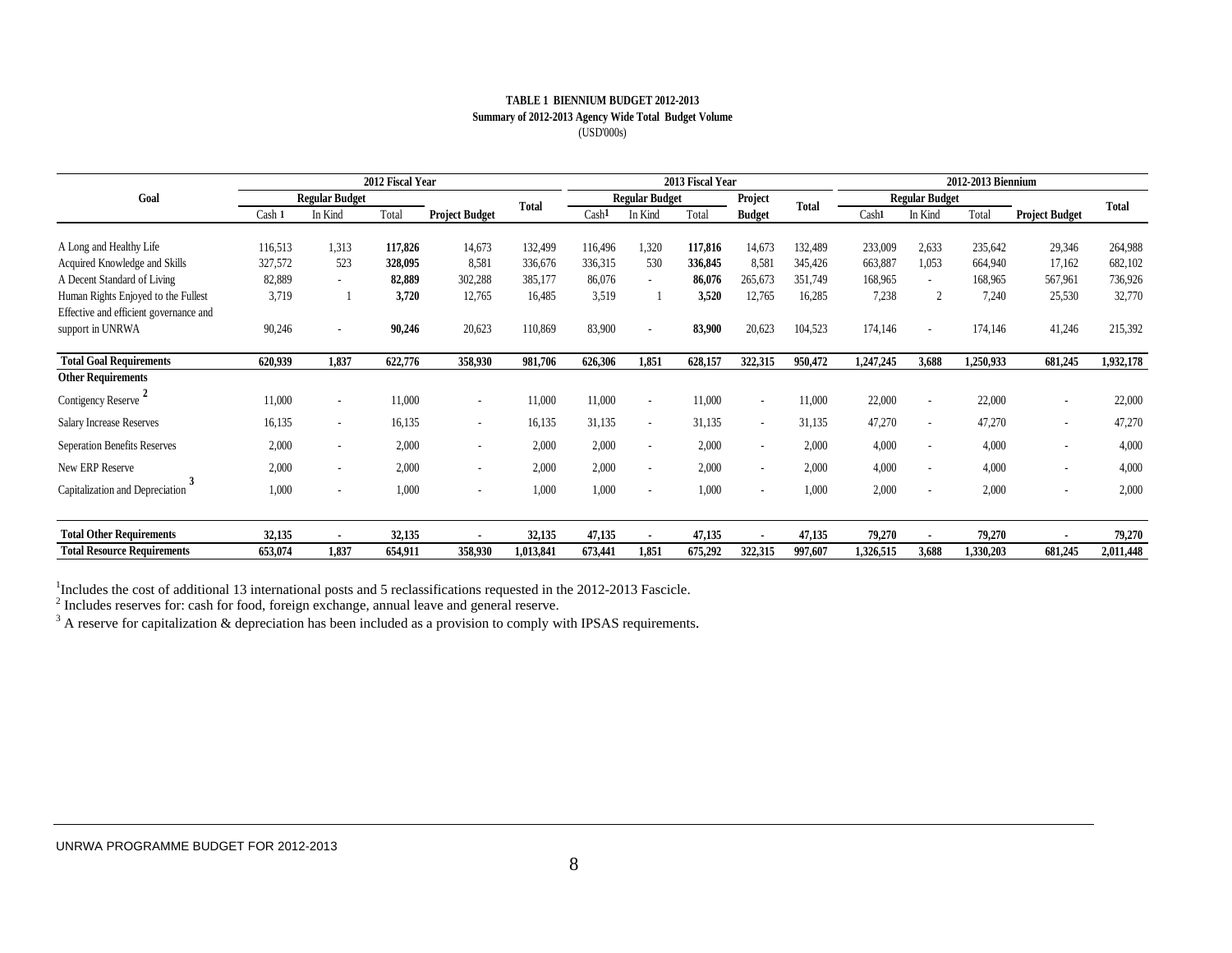**TABLE 1 BIENNIUM BUDGET 2012-2013**

**Summary of 2012-2013 Agency Wide Total Budget Volume**

(USD'000s)

| Goal | 2012 Fiscal Year | | | | | 2013 Fiscal Year | | | | | 2012-2013 Biennium | | | | |
|---|---|---|---|---|---|---|---|---|---|---|---|---|---|---|---|
| | Regular Budget | | | Project Budget | Total | Regular Budget | | | Project Budget | Total | Regular Budget | | | Project Budget | Total |
| | Cash [1] | In Kind | Total | | | Cash[1] | In Kind | Total | | | Cash[1] | In Kind | Total | | |
| A Long and Healthy Life | 116,513 | 1,313 | **117,826** | 14,673 | 132,499 | 116,496 | 1,320 | **117,816** | 14,673 | 132,489 | 233,009 | 2,633 | 235,642 | 29,346 | 264,988 |
| Acquired Knowledge and Skills | 327,572 | 523 | **328,095** | 8,581 | 336,676 | 336,315 | 530 | **336,845** | 8,581 | 345,426 | 663,887 | 1,053 | 664,940 | 17,162 | 682,102 |
| A Decent Standard of Living | 82,889 | - | **82,889** | 302,288 | 385,177 | 86,076 | - | **86,076** | 265,673 | 351,749 | 168,965 | - | 168,965 | 567,961 | 736,926 |
| Human Rights Enjoyed to the Fullest | 3,719 | 1 | **3,720** | 12,765 | 16,485 | 3,519 | 1 | **3,520** | 12,765 | 16,285 | 7,238 | 2 | 7,240 | 25,530 | 32,770 |
| Effective and efficient governance and support in UNRWA | 90,246 | - | **90,246** | 20,623 | 110,869 | 83,900 | - | **83,900** | 20,623 | 104,523 | 174,146 | - | 174,146 | 41,246 | 215,392 |
| **Total Goal Requirements** | **620,939** | **1,837** | **622,776** | **358,930** | **981,706** | **626,306** | **1,851** | **628,157** | **322,315** | **950,472** | **1,247,245** | **3,688** | **1,250,933** | **681,245** | **1,932,178** |
| **Other Requirements** | | | | | | | | | | | | | | | |
| Contigency Reserve [2] | 11,000 | - | 11,000 | - | 11,000 | 11,000 | - | 11,000 | - | 11,000 | 22,000 | - | 22,000 | - | 22,000 |
| Salary Increase Reserves | 16,135 | - | 16,135 | - | 16,135 | 31,135 | - | 31,135 | - | 31,135 | 47,270 | - | 47,270 | - | 47,270 |
| Seperation Benefits Reserves | 2,000 | - | 2,000 | - | 2,000 | 2,000 | - | 2,000 | - | 2,000 | 4,000 | - | 4,000 | - | 4,000 |
| New ERP Reserve | 2,000 | - | 2,000 | - | 2,000 | 2,000 | - | 2,000 | - | 2,000 | 4,000 | - | 4,000 | - | 4,000 |
| Capitalization and Depreciation [3] | 1,000 | - | 1,000 | - | 1,000 | 1,000 | - | 1,000 | - | 1,000 | 2,000 | - | 2,000 | - | 2,000 |
| **Total Other Requirements** | **32,135** | **-** | **32,135** | **-** | **32,135** | **47,135** | **-** | **47,135** | **-** | **47,135** | **79,270** | **-** | **79,270** | **-** | **79,270** |
| **Total Resource Requirements** | **653,074** | **1,837** | **654,911** | **358,930** | **1,013,841** | **673,441** | **1,851** | **675,292** | **322,315** | **997,607** | **1,326,515** | **3,688** | **1,330,203** | **681,245** | **2,011,448** |

[1] Includes the cost of additional 13 international posts and 5 reclassifications requested in the 2012-2013 Fascicle.

[2] Includes reserves for: cash for food, foreign exchange, annual leave and general reserve.

[3] A reserve for capitalization & depreciation has been included as a provision to comply with IPSAS requirements.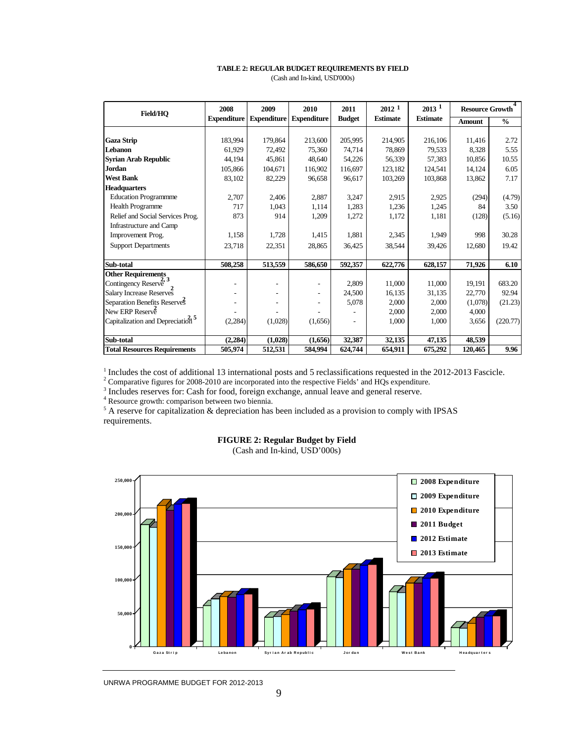**TABLE 2: REGULAR BUDGET REQUIREMENTS BY FIELD**

(Cash and In-kind, USD'000s)

| Field/HQ | 2008 Expenditure | 2009 Expenditure | 2010 Expenditure | 2011 Budget | 2012 [1] Estimate | 2013 [1] Estimate | Resource Growth [4] | |
|---|---|---|---|---|---|---|---|---|
| | | | | | | | Amount | % |
| **Gaza Strip** | 183,994 | 179,864 | 213,600 | 205,995 | 214,905 | 216,106 | 11,416 | 2.72 |
| **Lebanon** | 61,929 | 72,492 | 75,360 | 74,714 | 78,869 | 79,533 | 8,328 | 5.55 |
| **Syrian Arab Republic** | 44,194 | 45,861 | 48,640 | 54,226 | 56,339 | 57,383 | 10,856 | 10.55 |
| **Jordan** | 105,866 | 104,671 | 116,902 | 116,697 | 123,182 | 124,541 | 14,124 | 6.05 |
| **West Bank** | 83,102 | 82,229 | 96,658 | 96,617 | 103,269 | 103,868 | 13,862 | 7.17 |
| **Headquarters** | | | | | | | | |
| Education Programmme | 2,707 | 2,406 | 2,887 | 3,247 | 2,915 | 2,925 | (294) | (4.79) |
| Health Programme | 717 | 1,043 | 1,114 | 1,283 | 1,236 | 1,245 | 84 | 3.50 |
| Relief and Social Services Prog. | 873 | 914 | 1,209 | 1,272 | 1,172 | 1,181 | (128) | (5.16) |
| Infrastructure and Camp Improvement Prog. | 1,158 | 1,728 | 1,415 | 1,881 | 2,345 | 1,949 | 998 | 30.28 |
| Support Departments | 23,718 | 22,351 | 28,865 | 36,425 | 38,544 | 39,426 | 12,680 | 19.42 |
| **Sub-total** | **508,258** | **513,559** | **586,650** | **592,357** | **622,776** | **628,157** | **71,926** | **6.10** |
| **Other Requirements** | | | | | | | | |
| Contingency Reserve [2, 3] | - | - | - | 2,809 | 11,000 | 11,000 | 19,191 | 683.20 |
| Salary Increase Reserves [2] | - | - | - | 24,500 | 16,135 | 31,135 | 22,770 | 92.94 |
| Separation Benefits Reserves [2] | - | - | - | 5,078 | 2,000 | 2,000 | (1,078) | (21.23) |
| New ERP Reserve [2] | - | - | - | - | 2,000 | 2,000 | 4,000 | |
| Capitalization and Depreciation [2, 5] | (2,284) | (1,028) | (1,656) | - | 1,000 | 1,000 | 3,656 | (220.77) |
| **Sub-total** | **(2,284)** | **(1,028)** | **(1,656)** | **32,387** | **32,135** | **47,135** | **48,539** | |
| **Total Resources Requirements** | **505,974** | **512,531** | **584,994** | **624,744** | **654,911** | **675,292** | **120,465** | **9.96** |

[1] Includes the cost of additional 13 international posts and 5 reclassifications requested in the 2012-2013 Fascicle.
[2] Comparative figures for 2008-2010 are incorporated into the respective Fields' and HQs expenditure.
[3] Includes reserves for: Cash for food, foreign exchange, annual leave and general reserve.
[4] Resource growth: comparison between two biennia.
[5] A reserve for capitalization & depreciation has been included as a provision to comply with IPSAS requirements.

**FIGURE 2: Regular Budget by Field**

(Cash and In-kind, USD'000s)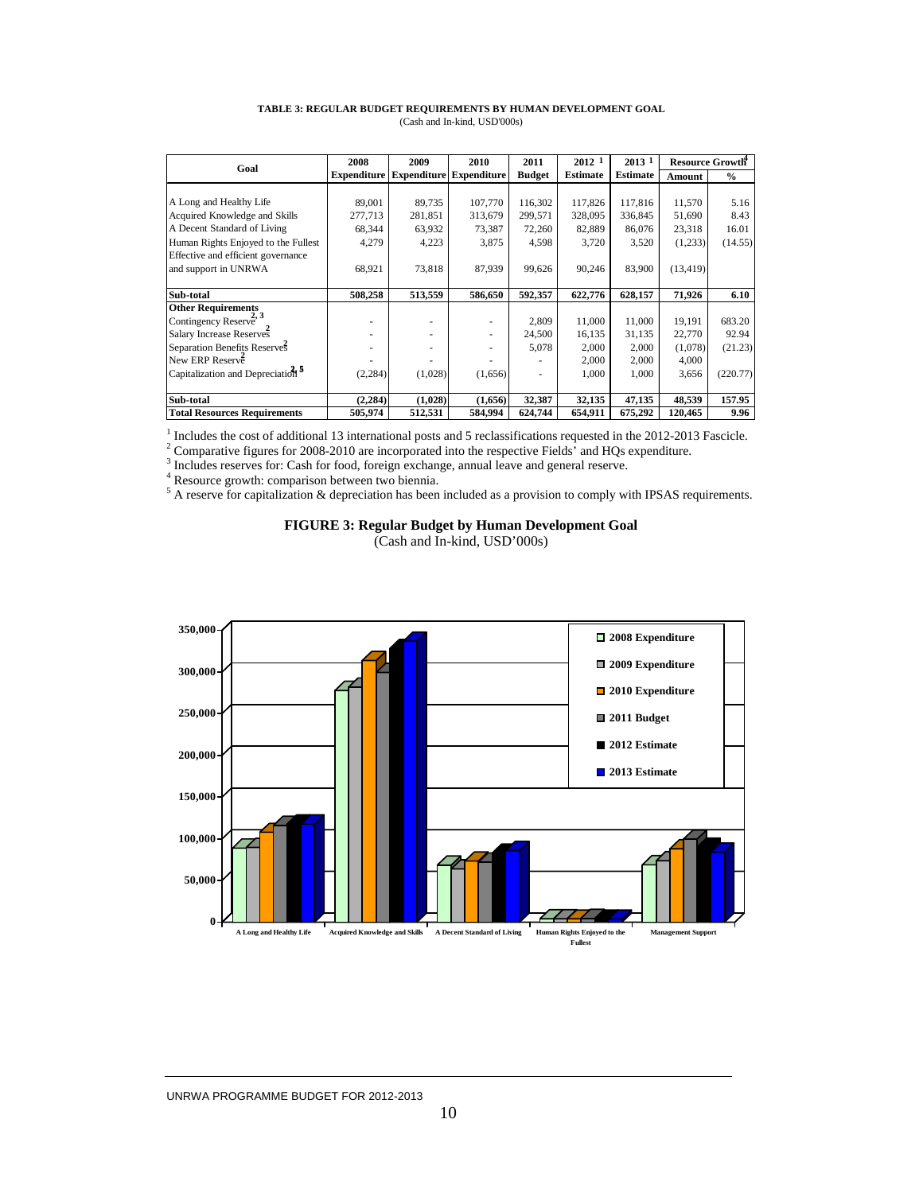**TABLE 3: REGULAR BUDGET REQUIREMENTS BY HUMAN DEVELOPMENT GOAL**
(Cash and In-kind, USD'000s)

| Goal | 2008 Expenditure | 2009 Expenditure | 2010 Expenditure | 2011 Budget | 2012 [1] Estimate | 2013 [1] Estimate | Resource Growth[4] Amount | Resource Growth[4] % |
|---|---|---|---|---|---|---|---|---|
| A Long and Healthy Life | 89,001 | 89,735 | 107,770 | 116,302 | 117,826 | 117,816 | 11,570 | 5.16 |
| Acquired Knowledge and Skills | 277,713 | 281,851 | 313,679 | 299,571 | 328,095 | 336,845 | 51,690 | 8.43 |
| A Decent Standard of Living | 68,344 | 63,932 | 73,387 | 72,260 | 82,889 | 86,076 | 23,318 | 16.01 |
| Human Rights Enjoyed to the Fullest | 4,279 | 4,223 | 3,875 | 4,598 | 3,720 | 3,520 | (1,233) | (14.55) |
| Effective and efficient governance and support in UNRWA | 68,921 | 73,818 | 87,939 | 99,626 | 90,246 | 83,900 | (13,419) | |
| **Sub-total** | **508,258** | **513,559** | **586,650** | **592,357** | **622,776** | **628,157** | **71,926** | **6.10** |
| **Other Requirements** | | | | | | | | |
| Contingency Reserve[2, 3] | - | - | - | 2,809 | 11,000 | 11,000 | 19,191 | 683.20 |
| Salary Increase Reserves[2] | - | - | - | 24,500 | 16,135 | 31,135 | 22,770 | 92.94 |
| Separation Benefits Reserves[2] | - | - | - | 5,078 | 2,000 | 2,000 | (1,078) | (21.23) |
| New ERP Reserve[2] | - | - | - | - | 2,000 | 2,000 | 4,000 | |
| Capitalization and Depreciation[2, 5] | (2,284) | (1,028) | (1,656) | - | 1,000 | 1,000 | 3,656 | (220.77) |
| **Sub-total** | **(2,284)** | **(1,028)** | **(1,656)** | **32,387** | **32,135** | **47,135** | **48,539** | **157.95** |
| **Total Resources Requirements** | **505,974** | **512,531** | **584,994** | **624,744** | **654,911** | **675,292** | **120,465** | **9.96** |

[1] Includes the cost of additional 13 international posts and 5 reclassifications requested in the 2012-2013 Fascicle.
[2] Comparative figures for 2008-2010 are incorporated into the respective Fields' and HQs expenditure.
[3] Includes reserves for: Cash for food, foreign exchange, annual leave and general reserve.
[4] Resource growth: comparison between two biennia.
[5] A reserve for capitalization & depreciation has been included as a provision to comply with IPSAS requirements.

**FIGURE 3: Regular Budget by Human Development Goal**
(Cash and In-kind, USD'000s)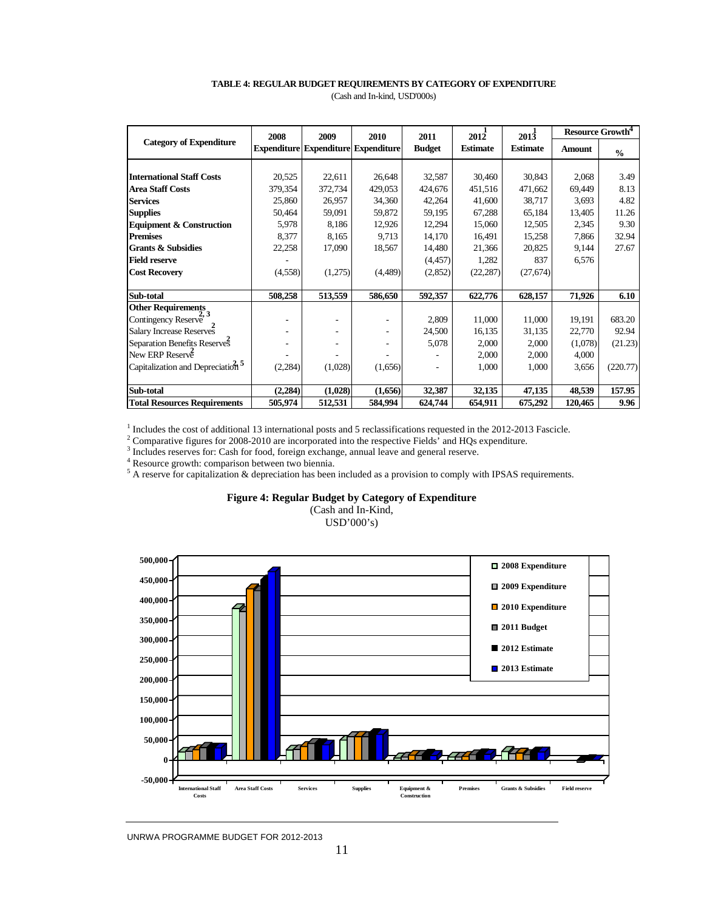**TABLE 4: REGULAR BUDGET REQUIREMENTS BY CATEGORY OF EXPENDITURE**

(Cash and In-kind, USD'000s)

| Category of Expenditure | 2008 Expenditure | 2009 Expenditure | 2010 Expenditure | 2011 Budget | 2012[1] Estimate | 2013[1] Estimate | Resource Growth[4] Amount | Resource Growth[4] % |
|---|---|---|---|---|---|---|---|---|
| **International Staff Costs** | 20,525 | 22,611 | 26,648 | 32,587 | 30,460 | 30,843 | 2,068 | 3.49 |
| **Area Staff Costs** | 379,354 | 372,734 | 429,053 | 424,676 | 451,516 | 471,662 | 69,449 | 8.13 |
| **Services** | 25,860 | 26,957 | 34,360 | 42,264 | 41,600 | 38,717 | 3,693 | 4.82 |
| **Supplies** | 50,464 | 59,091 | 59,872 | 59,195 | 67,288 | 65,184 | 13,405 | 11.26 |
| **Equipment & Construction** | 5,978 | 8,186 | 12,926 | 12,294 | 15,060 | 12,505 | 2,345 | 9.30 |
| **Premises** | 8,377 | 8,165 | 9,713 | 14,170 | 16,491 | 15,258 | 7,866 | 32.94 |
| **Grants & Subsidies** | 22,258 | 17,090 | 18,567 | 14,480 | 21,366 | 20,825 | 9,144 | 27.67 |
| **Field reserve** | - | | | (4,457) | 1,282 | 837 | 6,576 | |
| **Cost Recovery** | (4,558) | (1,275) | (4,489) | (2,852) | (22,287) | (27,674) | | |
| **Sub-total** | **508,258** | **513,559** | **586,650** | **592,357** | **622,776** | **628,157** | **71,926** | **6.10** |
| **Other Requirements** | | | | | | | | |
| Contingency Reserve[2, 3] | - | - | - | 2,809 | 11,000 | 11,000 | 19,191 | 683.20 |
| Salary Increase Reserves[2] | - | - | - | 24,500 | 16,135 | 31,135 | 22,770 | 92.94 |
| Separation Benefits Reserves[2] | - | - | - | 5,078 | 2,000 | 2,000 | (1,078) | (21.23) |
| New ERP Reserve[2] | - | - | - | - | 2,000 | 2,000 | 4,000 | |
| Capitalization and Depreciation[2, 5] | (2,284) | (1,028) | (1,656) | - | 1,000 | 1,000 | 3,656 | (220.77) |
| **Sub-total** | **(2,284)** | **(1,028)** | **(1,656)** | **32,387** | **32,135** | **47,135** | **48,539** | **157.95** |
| **Total Resources Requirements** | **505,974** | **512,531** | **584,994** | **624,744** | **654,911** | **675,292** | **120,465** | **9.96** |

[1] Includes the cost of additional 13 international posts and 5 reclassifications requested in the 2012-2013 Fascicle.
[2] Comparative figures for 2008-2010 are incorporated into the respective Fields' and HQs expenditure.
[3] Includes reserves for: Cash for food, foreign exchange, annual leave and general reserve.
[4] Resource growth: comparison between two biennia.
[5] A reserve for capitalization & depreciation has been included as a provision to comply with IPSAS requirements.

**Figure 4: Regular Budget by Category of Expenditure**

(Cash and In-Kind, USD'000's)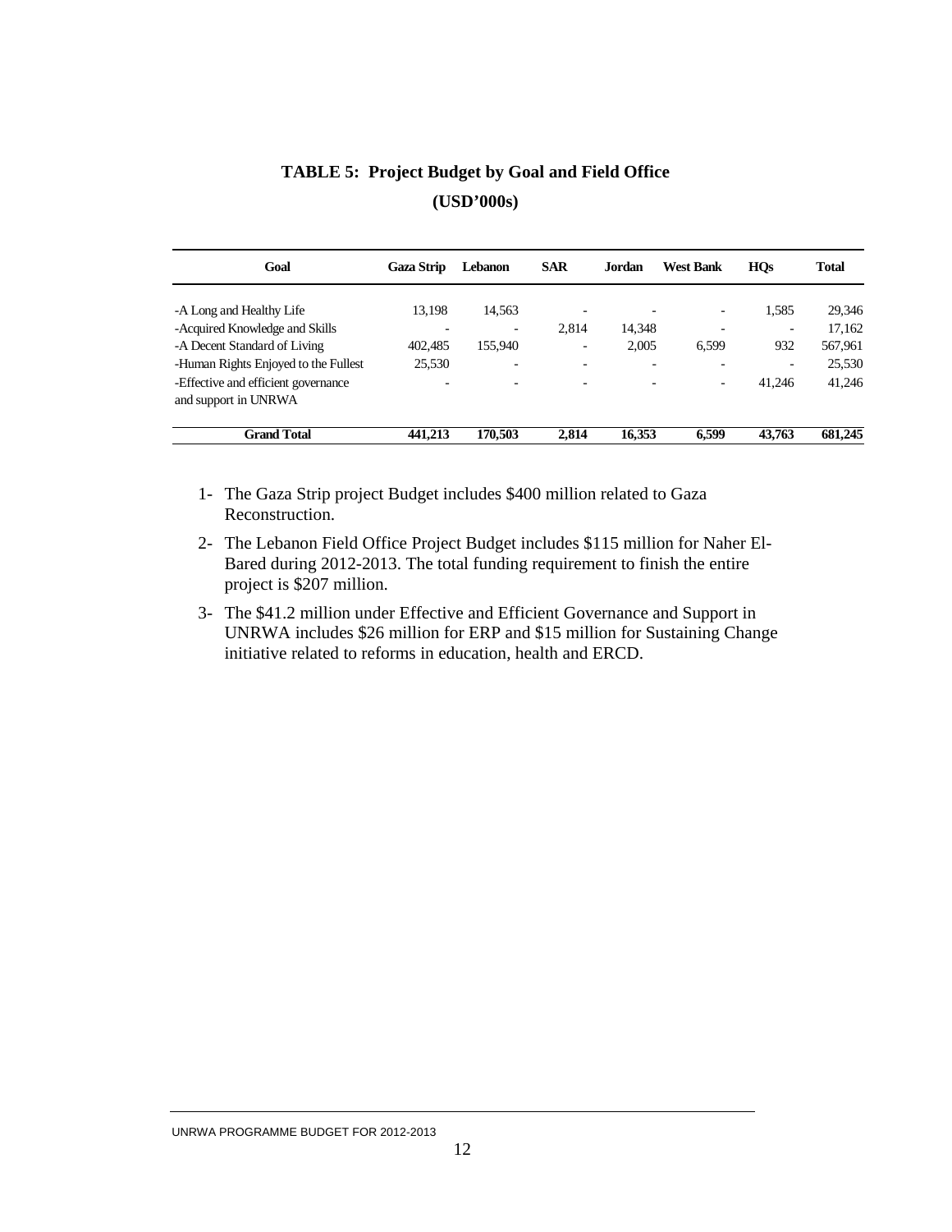**TABLE 5: Project Budget by Goal and Field Office**

**(USD'000s)**

| Goal | Gaza Strip | Lebanon | SAR | Jordan | West Bank | HQs | Total |
|---|---|---|---|---|---|---|---|
| -A Long and Healthy Life | 13,198 | 14,563 | - | - | - | 1,585 | 29,346 |
| -Acquired Knowledge and Skills | - | - | 2,814 | 14,348 | - | - | 17,162 |
| -A Decent Standard of Living | 402,485 | 155,940 | - | 2,005 | 6,599 | 932 | 567,961 |
| -Human Rights Enjoyed to the Fullest | 25,530 | - | - | - | - | - | 25,530 |
| -Effective and efficient governance and support in UNRWA | - | - | - | - | - | 41,246 | 41,246 |
| **Grand Total** | **441,213** | **170,503** | **2,814** | **16,353** | **6,599** | **43,763** | **681,245** |

1- The Gaza Strip project Budget includes $400 million related to Gaza Reconstruction.

2- The Lebanon Field Office Project Budget includes $115 million for Naher El-Bared during 2012-2013. The total funding requirement to finish the entire project is $207 million.

3- The $41.2 million under Effective and Efficient Governance and Support in UNRWA includes $26 million for ERP and $15 million for Sustaining Change initiative related to reforms in education, health and ERCD.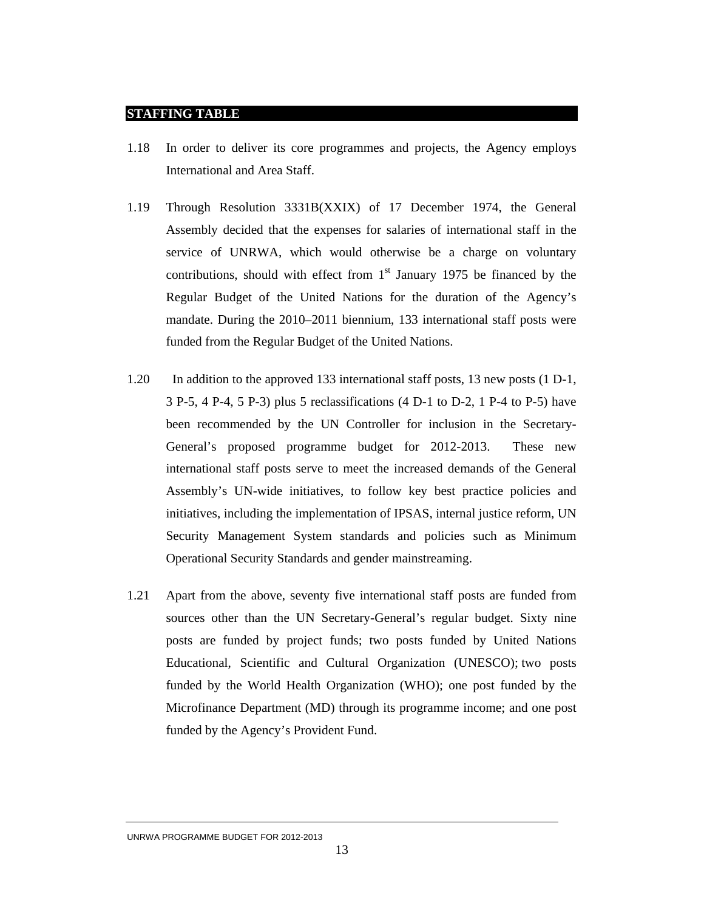## STAFFING TABLE

1.18 In order to deliver its core programmes and projects, the Agency employs International and Area Staff.

1.19 Through Resolution 3331B(XXIX) of 17 December 1974, the General Assembly decided that the expenses for salaries of international staff in the service of UNRWA, which would otherwise be a charge on voluntary contributions, should with effect from 1st January 1975 be financed by the Regular Budget of the United Nations for the duration of the Agency's mandate. During the 2010–2011 biennium, 133 international staff posts were funded from the Regular Budget of the United Nations.

1.20 In addition to the approved 133 international staff posts, 13 new posts (1 D-1, 3 P-5, 4 P-4, 5 P-3) plus 5 reclassifications (4 D-1 to D-2, 1 P-4 to P-5) have been recommended by the UN Controller for inclusion in the Secretary-General's proposed programme budget for 2012-2013. These new international staff posts serve to meet the increased demands of the General Assembly's UN-wide initiatives, to follow key best practice policies and initiatives, including the implementation of IPSAS, internal justice reform, UN Security Management System standards and policies such as Minimum Operational Security Standards and gender mainstreaming.

1.21 Apart from the above, seventy five international staff posts are funded from sources other than the UN Secretary-General's regular budget. Sixty nine posts are funded by project funds; two posts funded by United Nations Educational, Scientific and Cultural Organization (UNESCO); two posts funded by the World Health Organization (WHO); one post funded by the Microfinance Department (MD) through its programme income; and one post funded by the Agency's Provident Fund.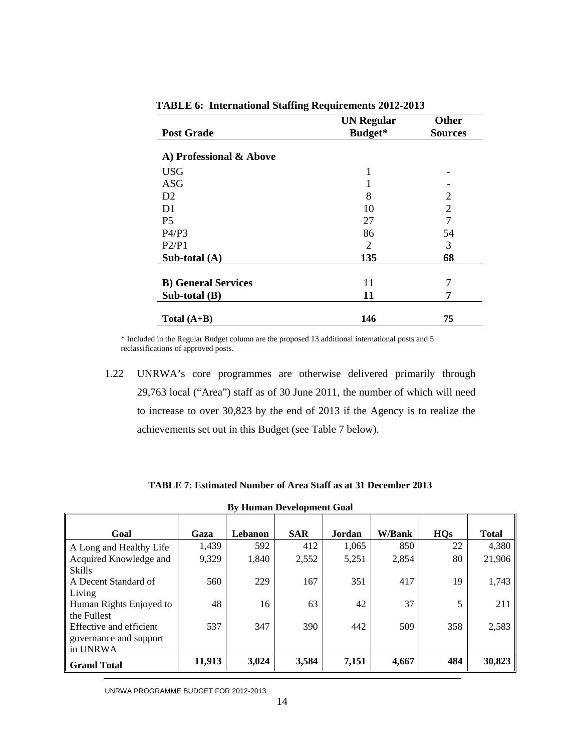**TABLE 6: International Staffing Requirements 2012-2013**

| Post Grade | UN Regular Budget* | Other Sources |
|---|---|---|
| **A) Professional & Above** | | |
| USG | 1 | - |
| ASG | 1 | - |
| D2 | 8 | 2 |
| D1 | 10 | 2 |
| P5 | 27 | 7 |
| P4/P3 | 86 | 54 |
| P2/P1 | 2 | 3 |
| **Sub-total (A)** | **135** | **68** |
| **B) General Services** | 11 | 7 |
| **Sub-total (B)** | **11** | **7** |
| **Total (A+B)** | **146** | **75** |

* Included in the Regular Budget column are the proposed 13 additional international posts and 5 reclassifications of approved posts.

1.22 UNRWA's core programmes are otherwise delivered primarily through 29,763 local ("Area") staff as of 30 June 2011, the number of which will need to increase to over 30,823 by the end of 2013 if the Agency is to realize the achievements set out in this Budget (see Table 7 below).

**TABLE 7: Estimated Number of Area Staff as at 31 December 2013**

**By Human Development Goal**

| Goal | Gaza | Lebanon | SAR | Jordan | W/Bank | HQs | Total |
|---|---|---|---|---|---|---|---|
| A Long and Healthy Life | 1,439 | 592 | 412 | 1,065 | 850 | 22 | 4,380 |
| Acquired Knowledge and Skills | 9,329 | 1,840 | 2,552 | 5,251 | 2,854 | 80 | 21,906 |
| A Decent Standard of Living | 560 | 229 | 167 | 351 | 417 | 19 | 1,743 |
| Human Rights Enjoyed to the Fullest | 48 | 16 | 63 | 42 | 37 | 5 | 211 |
| Effective and efficient governance and support in UNRWA | 537 | 347 | 390 | 442 | 509 | 358 | 2,583 |
| **Grand Total** | **11,913** | **3,024** | **3,584** | **7,151** | **4,667** | **484** | **30,823** |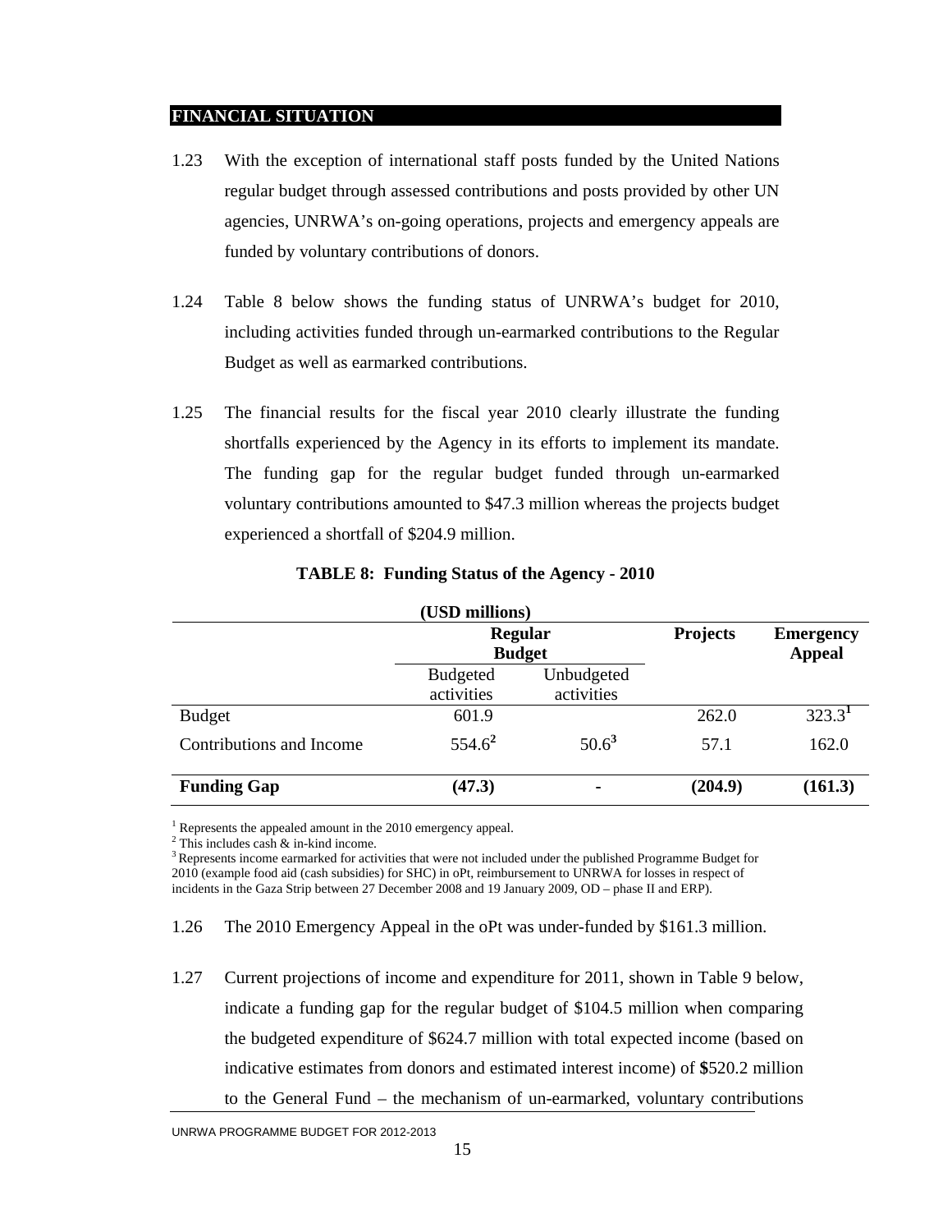## FINANCIAL SITUATION

1.23 With the exception of international staff posts funded by the United Nations regular budget through assessed contributions and posts provided by other UN agencies, UNRWA's on-going operations, projects and emergency appeals are funded by voluntary contributions of donors.

1.24 Table 8 below shows the funding status of UNRWA's budget for 2010, including activities funded through un-earmarked contributions to the Regular Budget as well as earmarked contributions.

1.25 The financial results for the fiscal year 2010 clearly illustrate the funding shortfalls experienced by the Agency in its efforts to implement its mandate. The funding gap for the regular budget funded through un-earmarked voluntary contributions amounted to \$47.3 million whereas the projects budget experienced a shortfall of \$204.9 million.

**TABLE 8: Funding Status of the Agency - 2010**

**(USD millions)**

| | **Regular Budget** | | **Projects** | **Emergency Appeal** |
|---|---|---|---|---|
| | Budgeted activities | Unbudgeted activities | | |
| Budget | 601.9 | | 262.0 | 323.3[1] |
| Contributions and Income | 554.6[2] | 50.6[3] | 57.1 | 162.0 |
| **Funding Gap** | **(47.3)** | **-** | **(204.9)** | **(161.3)** |

[1] Represents the appealed amount in the 2010 emergency appeal.
[2] This includes cash & in-kind income.
[3] Represents income earmarked for activities that were not included under the published Programme Budget for 2010 (example food aid (cash subsidies) for SHC) in oPt, reimbursement to UNRWA for losses in respect of incidents in the Gaza Strip between 27 December 2008 and 19 January 2009, OD – phase II and ERP).

1.26 The 2010 Emergency Appeal in the oPt was under-funded by \$161.3 million.

1.27 Current projections of income and expenditure for 2011, shown in Table 9 below, indicate a funding gap for the regular budget of \$104.5 million when comparing the budgeted expenditure of \$624.7 million with total expected income (based on indicative estimates from donors and estimated interest income) of **\$**520.2 million to the General Fund – the mechanism of un-earmarked, voluntary contributions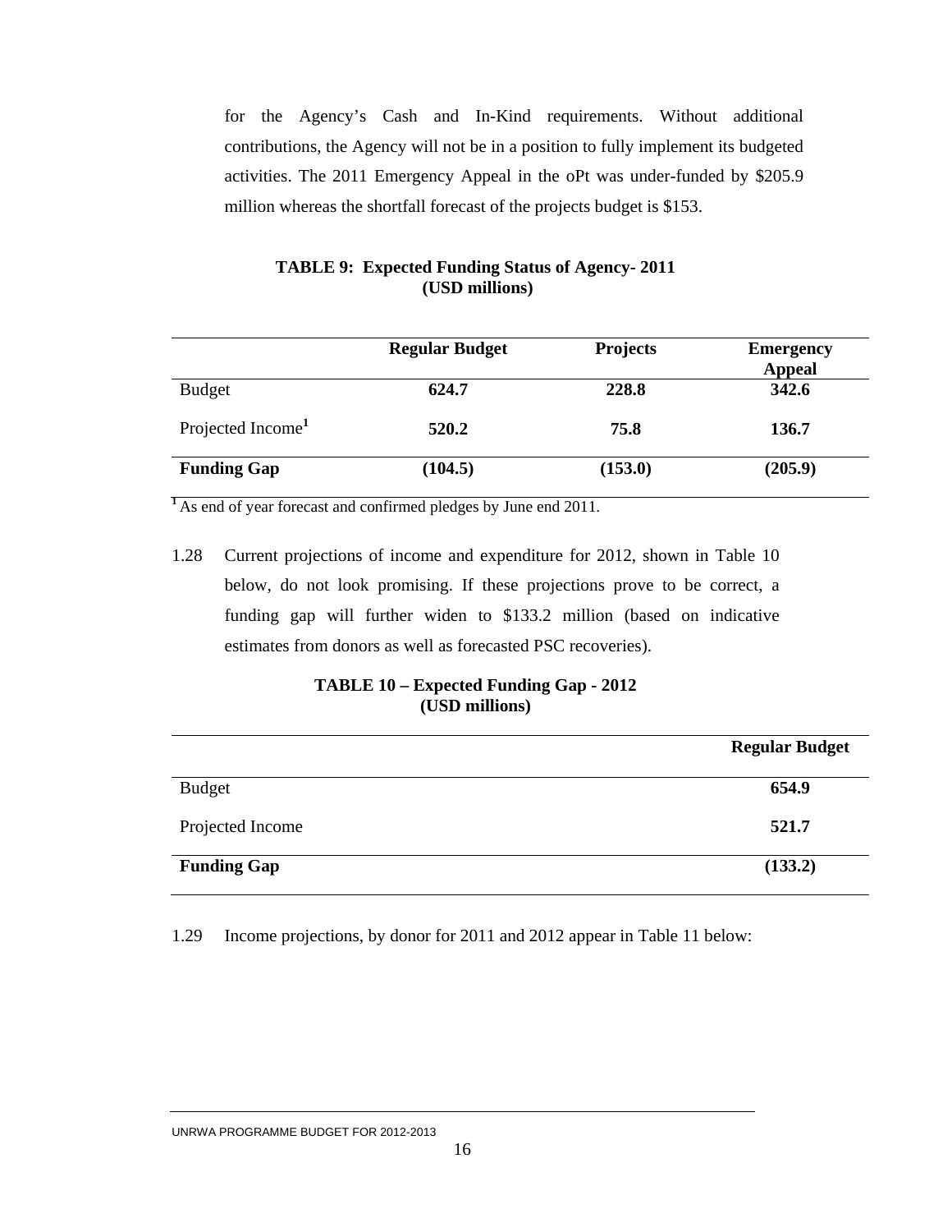for the Agency's Cash and In-Kind requirements. Without additional contributions, the Agency will not be in a position to fully implement its budgeted activities. The 2011 Emergency Appeal in the oPt was under-funded by $205.9 million whereas the shortfall forecast of the projects budget is $153.

**TABLE 9: Expected Funding Status of Agency- 2011**
**(USD millions)**

| | Regular Budget | Projects | Emergency Appeal |
|---|---|---|---|
| Budget | **624.7** | **228.8** | **342.6** |
| Projected Income[1] | **520.2** | **75.8** | **136.7** |
| **Funding Gap** | **(104.5)** | **(153.0)** | **(205.9)** |

[1] As end of year forecast and confirmed pledges by June end 2011.

1.28 Current projections of income and expenditure for 2012, shown in Table 10 below, do not look promising. If these projections prove to be correct, a funding gap will further widen to $133.2 million (based on indicative estimates from donors as well as forecasted PSC recoveries).

**TABLE 10 – Expected Funding Gap - 2012**
**(USD millions)**

| | Regular Budget |
|---|---|
| Budget | **654.9** |
| Projected Income | **521.7** |
| **Funding Gap** | **(133.2)** |

1.29 Income projections, by donor for 2011 and 2012 appear in Table 11 below: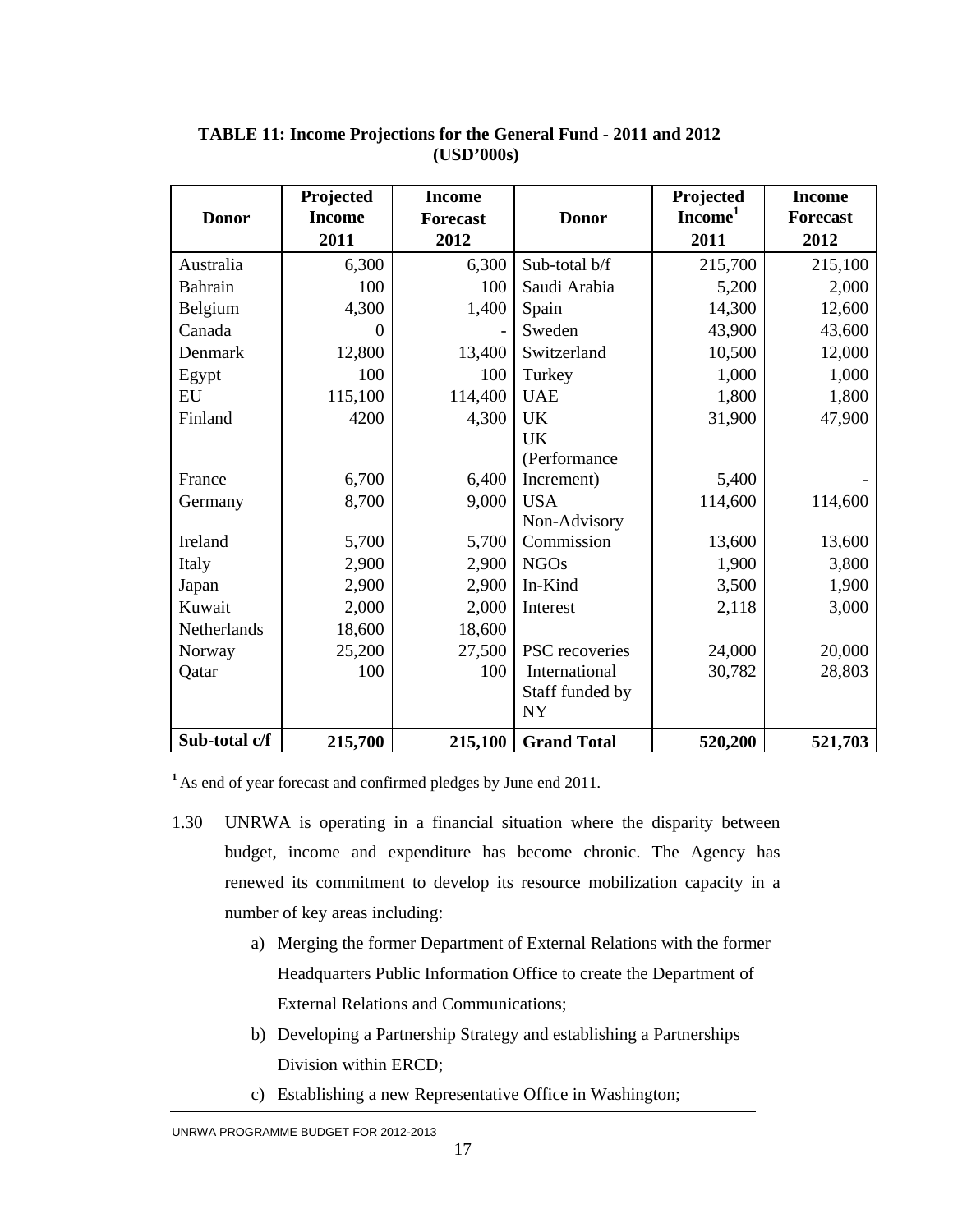**TABLE 11: Income Projections for the General Fund - 2011 and 2012 (USD'000s)**

| Donor | Projected Income 2011 | Income Forecast 2012 | Donor | Projected Income[1] 2011 | Income Forecast 2012 |
|---|---|---|---|---|---|
| Australia | 6,300 | 6,300 | Sub-total b/f | 215,700 | 215,100 |
| Bahrain | 100 | 100 | Saudi Arabia | 5,200 | 2,000 |
| Belgium | 4,300 | 1,400 | Spain | 14,300 | 12,600 |
| Canada | 0 | - | Sweden | 43,900 | 43,600 |
| Denmark | 12,800 | 13,400 | Switzerland | 10,500 | 12,000 |
| Egypt | 100 | 100 | Turkey | 1,000 | 1,000 |
| EU | 115,100 | 114,400 | UAE | 1,800 | 1,800 |
| Finland | 4200 | 4,300 | UK | 31,900 | 47,900 |
| France | 6,700 | 6,400 | UK (Performance Increment) | 5,400 | - |
| Germany | 8,700 | 9,000 | USA | 114,600 | 114,600 |
| Ireland | 5,700 | 5,700 | Non-Advisory Commission | 13,600 | 13,600 |
| Italy | 2,900 | 2,900 | NGOs | 1,900 | 3,800 |
| Japan | 2,900 | 2,900 | In-Kind | 3,500 | 1,900 |
| Kuwait | 2,000 | 2,000 | Interest | 2,118 | 3,000 |
| Netherlands | 18,600 | 18,600 | | | |
| Norway | 25,200 | 27,500 | PSC recoveries | 24,000 | 20,000 |
| Qatar | 100 | 100 | International Staff funded by NY | 30,782 | 28,803 |
| **Sub-total c/f** | **215,700** | **215,100** | **Grand Total** | **520,200** | **521,703** |

[1] As end of year forecast and confirmed pledges by June end 2011.

1.30 UNRWA is operating in a financial situation where the disparity between budget, income and expenditure has become chronic. The Agency has renewed its commitment to develop its resource mobilization capacity in a number of key areas including:

a) Merging the former Department of External Relations with the former Headquarters Public Information Office to create the Department of External Relations and Communications;

b) Developing a Partnership Strategy and establishing a Partnerships Division within ERCD;

c) Establishing a new Representative Office in Washington;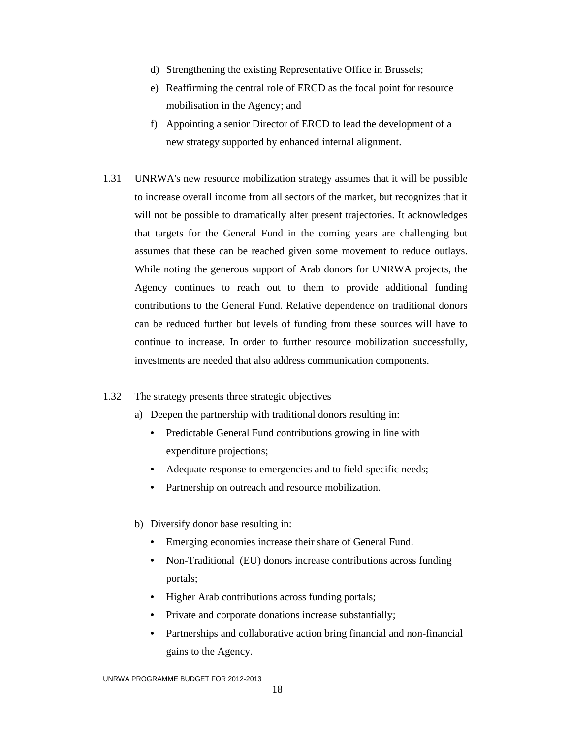d) Strengthening the existing Representative Office in Brussels;

e) Reaffirming the central role of ERCD as the focal point for resource mobilisation in the Agency; and

f) Appointing a senior Director of ERCD to lead the development of a new strategy supported by enhanced internal alignment.

1.31 UNRWA's new resource mobilization strategy assumes that it will be possible to increase overall income from all sectors of the market, but recognizes that it will not be possible to dramatically alter present trajectories. It acknowledges that targets for the General Fund in the coming years are challenging but assumes that these can be reached given some movement to reduce outlays. While noting the generous support of Arab donors for UNRWA projects, the Agency continues to reach out to them to provide additional funding contributions to the General Fund. Relative dependence on traditional donors can be reduced further but levels of funding from these sources will have to continue to increase. In order to further resource mobilization successfully, investments are needed that also address communication components.

1.32 The strategy presents three strategic objectives

a) Deepen the partnership with traditional donors resulting in:

- Predictable General Fund contributions growing in line with expenditure projections;
- Adequate response to emergencies and to field-specific needs;
- Partnership on outreach and resource mobilization.

b) Diversify donor base resulting in:

- Emerging economies increase their share of General Fund.
- Non-Traditional (EU) donors increase contributions across funding portals;
- Higher Arab contributions across funding portals;
- Private and corporate donations increase substantially;
- Partnerships and collaborative action bring financial and non-financial gains to the Agency.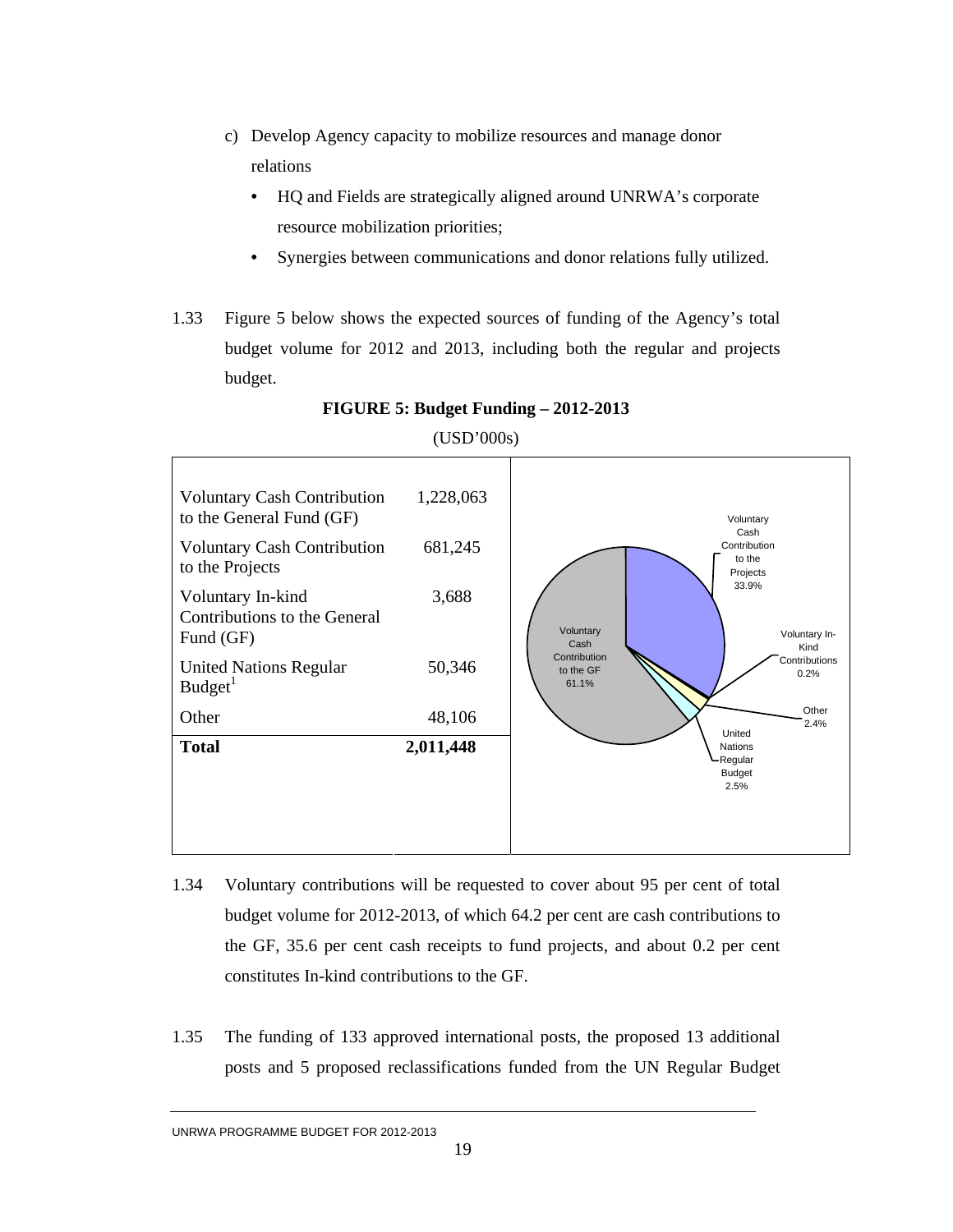c) Develop Agency capacity to mobilize resources and manage donor relations

- HQ and Fields are strategically aligned around UNRWA's corporate resource mobilization priorities;
- Synergies between communications and donor relations fully utilized.

1.33 Figure 5 below shows the expected sources of funding of the Agency's total budget volume for 2012 and 2013, including both the regular and projects budget.

**FIGURE 5: Budget Funding – 2012-2013**

(USD'000s)

| | |
|---|---|
| Voluntary Cash Contribution to the General Fund (GF) | 1,228,063 |
| Voluntary Cash Contribution to the Projects | 681,245 |
| Voluntary In-kind Contributions to the General Fund (GF) | 3,688 |
| United Nations Regular Budget[1] | 50,346 |
| Other | 48,106 |
| **Total** | **2,011,448** |

Voluntary Cash Contribution to the GF 61.1%
Voluntary Cash Contribution to the Projects 33.9%
Voluntary In-Kind Contributions 0.2%
Other 2.4%
United Nations Regular Budget 2.5%

1.34 Voluntary contributions will be requested to cover about 95 per cent of total budget volume for 2012-2013, of which 64.2 per cent are cash contributions to the GF, 35.6 per cent cash receipts to fund projects, and about 0.2 per cent constitutes In-kind contributions to the GF.

1.35 The funding of 133 approved international posts, the proposed 13 additional posts and 5 proposed reclassifications funded from the UN Regular Budget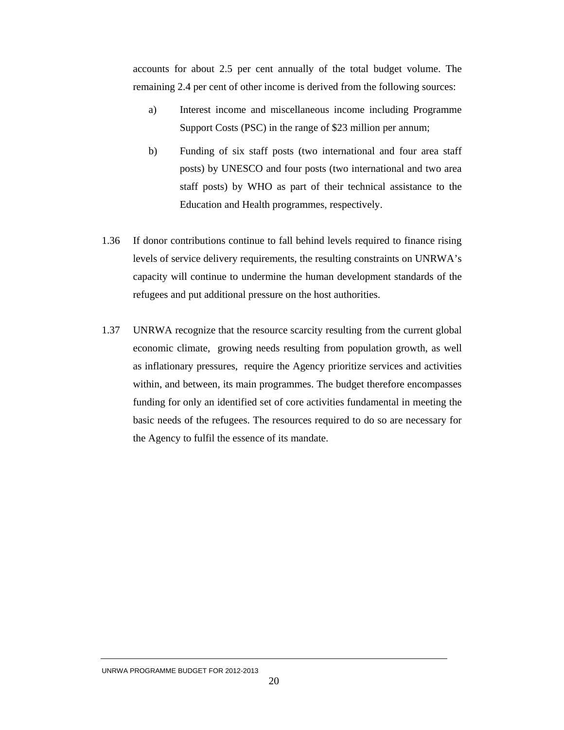accounts for about 2.5 per cent annually of the total budget volume. The remaining 2.4 per cent of other income is derived from the following sources:

a) Interest income and miscellaneous income including Programme Support Costs (PSC) in the range of $23 million per annum;

b) Funding of six staff posts (two international and four area staff posts) by UNESCO and four posts (two international and two area staff posts) by WHO as part of their technical assistance to the Education and Health programmes, respectively.

1.36 If donor contributions continue to fall behind levels required to finance rising levels of service delivery requirements, the resulting constraints on UNRWA's capacity will continue to undermine the human development standards of the refugees and put additional pressure on the host authorities.

1.37 UNRWA recognize that the resource scarcity resulting from the current global economic climate, growing needs resulting from population growth, as well as inflationary pressures, require the Agency prioritize services and activities within, and between, its main programmes. The budget therefore encompasses funding for only an identified set of core activities fundamental in meeting the basic needs of the refugees. The resources required to do so are necessary for the Agency to fulfil the essence of its mandate.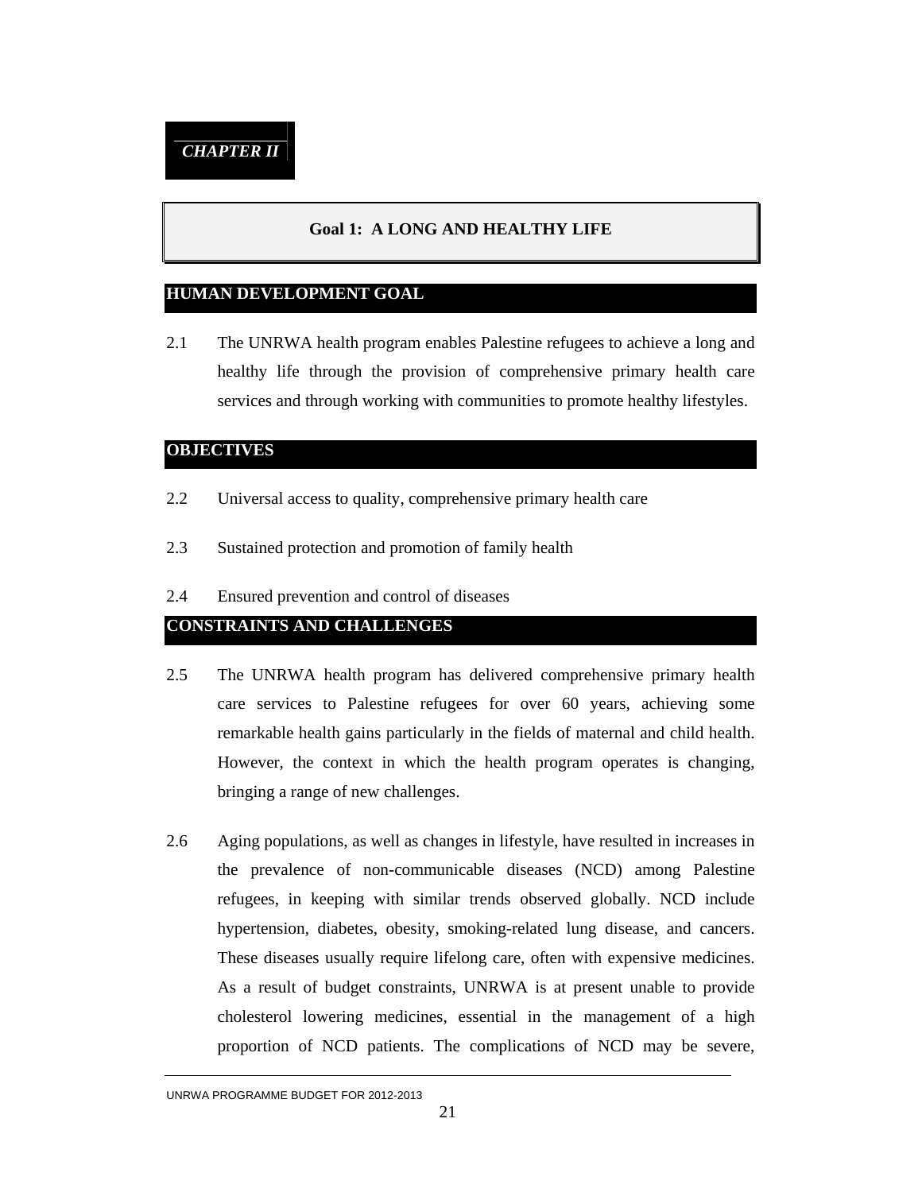*CHAPTER II*

# Goal 1: A LONG AND HEALTHY LIFE

## HUMAN DEVELOPMENT GOAL

2.1 The UNRWA health program enables Palestine refugees to achieve a long and healthy life through the provision of comprehensive primary health care services and through working with communities to promote healthy lifestyles.

## OBJECTIVES

2.2 Universal access to quality, comprehensive primary health care

2.3 Sustained protection and promotion of family health

2.4 Ensured prevention and control of diseases

## CONSTRAINTS AND CHALLENGES

2.5 The UNRWA health program has delivered comprehensive primary health care services to Palestine refugees for over 60 years, achieving some remarkable health gains particularly in the fields of maternal and child health. However, the context in which the health program operates is changing, bringing a range of new challenges.

2.6 Aging populations, as well as changes in lifestyle, have resulted in increases in the prevalence of non-communicable diseases (NCD) among Palestine refugees, in keeping with similar trends observed globally. NCD include hypertension, diabetes, obesity, smoking-related lung disease, and cancers. These diseases usually require lifelong care, often with expensive medicines. As a result of budget constraints, UNRWA is at present unable to provide cholesterol lowering medicines, essential in the management of a high proportion of NCD patients. The complications of NCD may be severe,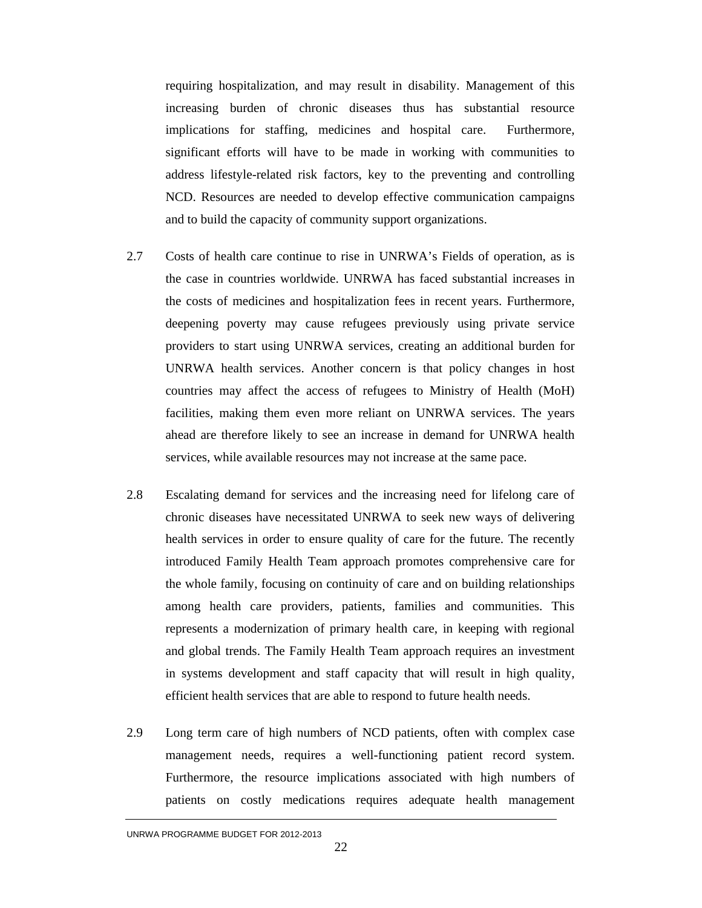requiring hospitalization, and may result in disability. Management of this increasing burden of chronic diseases thus has substantial resource implications for staffing, medicines and hospital care. Furthermore, significant efforts will have to be made in working with communities to address lifestyle-related risk factors, key to the preventing and controlling NCD. Resources are needed to develop effective communication campaigns and to build the capacity of community support organizations.

2.7 Costs of health care continue to rise in UNRWA's Fields of operation, as is the case in countries worldwide. UNRWA has faced substantial increases in the costs of medicines and hospitalization fees in recent years. Furthermore, deepening poverty may cause refugees previously using private service providers to start using UNRWA services, creating an additional burden for UNRWA health services. Another concern is that policy changes in host countries may affect the access of refugees to Ministry of Health (MoH) facilities, making them even more reliant on UNRWA services. The years ahead are therefore likely to see an increase in demand for UNRWA health services, while available resources may not increase at the same pace.

2.8 Escalating demand for services and the increasing need for lifelong care of chronic diseases have necessitated UNRWA to seek new ways of delivering health services in order to ensure quality of care for the future. The recently introduced Family Health Team approach promotes comprehensive care for the whole family, focusing on continuity of care and on building relationships among health care providers, patients, families and communities. This represents a modernization of primary health care, in keeping with regional and global trends. The Family Health Team approach requires an investment in systems development and staff capacity that will result in high quality, efficient health services that are able to respond to future health needs.

2.9 Long term care of high numbers of NCD patients, often with complex case management needs, requires a well-functioning patient record system. Furthermore, the resource implications associated with high numbers of patients on costly medications requires adequate health management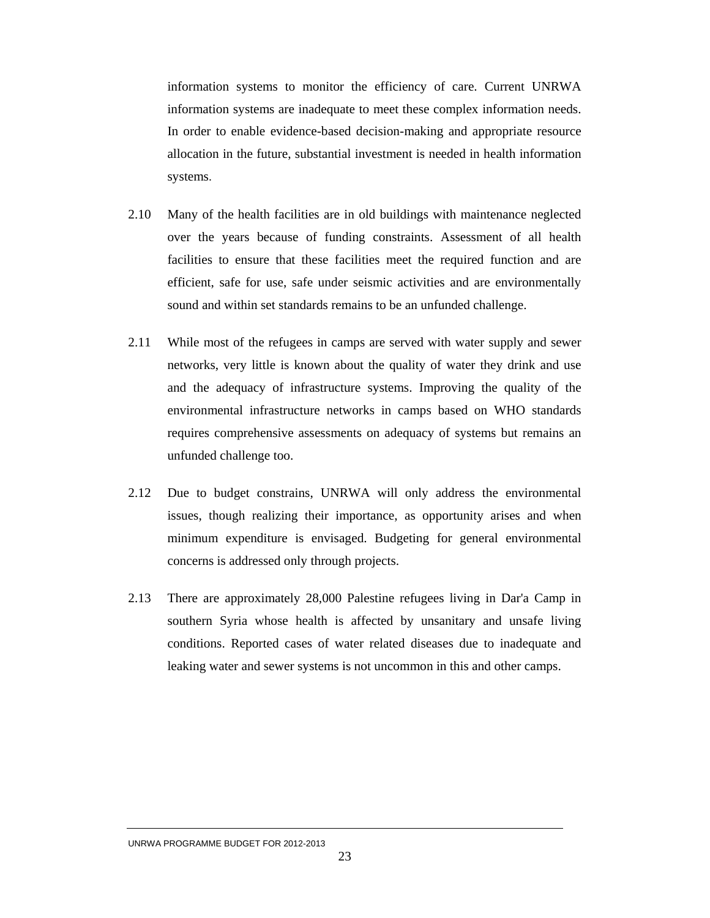information systems to monitor the efficiency of care. Current UNRWA information systems are inadequate to meet these complex information needs. In order to enable evidence-based decision-making and appropriate resource allocation in the future, substantial investment is needed in health information systems.

2.10 Many of the health facilities are in old buildings with maintenance neglected over the years because of funding constraints. Assessment of all health facilities to ensure that these facilities meet the required function and are efficient, safe for use, safe under seismic activities and are environmentally sound and within set standards remains to be an unfunded challenge.

2.11 While most of the refugees in camps are served with water supply and sewer networks, very little is known about the quality of water they drink and use and the adequacy of infrastructure systems. Improving the quality of the environmental infrastructure networks in camps based on WHO standards requires comprehensive assessments on adequacy of systems but remains an unfunded challenge too.

2.12 Due to budget constrains, UNRWA will only address the environmental issues, though realizing their importance, as opportunity arises and when minimum expenditure is envisaged. Budgeting for general environmental concerns is addressed only through projects.

2.13 There are approximately 28,000 Palestine refugees living in Dar'a Camp in southern Syria whose health is affected by unsanitary and unsafe living conditions. Reported cases of water related diseases due to inadequate and leaking water and sewer systems is not uncommon in this and other camps.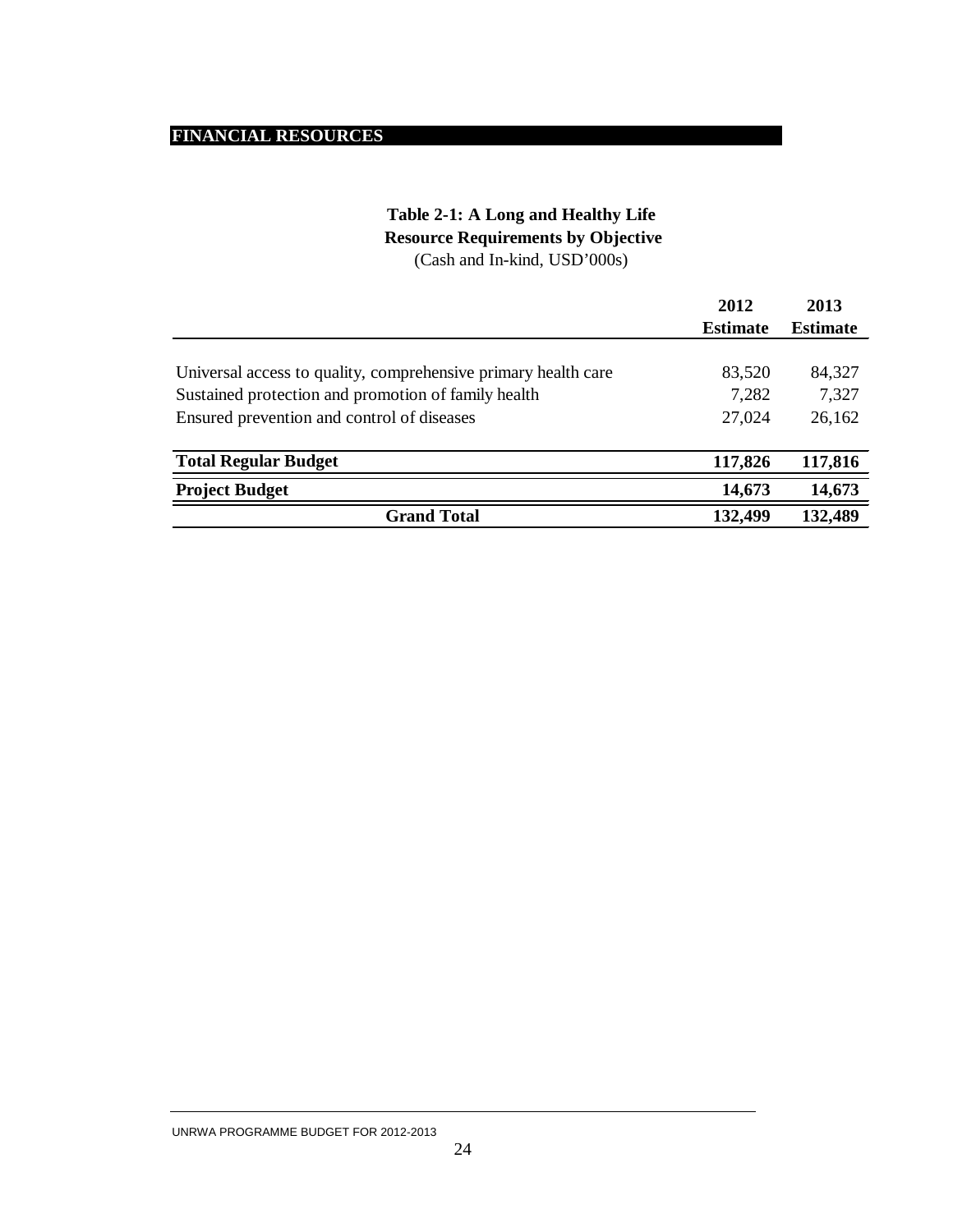## FINANCIAL RESOURCES

**Table 2-1: A Long and Healthy Life**
**Resource Requirements by Objective**
(Cash and In-kind, USD'000s)

| | 2012 Estimate | 2013 Estimate |
|---|---|---|
| Universal access to quality, comprehensive primary health care | 83,520 | 84,327 |
| Sustained protection and promotion of family health | 7,282 | 7,327 |
| Ensured prevention and control of diseases | 27,024 | 26,162 |
| **Total Regular Budget** | **117,826** | **117,816** |
| **Project Budget** | **14,673** | **14,673** |
| **Grand Total** | **132,499** | **132,489** |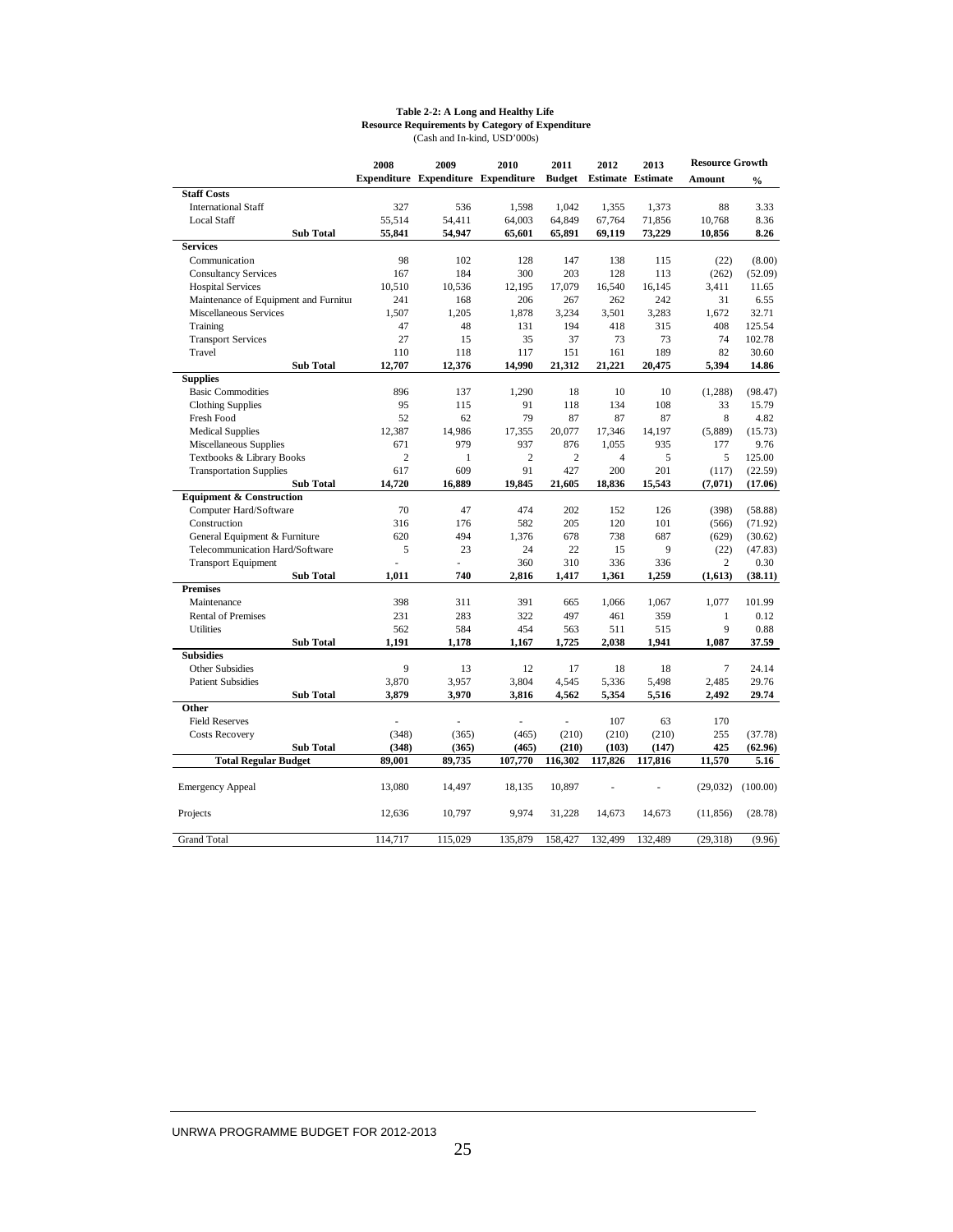**Table 2-2: A Long and Healthy Life**
**Resource Requirements by Category of Expenditure**
(Cash and In-kind, USD'000s)

| | 2008 Expenditure | 2009 Expenditure | 2010 Expenditure | 2011 Budget | 2012 Estimate | 2013 Estimate | Resource Growth Amount | Resource Growth % |
|---|---|---|---|---|---|---|---|---|
| **Staff Costs** | | | | | | | | |
| International Staff | 327 | 536 | 1,598 | 1,042 | 1,355 | 1,373 | 88 | 3.33 |
| Local Staff | 55,514 | 54,411 | 64,003 | 64,849 | 67,764 | 71,856 | 10,768 | 8.36 |
| **Sub Total** | **55,841** | **54,947** | **65,601** | **65,891** | **69,119** | **73,229** | **10,856** | **8.26** |
| **Services** | | | | | | | | |
| Communication | 98 | 102 | 128 | 147 | 138 | 115 | (22) | (8.00) |
| Consultancy Services | 167 | 184 | 300 | 203 | 128 | 113 | (262) | (52.09) |
| Hospital Services | 10,510 | 10,536 | 12,195 | 17,079 | 16,540 | 16,145 | 3,411 | 11.65 |
| Maintenance of Equipment and Furnitur | 241 | 168 | 206 | 267 | 262 | 242 | 31 | 6.55 |
| Miscellaneous Services | 1,507 | 1,205 | 1,878 | 3,234 | 3,501 | 3,283 | 1,672 | 32.71 |
| Training | 47 | 48 | 131 | 194 | 418 | 315 | 408 | 125.54 |
| Transport Services | 27 | 15 | 35 | 37 | 73 | 73 | 74 | 102.78 |
| Travel | 110 | 118 | 117 | 151 | 161 | 189 | 82 | 30.60 |
| **Sub Total** | **12,707** | **12,376** | **14,990** | **21,312** | **21,221** | **20,475** | **5,394** | **14.86** |
| **Supplies** | | | | | | | | |
| Basic Commodities | 896 | 137 | 1,290 | 18 | 10 | 10 | (1,288) | (98.47) |
| Clothing Supplies | 95 | 115 | 91 | 118 | 134 | 108 | 33 | 15.79 |
| Fresh Food | 52 | 62 | 79 | 87 | 87 | 87 | 8 | 4.82 |
| Medical Supplies | 12,387 | 14,986 | 17,355 | 20,077 | 17,346 | 14,197 | (5,889) | (15.73) |
| Miscellaneous Supplies | 671 | 979 | 937 | 876 | 1,055 | 935 | 177 | 9.76 |
| Textbooks & Library Books | 2 | 1 | 2 | 2 | 4 | 5 | 5 | 125.00 |
| Transportation Supplies | 617 | 609 | 91 | 427 | 200 | 201 | (117) | (22.59) |
| **Sub Total** | **14,720** | **16,889** | **19,845** | **21,605** | **18,836** | **15,543** | **(7,071)** | **(17.06)** |
| **Equipment & Construction** | | | | | | | | |
| Computer Hard/Software | 70 | 47 | 474 | 202 | 152 | 126 | (398) | (58.88) |
| Construction | 316 | 176 | 582 | 205 | 120 | 101 | (566) | (71.92) |
| General Equipment & Furniture | 620 | 494 | 1,376 | 678 | 738 | 687 | (629) | (30.62) |
| Telecommunication Hard/Software | 5 | 23 | 24 | 22 | 15 | 9 | (22) | (47.83) |
| Transport Equipment | - | - | 360 | 310 | 336 | 336 | 2 | 0.30 |
| **Sub Total** | **1,011** | **740** | **2,816** | **1,417** | **1,361** | **1,259** | **(1,613)** | **(38.11)** |
| **Premises** | | | | | | | | |
| Maintenance | 398 | 311 | 391 | 665 | 1,066 | 1,067 | 1,077 | 101.99 |
| Rental of Premises | 231 | 283 | 322 | 497 | 461 | 359 | 1 | 0.12 |
| Utilities | 562 | 584 | 454 | 563 | 511 | 515 | 9 | 0.88 |
| **Sub Total** | **1,191** | **1,178** | **1,167** | **1,725** | **2,038** | **1,941** | **1,087** | **37.59** |
| **Subsidies** | | | | | | | | |
| Other Subsidies | 9 | 13 | 12 | 17 | 18 | 18 | 7 | 24.14 |
| Patient Subsidies | 3,870 | 3,957 | 3,804 | 4,545 | 5,336 | 5,498 | 2,485 | 29.76 |
| **Sub Total** | **3,879** | **3,970** | **3,816** | **4,562** | **5,354** | **5,516** | **2,492** | **29.74** |
| **Other** | | | | | | | | |
| Field Reserves | - | - | - | - | 107 | 63 | 170 | |
| Costs Recovery | (348) | (365) | (465) | (210) | (210) | (210) | 255 | (37.78) |
| **Sub Total** | **(348)** | **(365)** | **(465)** | **(210)** | **(103)** | **(147)** | **425** | **(62.96)** |
| **Total Regular Budget** | **89,001** | **89,735** | **107,770** | **116,302** | **117,826** | **117,816** | **11,570** | **5.16** |
| Emergency Appeal | 13,080 | 14,497 | 18,135 | 10,897 | - | - | (29,032) | (100.00) |
| Projects | 12,636 | 10,797 | 9,974 | 31,228 | 14,673 | 14,673 | (11,856) | (28.78) |
| Grand Total | 114,717 | 115,029 | 135,879 | 158,427 | 132,499 | 132,489 | (29,318) | (9.96) |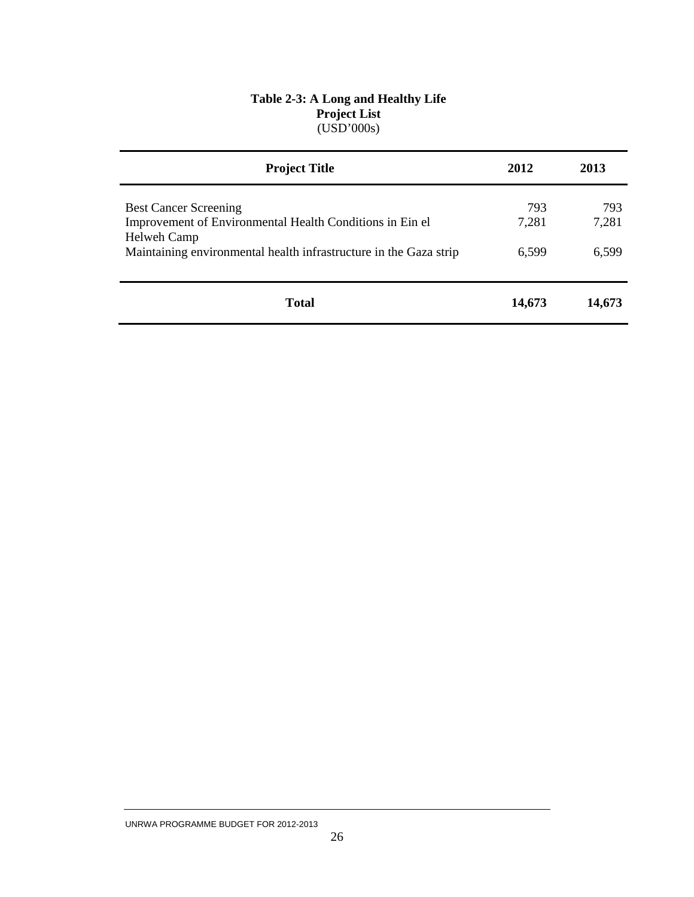**Table 2-3: A Long and Healthy Life**
**Project List**
(USD'000s)

| Project Title | 2012 | 2013 |
|---|---|---|
| Best Cancer Screening | 793 | 793 |
| Improvement of Environmental Health Conditions in Ein el Helweh Camp | 7,281 | 7,281 |
| Maintaining environmental health infrastructure in the Gaza strip | 6,599 | 6,599 |
| **Total** | **14,673** | **14,673** |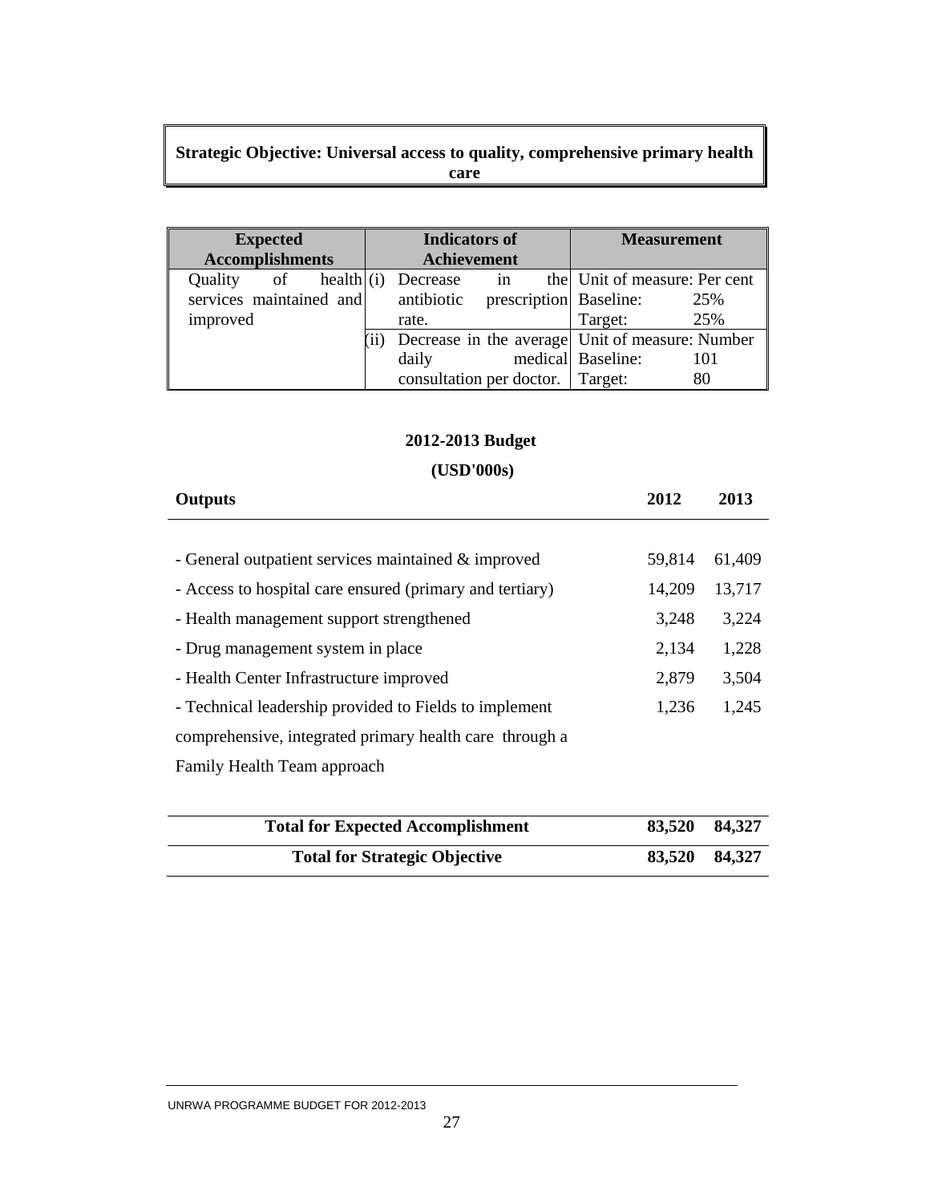**Strategic Objective: Universal access to quality, comprehensive primary health care**

| Expected Accomplishments | Indicators of Achievement | Measurement |
|---|---|---|
| Quality of health services maintained and improved | (i) Decrease in the antibiotic prescription rate. | Unit of measure: Per cent<br>Baseline: 25%<br>Target: 25% |
| | (ii) Decrease in the average daily medical consultation per doctor. | Unit of measure: Number<br>Baseline: 101<br>Target: 80 |

**2012-2013 Budget**

**(USD'000s)**

| **Outputs** | **2012** | **2013** |
|---|---|---|
| - General outpatient services maintained & improved | 59,814 | 61,409 |
| - Access to hospital care ensured (primary and tertiary) | 14,209 | 13,717 |
| - Health management support strengthened | 3,248 | 3,224 |
| - Drug management system in place | 2,134 | 1,228 |
| - Health Center Infrastructure improved | 2,879 | 3,504 |
| - Technical leadership provided to Fields to implement comprehensive, integrated primary health care through a Family Health Team approach | 1,236 | 1,245 |
| **Total for Expected Accomplishment** | **83,520** | **84,327** |
| **Total for Strategic Objective** | **83,520** | **84,327** |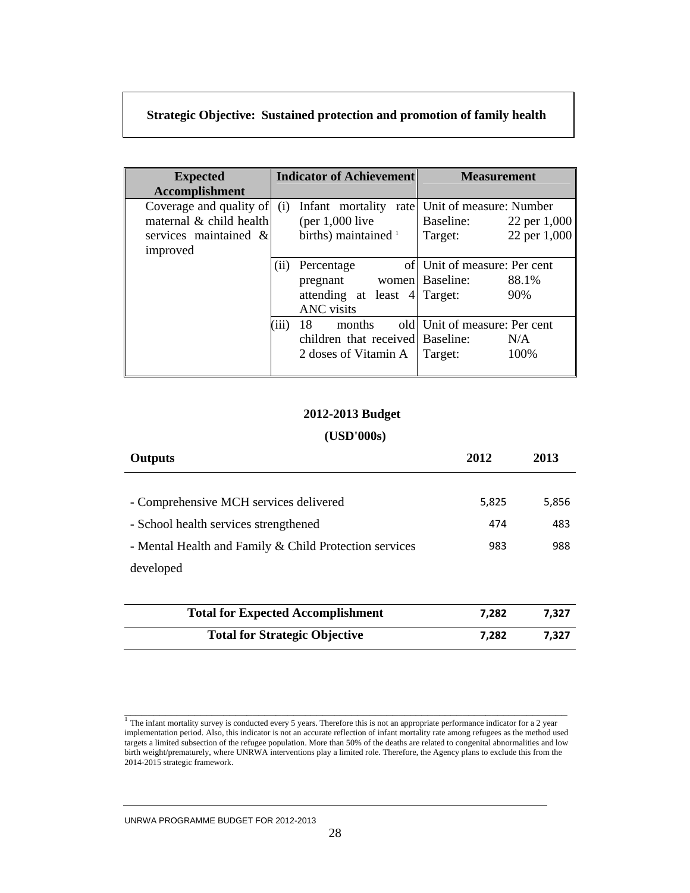**Strategic Objective: Sustained protection and promotion of family health**

| Expected Accomplishment | Indicator of Achievement | Measurement |
|---|---|---|
| Coverage and quality of maternal & child health services maintained & improved | (i) Infant mortality rate (per 1,000 live births) maintained [1] | Unit of measure: Number<br>Baseline: 22 per 1,000<br>Target: 22 per 1,000 |
| | (ii) Percentage of pregnant women attending at least 4 ANC visits | Unit of measure: Per cent<br>Baseline: 88.1%<br>Target: 90% |
| | (iii) 18 months old children that received 2 doses of Vitamin A | Unit of measure: Per cent<br>Baseline: N/A<br>Target: 100% |

**2012-2013 Budget**

**(USD'000s)**

| **Outputs** | **2012** | **2013** |
|---|---|---|
| - Comprehensive MCH services delivered | 5,825 | 5,856 |
| - School health services strengthened | 474 | 483 |
| - Mental Health and Family & Child Protection services developed | 983 | 988 |
| **Total for Expected Accomplishment** | **7,282** | **7,327** |
| **Total for Strategic Objective** | **7,282** | **7,327** |

[1] The infant mortality survey is conducted every 5 years. Therefore this is not an appropriate performance indicator for a 2 year implementation period. Also, this indicator is not an accurate reflection of infant mortality rate among refugees as the method used targets a limited subsection of the refugee population. More than 50% of the deaths are related to congenital abnormalities and low birth weight/prematurely, where UNRWA interventions play a limited role. Therefore, the Agency plans to exclude this from the 2014-2015 strategic framework.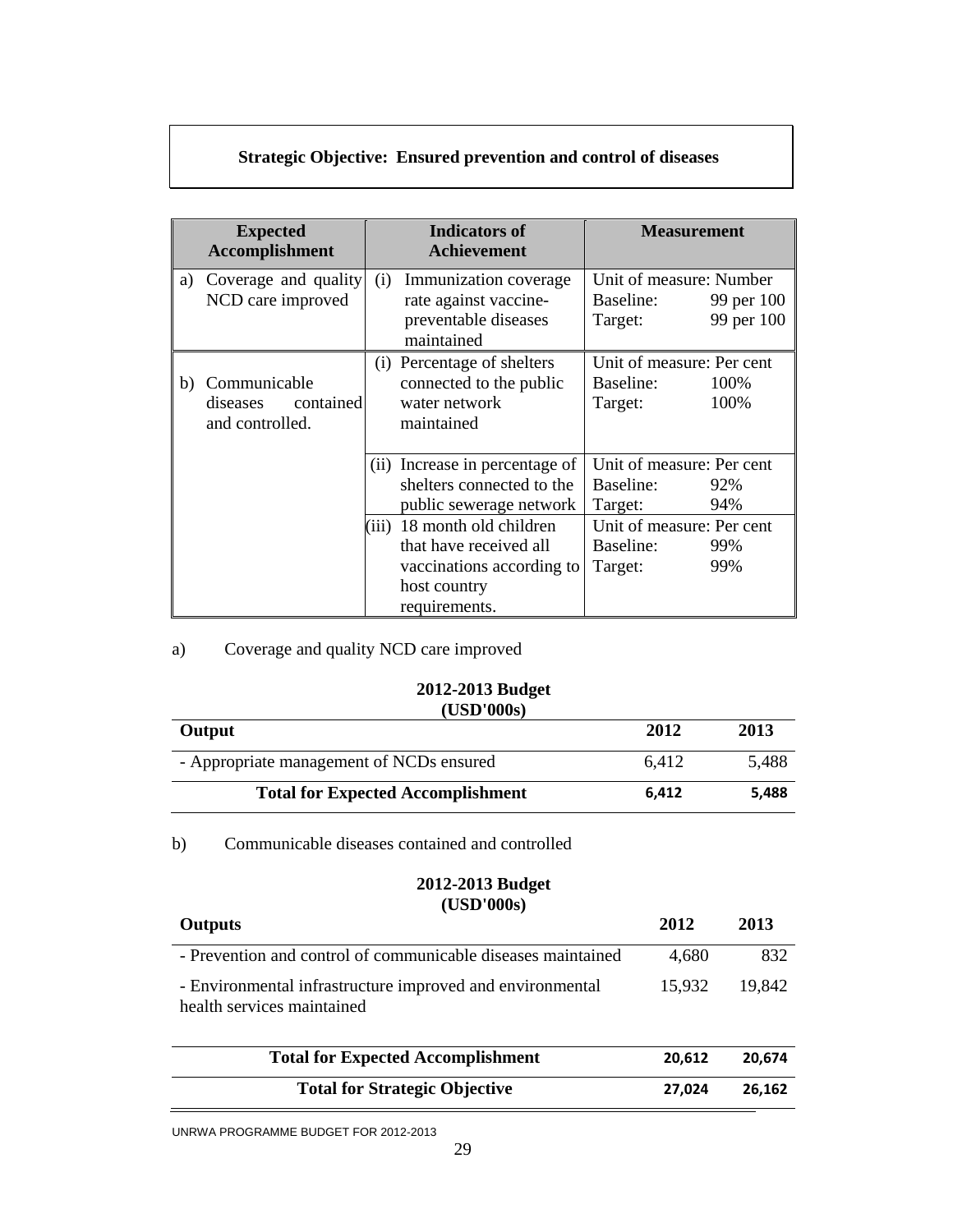**Strategic Objective: Ensured prevention and control of diseases**

| Expected Accomplishment | Indicators of Achievement | Measurement |
| --- | --- | --- |
| a) Coverage and quality NCD care improved | (i) Immunization coverage rate against vaccine-preventable diseases maintained | Unit of measure: Number<br>Baseline: 99 per 100<br>Target: 99 per 100 |
| b) Communicable diseases contained and controlled. | (i) Percentage of shelters connected to the public water network maintained | Unit of measure: Per cent<br>Baseline: 100%<br>Target: 100% |
| | (ii) Increase in percentage of shelters connected to the public sewerage network | Unit of measure: Per cent<br>Baseline: 92%<br>Target: 94% |
| | (iii) 18 month old children that have received all vaccinations according to host country requirements. | Unit of measure: Per cent<br>Baseline: 99%<br>Target: 99% |

a) Coverage and quality NCD care improved

**2012-2013 Budget (USD'000s)**

| Output | 2012 | 2013 |
| --- | --- | --- |
| - Appropriate management of NCDs ensured | 6,412 | 5,488 |
| **Total for Expected Accomplishment** | **6,412** | **5,488** |

b) Communicable diseases contained and controlled

**2012-2013 Budget (USD'000s)**

| Outputs | 2012 | 2013 |
| --- | --- | --- |
| - Prevention and control of communicable diseases maintained | 4,680 | 832 |
| - Environmental infrastructure improved and environmental health services maintained | 15,932 | 19,842 |
| **Total for Expected Accomplishment** | **20,612** | **20,674** |
| **Total for Strategic Objective** | **27,024** | **26,162** |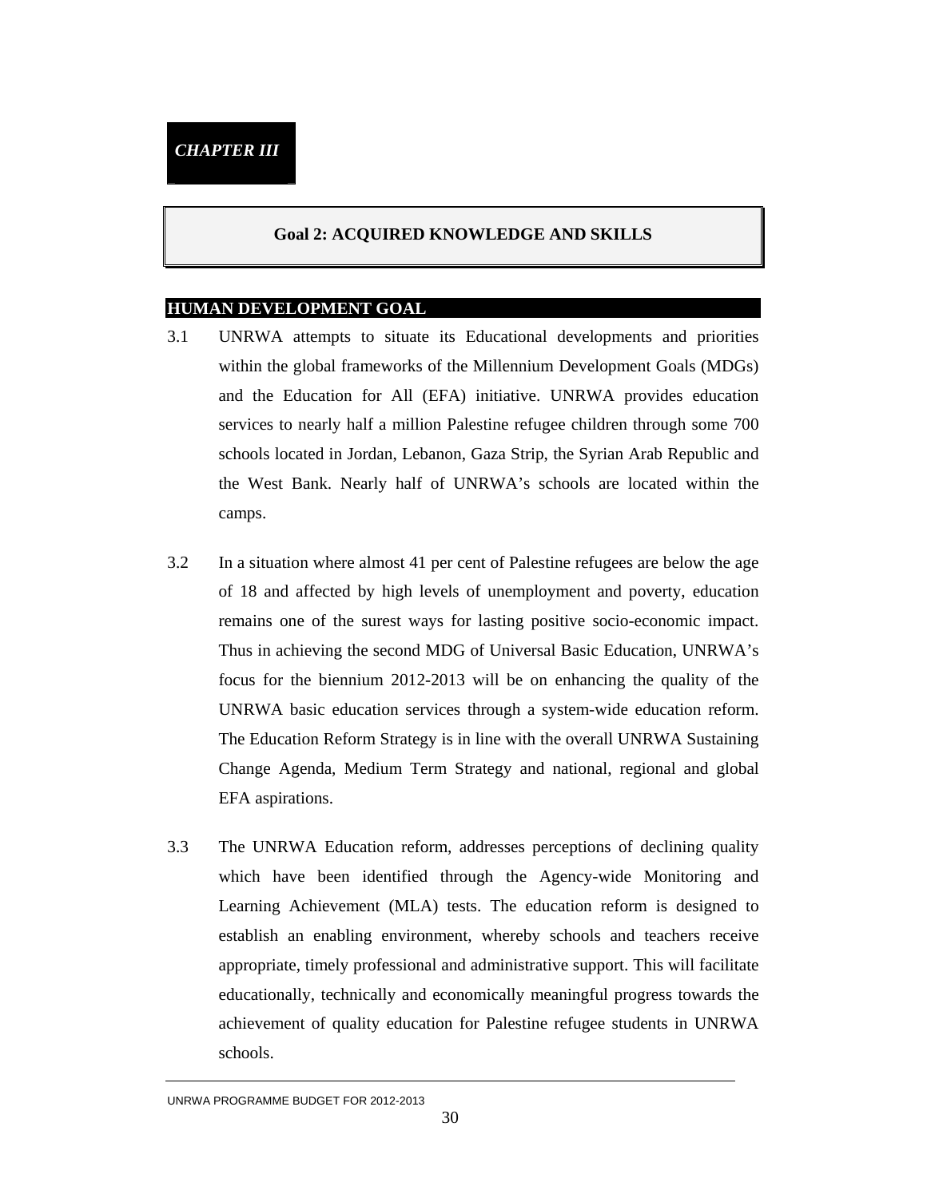*CHAPTER III*

## Goal 2: ACQUIRED KNOWLEDGE AND SKILLS

### HUMAN DEVELOPMENT GOAL

3.1 UNRWA attempts to situate its Educational developments and priorities within the global frameworks of the Millennium Development Goals (MDGs) and the Education for All (EFA) initiative. UNRWA provides education services to nearly half a million Palestine refugee children through some 700 schools located in Jordan, Lebanon, Gaza Strip, the Syrian Arab Republic and the West Bank. Nearly half of UNRWA's schools are located within the camps.

3.2 In a situation where almost 41 per cent of Palestine refugees are below the age of 18 and affected by high levels of unemployment and poverty, education remains one of the surest ways for lasting positive socio-economic impact. Thus in achieving the second MDG of Universal Basic Education, UNRWA's focus for the biennium 2012-2013 will be on enhancing the quality of the UNRWA basic education services through a system-wide education reform. The Education Reform Strategy is in line with the overall UNRWA Sustaining Change Agenda, Medium Term Strategy and national, regional and global EFA aspirations.

3.3 The UNRWA Education reform, addresses perceptions of declining quality which have been identified through the Agency-wide Monitoring and Learning Achievement (MLA) tests. The education reform is designed to establish an enabling environment, whereby schools and teachers receive appropriate, timely professional and administrative support. This will facilitate educationally, technically and economically meaningful progress towards the achievement of quality education for Palestine refugee students in UNRWA schools.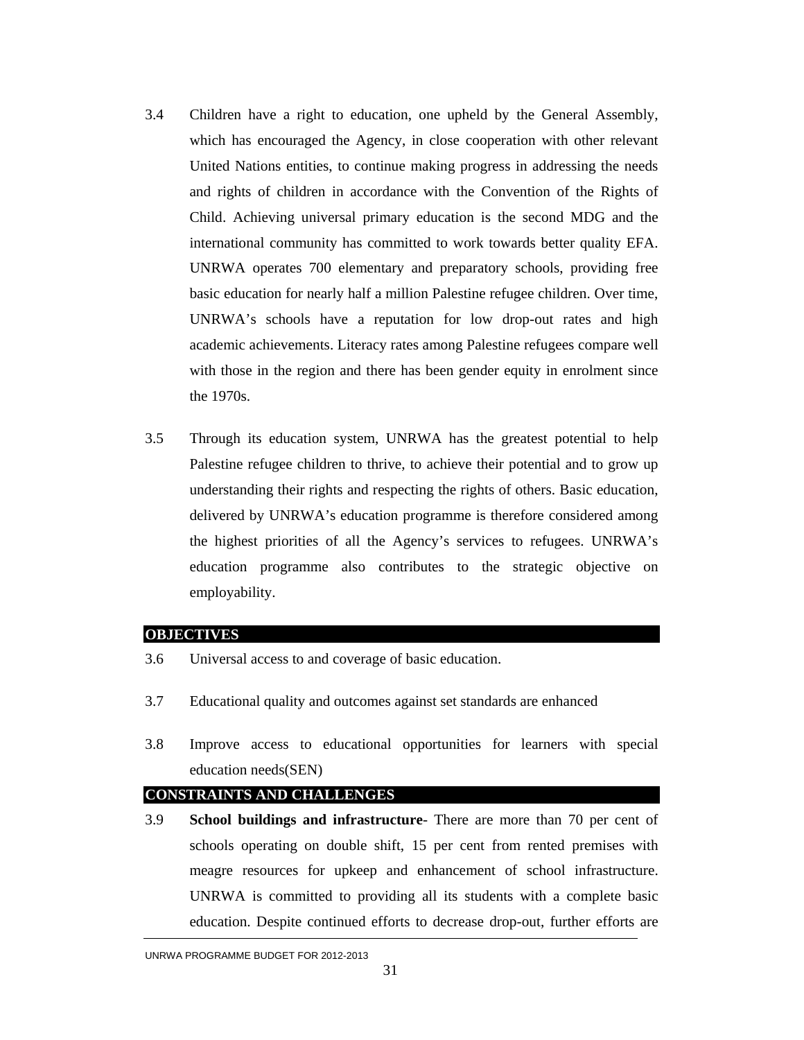3.4 Children have a right to education, one upheld by the General Assembly, which has encouraged the Agency, in close cooperation with other relevant United Nations entities, to continue making progress in addressing the needs and rights of children in accordance with the Convention of the Rights of Child. Achieving universal primary education is the second MDG and the international community has committed to work towards better quality EFA. UNRWA operates 700 elementary and preparatory schools, providing free basic education for nearly half a million Palestine refugee children. Over time, UNRWA's schools have a reputation for low drop-out rates and high academic achievements. Literacy rates among Palestine refugees compare well with those in the region and there has been gender equity in enrolment since the 1970s.

3.5 Through its education system, UNRWA has the greatest potential to help Palestine refugee children to thrive, to achieve their potential and to grow up understanding their rights and respecting the rights of others. Basic education, delivered by UNRWA's education programme is therefore considered among the highest priorities of all the Agency's services to refugees. UNRWA's education programme also contributes to the strategic objective on employability.

## OBJECTIVES

3.6 Universal access to and coverage of basic education.

3.7 Educational quality and outcomes against set standards are enhanced

3.8 Improve access to educational opportunities for learners with special education needs(SEN)

## CONSTRAINTS AND CHALLENGES

3.9 **School buildings and infrastructure**- There are more than 70 per cent of schools operating on double shift, 15 per cent from rented premises with meagre resources for upkeep and enhancement of school infrastructure. UNRWA is committed to providing all its students with a complete basic education. Despite continued efforts to decrease drop-out, further efforts are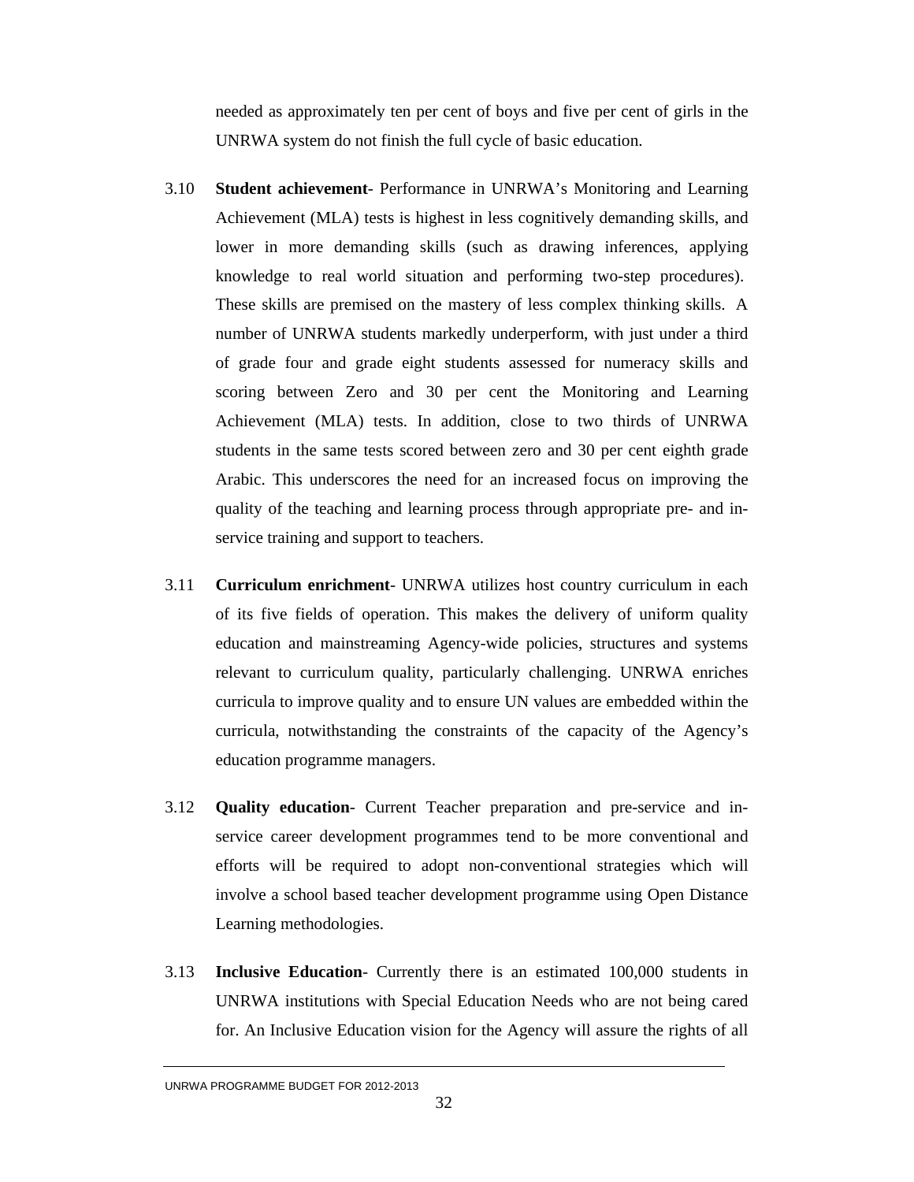needed as approximately ten per cent of boys and five per cent of girls in the UNRWA system do not finish the full cycle of basic education.

3.10 **Student achievement**- Performance in UNRWA's Monitoring and Learning Achievement (MLA) tests is highest in less cognitively demanding skills, and lower in more demanding skills (such as drawing inferences, applying knowledge to real world situation and performing two-step procedures). These skills are premised on the mastery of less complex thinking skills. A number of UNRWA students markedly underperform, with just under a third of grade four and grade eight students assessed for numeracy skills and scoring between Zero and 30 per cent the Monitoring and Learning Achievement (MLA) tests. In addition, close to two thirds of UNRWA students in the same tests scored between zero and 30 per cent eighth grade Arabic. This underscores the need for an increased focus on improving the quality of the teaching and learning process through appropriate pre- and in-service training and support to teachers.

3.11 **Curriculum enrichment**- UNRWA utilizes host country curriculum in each of its five fields of operation. This makes the delivery of uniform quality education and mainstreaming Agency-wide policies, structures and systems relevant to curriculum quality, particularly challenging. UNRWA enriches curricula to improve quality and to ensure UN values are embedded within the curricula, notwithstanding the constraints of the capacity of the Agency's education programme managers.

3.12 **Quality education**- Current Teacher preparation and pre-service and in-service career development programmes tend to be more conventional and efforts will be required to adopt non-conventional strategies which will involve a school based teacher development programme using Open Distance Learning methodologies.

3.13 **Inclusive Education**- Currently there is an estimated 100,000 students in UNRWA institutions with Special Education Needs who are not being cared for. An Inclusive Education vision for the Agency will assure the rights of all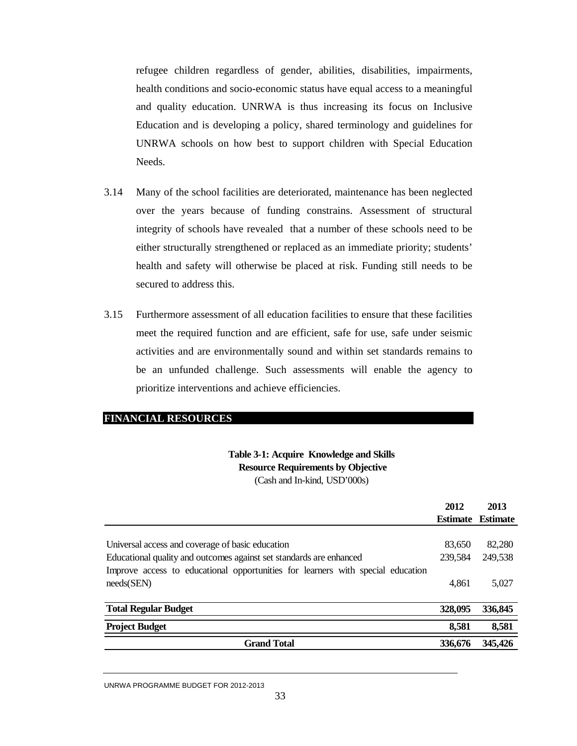refugee children regardless of gender, abilities, disabilities, impairments, health conditions and socio-economic status have equal access to a meaningful and quality education. UNRWA is thus increasing its focus on Inclusive Education and is developing a policy, shared terminology and guidelines for UNRWA schools on how best to support children with Special Education Needs.

3.14 Many of the school facilities are deteriorated, maintenance has been neglected over the years because of funding constrains. Assessment of structural integrity of schools have revealed that a number of these schools need to be either structurally strengthened or replaced as an immediate priority; students' health and safety will otherwise be placed at risk. Funding still needs to be secured to address this.

3.15 Furthermore assessment of all education facilities to ensure that these facilities meet the required function and are efficient, safe for use, safe under seismic activities and are environmentally sound and within set standards remains to be an unfunded challenge. Such assessments will enable the agency to prioritize interventions and achieve efficiencies.

## FINANCIAL RESOURCES

**Table 3-1: Acquire Knowledge and Skills**
**Resource Requirements by Objective**
(Cash and In-kind, USD'000s)

| | 2012 Estimate | 2013 Estimate |
|---|---|---|
| Universal access and coverage of basic education | 83,650 | 82,280 |
| Educational quality and outcomes against set standards are enhanced | 239,584 | 249,538 |
| Improve access to educational opportunities for learners with special education needs(SEN) | 4,861 | 5,027 |
| **Total Regular Budget** | **328,095** | **336,845** |
| **Project Budget** | **8,581** | **8,581** |
| **Grand Total** | **336,676** | **345,426** |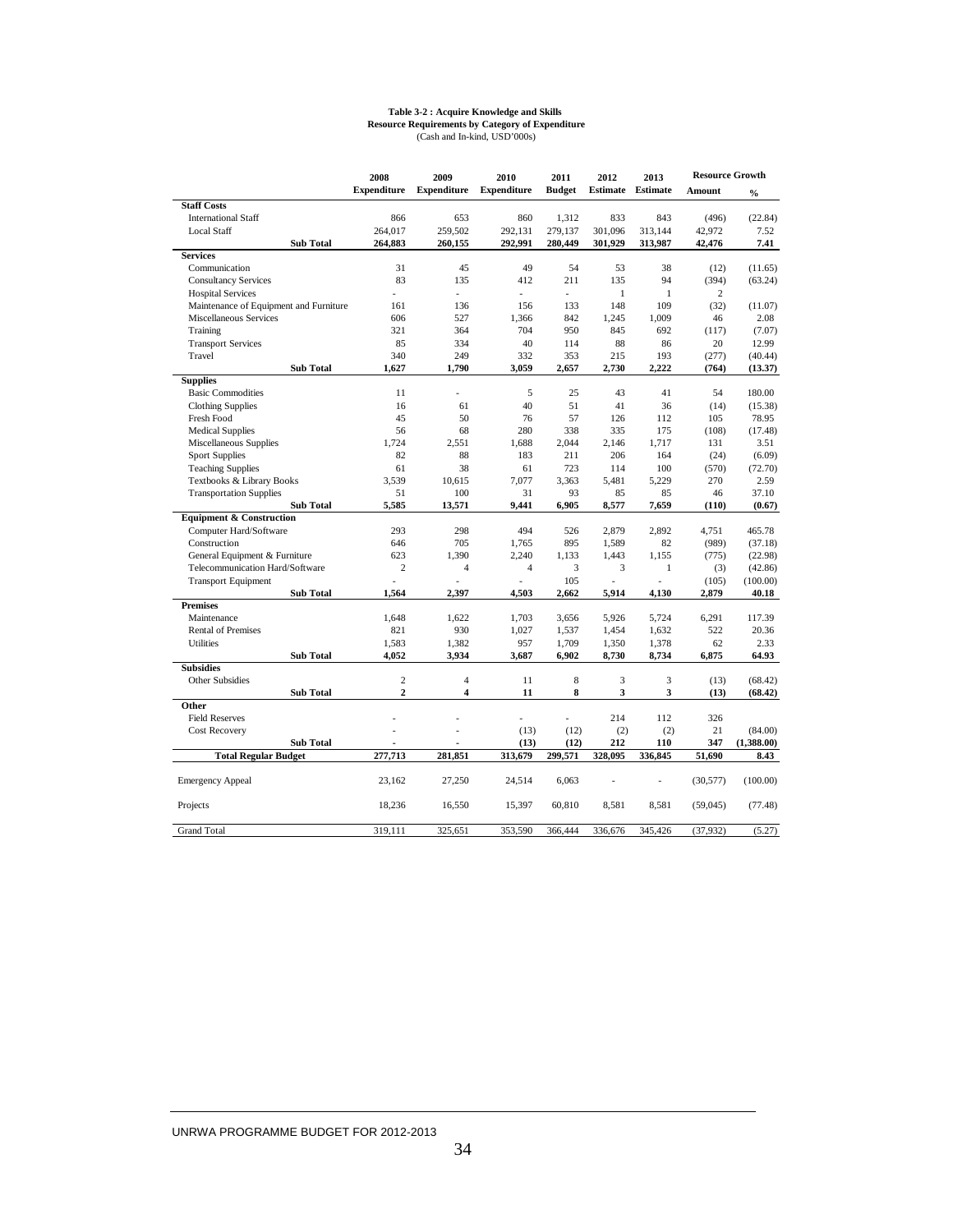**Table 3-2 : Acquire Knowledge and Skills**
**Resource Requirements by Category of Expenditure**
(Cash and In-kind, USD'000s)

| | 2008 Expenditure | 2009 Expenditure | 2010 Expenditure | 2011 Budget | 2012 Estimate | 2013 Estimate | Resource Growth Amount | Resource Growth % |
|---|---|---|---|---|---|---|---|---|
| **Staff Costs** | | | | | | | | |
| International Staff | 866 | 653 | 860 | 1,312 | 833 | 843 | (496) | (22.84) |
| Local Staff | 264,017 | 259,502 | 292,131 | 279,137 | 301,096 | 313,144 | 42,972 | 7.52 |
| **Sub Total** | **264,883** | **260,155** | **292,991** | **280,449** | **301,929** | **313,987** | **42,476** | **7.41** |
| **Services** | | | | | | | | |
| Communication | 31 | 45 | 49 | 54 | 53 | 38 | (12) | (11.65) |
| Consultancy Services | 83 | 135 | 412 | 211 | 135 | 94 | (394) | (63.24) |
| Hospital Services | - | - | - | - | 1 | 1 | 2 | |
| Maintenance of Equipment and Furniture | 161 | 136 | 156 | 133 | 148 | 109 | (32) | (11.07) |
| Miscellaneous Services | 606 | 527 | 1,366 | 842 | 1,245 | 1,009 | 46 | 2.08 |
| Training | 321 | 364 | 704 | 950 | 845 | 692 | (117) | (7.07) |
| Transport Services | 85 | 334 | 40 | 114 | 88 | 86 | 20 | 12.99 |
| Travel | 340 | 249 | 332 | 353 | 215 | 193 | (277) | (40.44) |
| **Sub Total** | **1,627** | **1,790** | **3,059** | **2,657** | **2,730** | **2,222** | **(764)** | **(13.37)** |
| **Supplies** | | | | | | | | |
| Basic Commodities | 11 | - | 5 | 25 | 43 | 41 | 54 | 180.00 |
| Clothing Supplies | 16 | 61 | 40 | 51 | 41 | 36 | (14) | (15.38) |
| Fresh Food | 45 | 50 | 76 | 57 | 126 | 112 | 105 | 78.95 |
| Medical Supplies | 56 | 68 | 280 | 338 | 335 | 175 | (108) | (17.48) |
| Miscellaneous Supplies | 1,724 | 2,551 | 1,688 | 2,044 | 2,146 | 1,717 | 131 | 3.51 |
| Sport Supplies | 82 | 88 | 183 | 211 | 206 | 164 | (24) | (6.09) |
| Teaching Supplies | 61 | 38 | 61 | 723 | 114 | 100 | (570) | (72.70) |
| Textbooks & Library Books | 3,539 | 10,615 | 7,077 | 3,363 | 5,481 | 5,229 | 270 | 2.59 |
| Transportation Supplies | 51 | 100 | 31 | 93 | 85 | 85 | 46 | 37.10 |
| **Sub Total** | **5,585** | **13,571** | **9,441** | **6,905** | **8,577** | **7,659** | **(110)** | **(0.67)** |
| **Equipment & Construction** | | | | | | | | |
| Computer Hard/Software | 293 | 298 | 494 | 526 | 2,879 | 2,892 | 4,751 | 465.78 |
| Construction | 646 | 705 | 1,765 | 895 | 1,589 | 82 | (989) | (37.18) |
| General Equipment & Furniture | 623 | 1,390 | 2,240 | 1,133 | 1,443 | 1,155 | (775) | (22.98) |
| Telecommunication Hard/Software | 2 | 4 | 4 | 3 | 3 | 1 | (3) | (42.86) |
| Transport Equipment | - | - | - | 105 | - | - | (105) | (100.00) |
| **Sub Total** | **1,564** | **2,397** | **4,503** | **2,662** | **5,914** | **4,130** | **2,879** | **40.18** |
| **Premises** | | | | | | | | |
| Maintenance | 1,648 | 1,622 | 1,703 | 3,656 | 5,926 | 5,724 | 6,291 | 117.39 |
| Rental of Premises | 821 | 930 | 1,027 | 1,537 | 1,454 | 1,632 | 522 | 20.36 |
| Utilities | 1,583 | 1,382 | 957 | 1,709 | 1,350 | 1,378 | 62 | 2.33 |
| **Sub Total** | **4,052** | **3,934** | **3,687** | **6,902** | **8,730** | **8,734** | **6,875** | **64.93** |
| **Subsidies** | | | | | | | | |
| Other Subsidies | 2 | 4 | 11 | 8 | 3 | 3 | (13) | (68.42) |
| **Sub Total** | **2** | **4** | **11** | **8** | **3** | **3** | **(13)** | **(68.42)** |
| **Other** | | | | | | | | |
| Field Reserves | - | - | - | - | 214 | 112 | 326 | |
| Cost Recovery | - | - | (13) | (12) | (2) | (2) | 21 | (84.00) |
| **Sub Total** | **-** | **-** | **(13)** | **(12)** | **212** | **110** | **347** | **(1,388.00)** |
| **Total Regular Budget** | **277,713** | **281,851** | **313,679** | **299,571** | **328,095** | **336,845** | **51,690** | **8.43** |
| Emergency Appeal | 23,162 | 27,250 | 24,514 | 6,063 | - | - | (30,577) | (100.00) |
| Projects | 18,236 | 16,550 | 15,397 | 60,810 | 8,581 | 8,581 | (59,045) | (77.48) |
| Grand Total | 319,111 | 325,651 | 353,590 | 366,444 | 336,676 | 345,426 | (37,932) | (5.27) |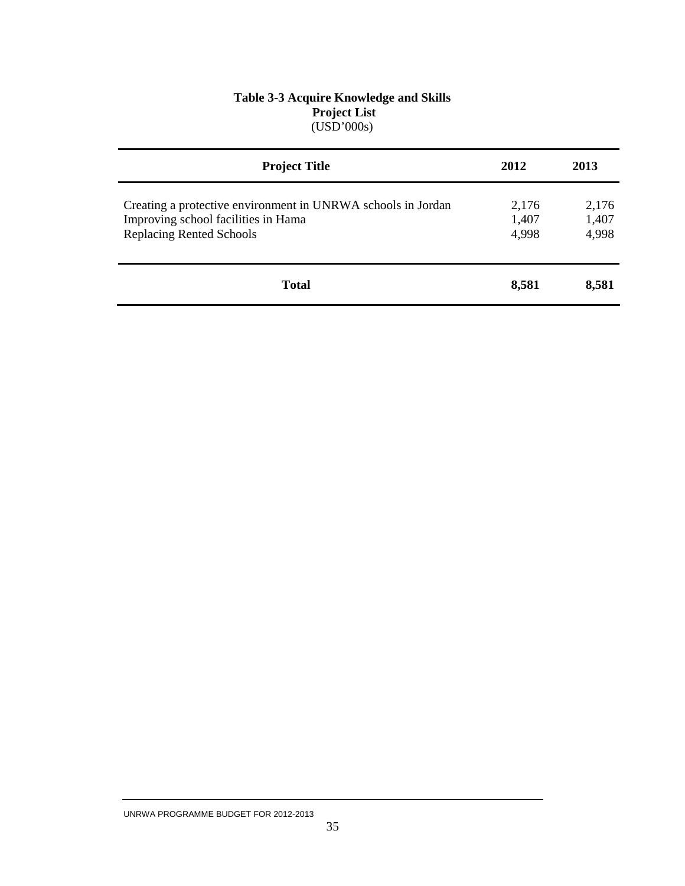**Table 3-3 Acquire Knowledge and Skills**
**Project List**
(USD'000s)

| Project Title | 2012 | 2013 |
|---|---|---|
| Creating a protective environment in UNRWA schools in Jordan | 2,176 | 2,176 |
| Improving school facilities in Hama | 1,407 | 1,407 |
| Replacing Rented Schools | 4,998 | 4,998 |
| **Total** | **8,581** | **8,581** |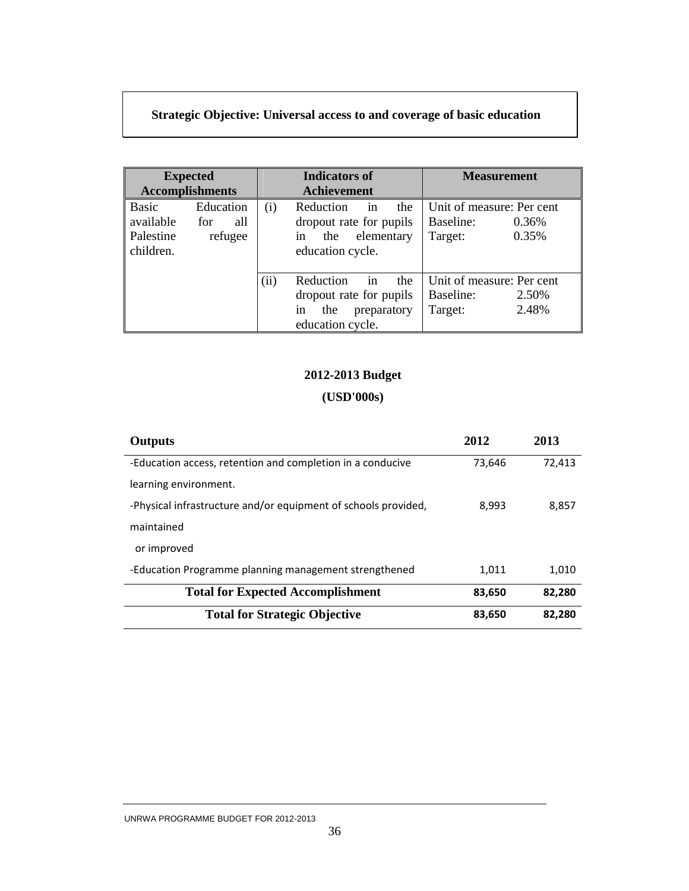**Strategic Objective: Universal access to and coverage of basic education**

| Expected Accomplishments | Indicators of Achievement | Measurement |
|---|---|---|
| Basic Education available for all Palestine refugee children. | (i) Reduction in the dropout rate for pupils in the elementary education cycle. | Unit of measure: Per cent<br>Baseline: 0.36%<br>Target: 0.35% |
| | (ii) Reduction in the dropout rate for pupils in the preparatory education cycle. | Unit of measure: Per cent<br>Baseline: 2.50%<br>Target: 2.48% |

**2012-2013 Budget**

**(USD'000s)**

| Outputs | 2012 | 2013 |
|---|---|---|
| -Education access, retention and completion in a conducive learning environment. | 73,646 | 72,413 |
| -Physical infrastructure and/or equipment of schools provided, maintained or improved | 8,993 | 8,857 |
| -Education Programme planning management strengthened | 1,011 | 1,010 |
| **Total for Expected Accomplishment** | **83,650** | **82,280** |
| **Total for Strategic Objective** | **83,650** | **82,280** |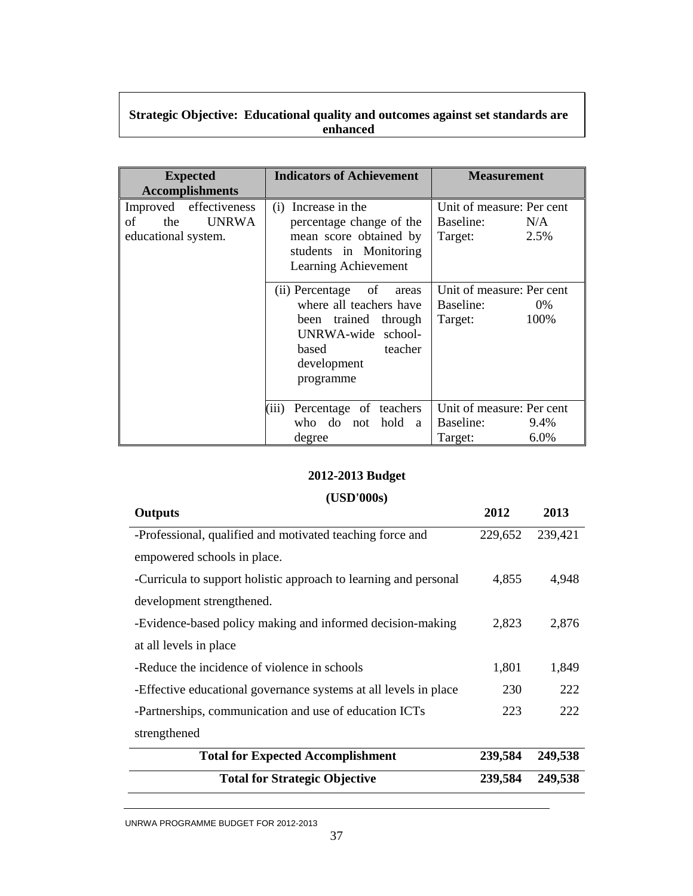**Strategic Objective: Educational quality and outcomes against set standards are enhanced**

| Expected Accomplishments | Indicators of Achievement | Measurement |
|---|---|---|
| Improved effectiveness of the UNRWA educational system. | (i) Increase in the percentage change of the mean score obtained by students in Monitoring Learning Achievement | Unit of measure: Per cent<br>Baseline: N/A<br>Target: 2.5% |
| | (ii) Percentage of areas where all teachers have been trained through UNRWA-wide school-based teacher development programme | Unit of measure: Per cent<br>Baseline: 0%<br>Target: 100% |
| | (iii) Percentage of teachers who do not hold a degree | Unit of measure: Per cent<br>Baseline: 9.4%<br>Target: 6.0% |

**2012-2013 Budget**

**(USD'000s)**

| Outputs | 2012 | 2013 |
|---|---|---|
| -Professional, qualified and motivated teaching force and empowered schools in place. | 229,652 | 239,421 |
| -Curricula to support holistic approach to learning and personal development strengthened. | 4,855 | 4,948 |
| -Evidence-based policy making and informed decision-making at all levels in place | 2,823 | 2,876 |
| -Reduce the incidence of violence in schools | 1,801 | 1,849 |
| -Effective educational governance systems at all levels in place | 230 | 222 |
| -Partnerships, communication and use of education ICTs strengthened | 223 | 222 |
| **Total for Expected Accomplishment** | **239,584** | **249,538** |
| **Total for Strategic Objective** | **239,584** | **249,538** |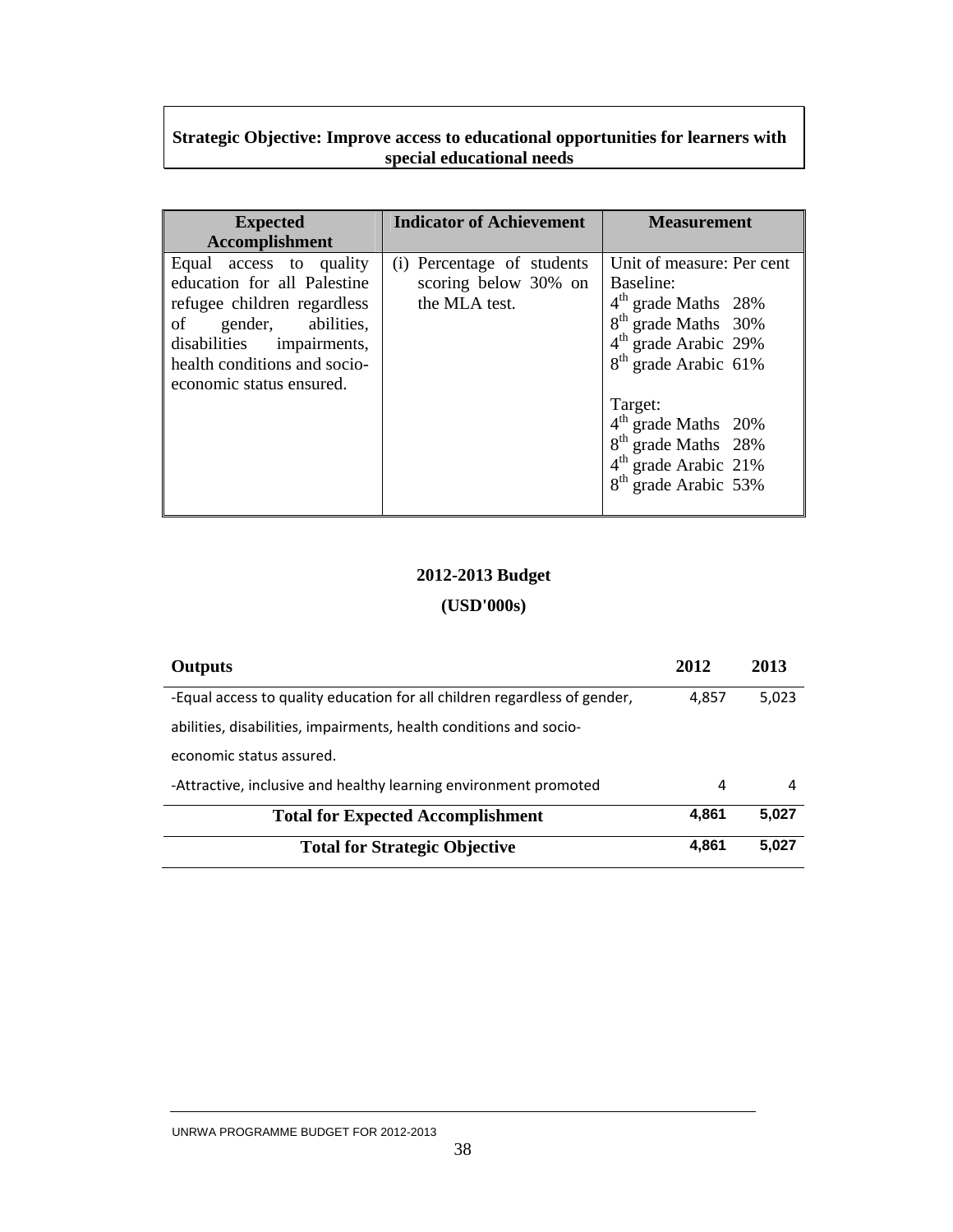**Strategic Objective: Improve access to educational opportunities for learners with special educational needs**

| Expected Accomplishment | Indicator of Achievement | Measurement |
|---|---|---|
| Equal access to quality education for all Palestine refugee children regardless of gender, abilities, disabilities impairments, health conditions and socio-economic status ensured. | (i) Percentage of students scoring below 30% on the MLA test. | Unit of measure: Per cent<br>Baseline:<br>4th grade Maths 28%<br>8th grade Maths 30%<br>4th grade Arabic 29%<br>8th grade Arabic 61%<br><br>Target:<br>4th grade Maths 20%<br>8th grade Maths 28%<br>4th grade Arabic 21%<br>8th grade Arabic 53% |

## 2012-2013 Budget

## (USD'000s)

| Outputs | 2012 | 2013 |
|---|---|---|
| -Equal access to quality education for all children regardless of gender, abilities, disabilities, impairments, health conditions and socio-economic status assured. | 4,857 | 5,023 |
| -Attractive, inclusive and healthy learning environment promoted | 4 | 4 |
| **Total for Expected Accomplishment** | **4,861** | **5,027** |
| **Total for Strategic Objective** | **4,861** | **5,027** |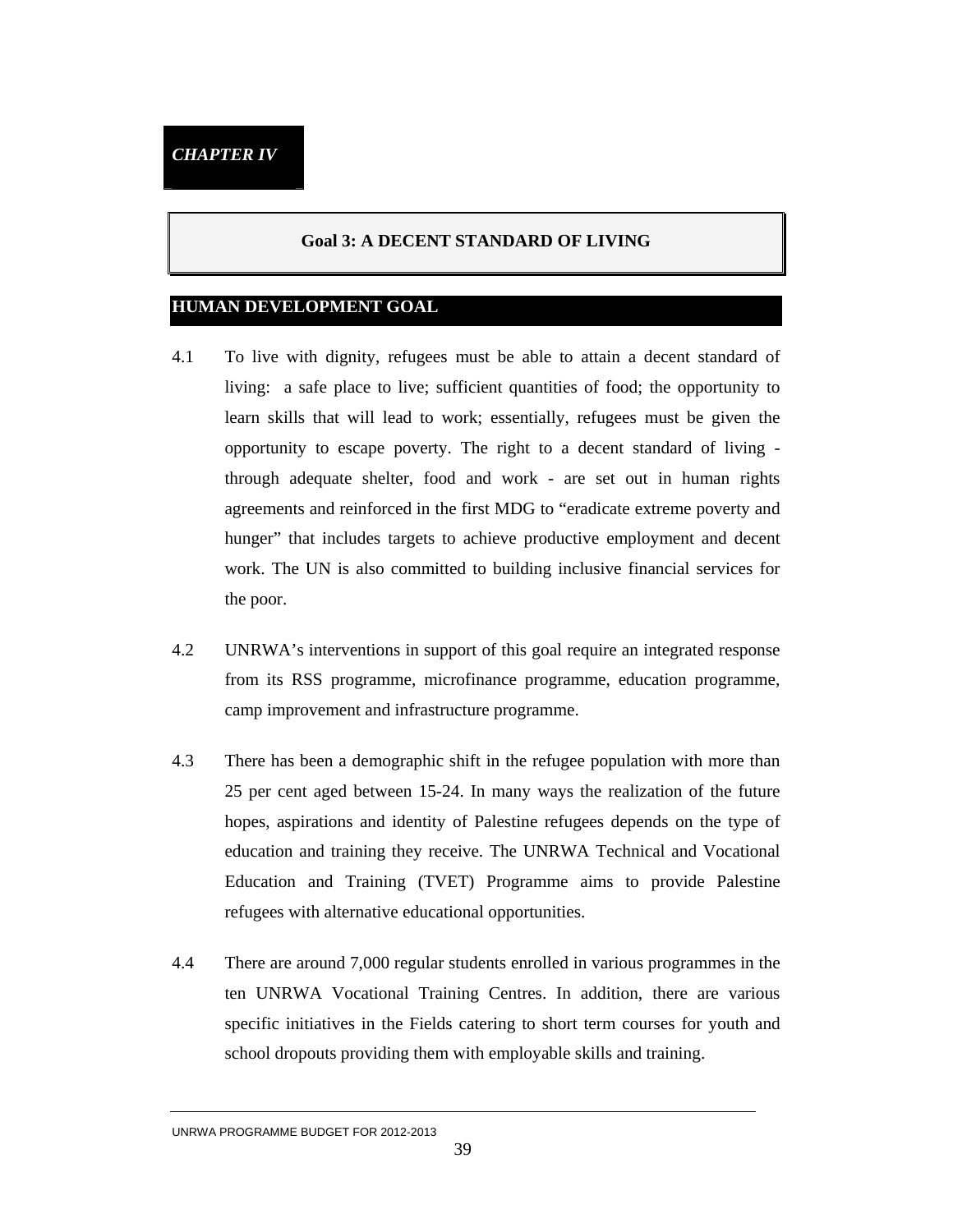*CHAPTER IV*

# Goal 3: A DECENT STANDARD OF LIVING

## HUMAN DEVELOPMENT GOAL

4.1 To live with dignity, refugees must be able to attain a decent standard of living: a safe place to live; sufficient quantities of food; the opportunity to learn skills that will lead to work; essentially, refugees must be given the opportunity to escape poverty. The right to a decent standard of living - through adequate shelter, food and work - are set out in human rights agreements and reinforced in the first MDG to "eradicate extreme poverty and hunger" that includes targets to achieve productive employment and decent work. The UN is also committed to building inclusive financial services for the poor.

4.2 UNRWA's interventions in support of this goal require an integrated response from its RSS programme, microfinance programme, education programme, camp improvement and infrastructure programme.

4.3 There has been a demographic shift in the refugee population with more than 25 per cent aged between 15-24. In many ways the realization of the future hopes, aspirations and identity of Palestine refugees depends on the type of education and training they receive. The UNRWA Technical and Vocational Education and Training (TVET) Programme aims to provide Palestine refugees with alternative educational opportunities.

4.4 There are around 7,000 regular students enrolled in various programmes in the ten UNRWA Vocational Training Centres. In addition, there are various specific initiatives in the Fields catering to short term courses for youth and school dropouts providing them with employable skills and training.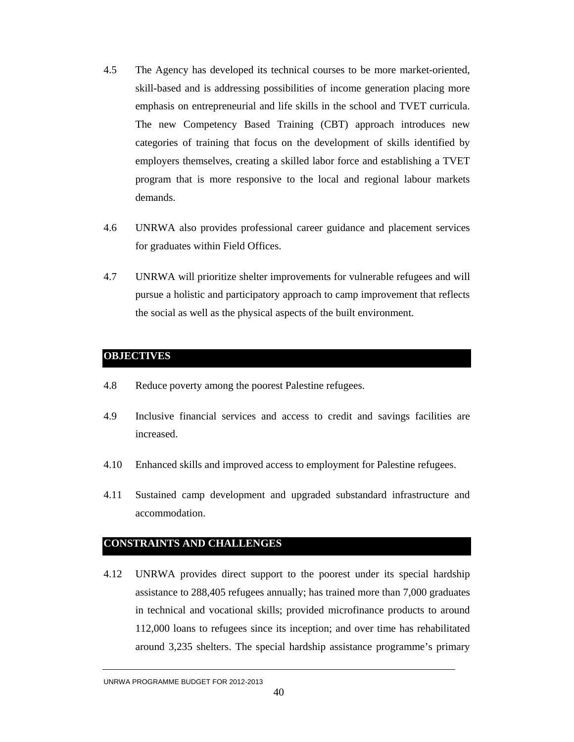4.5 The Agency has developed its technical courses to be more market-oriented, skill-based and is addressing possibilities of income generation placing more emphasis on entrepreneurial and life skills in the school and TVET curricula. The new Competency Based Training (CBT) approach introduces new categories of training that focus on the development of skills identified by employers themselves, creating a skilled labor force and establishing a TVET program that is more responsive to the local and regional labour markets demands.

4.6 UNRWA also provides professional career guidance and placement services for graduates within Field Offices.

4.7 UNRWA will prioritize shelter improvements for vulnerable refugees and will pursue a holistic and participatory approach to camp improvement that reflects the social as well as the physical aspects of the built environment.

## OBJECTIVES

4.8 Reduce poverty among the poorest Palestine refugees.

4.9 Inclusive financial services and access to credit and savings facilities are increased.

4.10 Enhanced skills and improved access to employment for Palestine refugees.

4.11 Sustained camp development and upgraded substandard infrastructure and accommodation.

## CONSTRAINTS AND CHALLENGES

4.12 UNRWA provides direct support to the poorest under its special hardship assistance to 288,405 refugees annually; has trained more than 7,000 graduates in technical and vocational skills; provided microfinance products to around 112,000 loans to refugees since its inception; and over time has rehabilitated around 3,235 shelters. The special hardship assistance programme's primary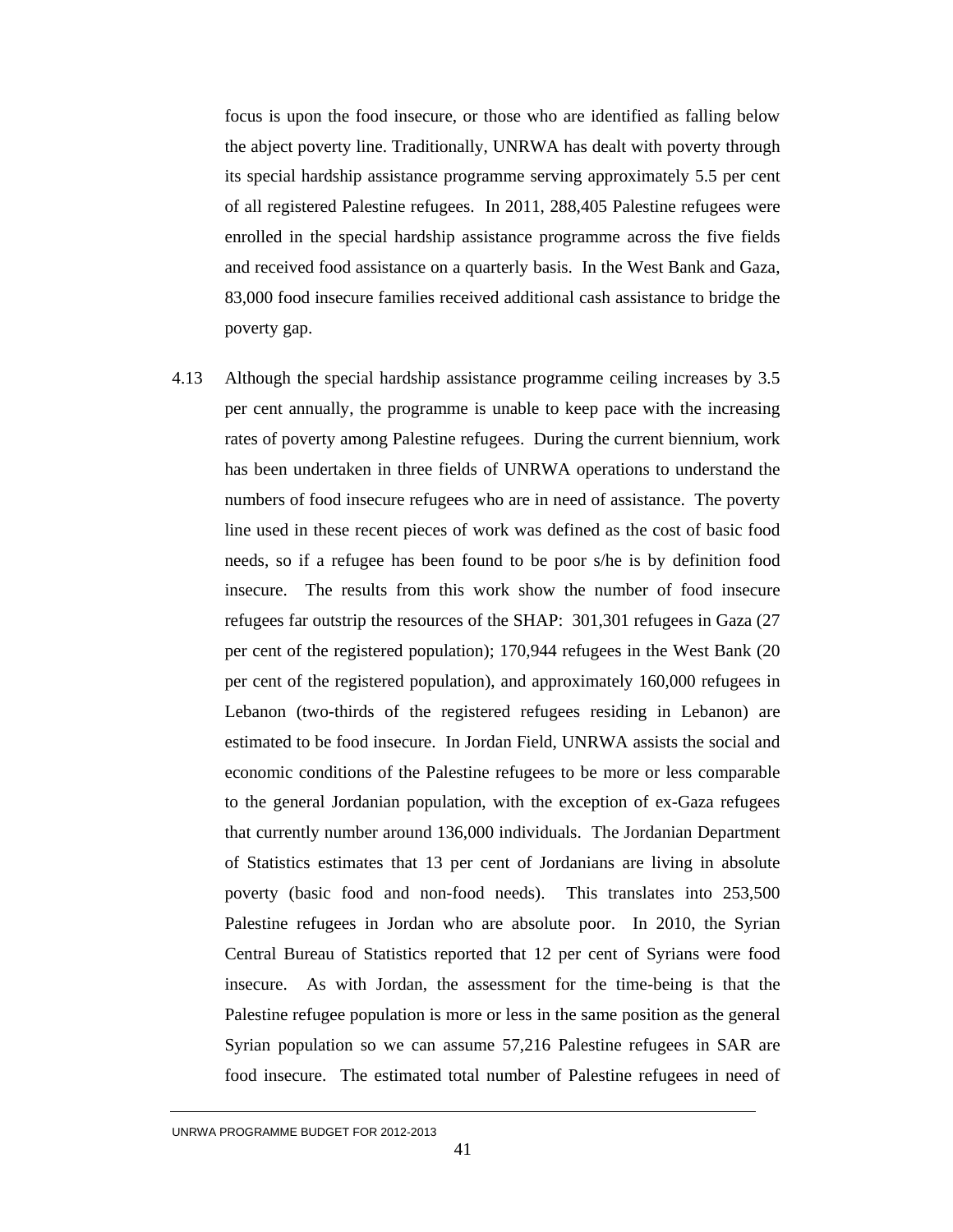focus is upon the food insecure, or those who are identified as falling below the abject poverty line. Traditionally, UNRWA has dealt with poverty through its special hardship assistance programme serving approximately 5.5 per cent of all registered Palestine refugees. In 2011, 288,405 Palestine refugees were enrolled in the special hardship assistance programme across the five fields and received food assistance on a quarterly basis. In the West Bank and Gaza, 83,000 food insecure families received additional cash assistance to bridge the poverty gap.

4.13 Although the special hardship assistance programme ceiling increases by 3.5 per cent annually, the programme is unable to keep pace with the increasing rates of poverty among Palestine refugees. During the current biennium, work has been undertaken in three fields of UNRWA operations to understand the numbers of food insecure refugees who are in need of assistance. The poverty line used in these recent pieces of work was defined as the cost of basic food needs, so if a refugee has been found to be poor s/he is by definition food insecure. The results from this work show the number of food insecure refugees far outstrip the resources of the SHAP: 301,301 refugees in Gaza (27 per cent of the registered population); 170,944 refugees in the West Bank (20 per cent of the registered population), and approximately 160,000 refugees in Lebanon (two-thirds of the registered refugees residing in Lebanon) are estimated to be food insecure. In Jordan Field, UNRWA assists the social and economic conditions of the Palestine refugees to be more or less comparable to the general Jordanian population, with the exception of ex-Gaza refugees that currently number around 136,000 individuals. The Jordanian Department of Statistics estimates that 13 per cent of Jordanians are living in absolute poverty (basic food and non-food needs). This translates into 253,500 Palestine refugees in Jordan who are absolute poor. In 2010, the Syrian Central Bureau of Statistics reported that 12 per cent of Syrians were food insecure. As with Jordan, the assessment for the time-being is that the Palestine refugee population is more or less in the same position as the general Syrian population so we can assume 57,216 Palestine refugees in SAR are food insecure. The estimated total number of Palestine refugees in need of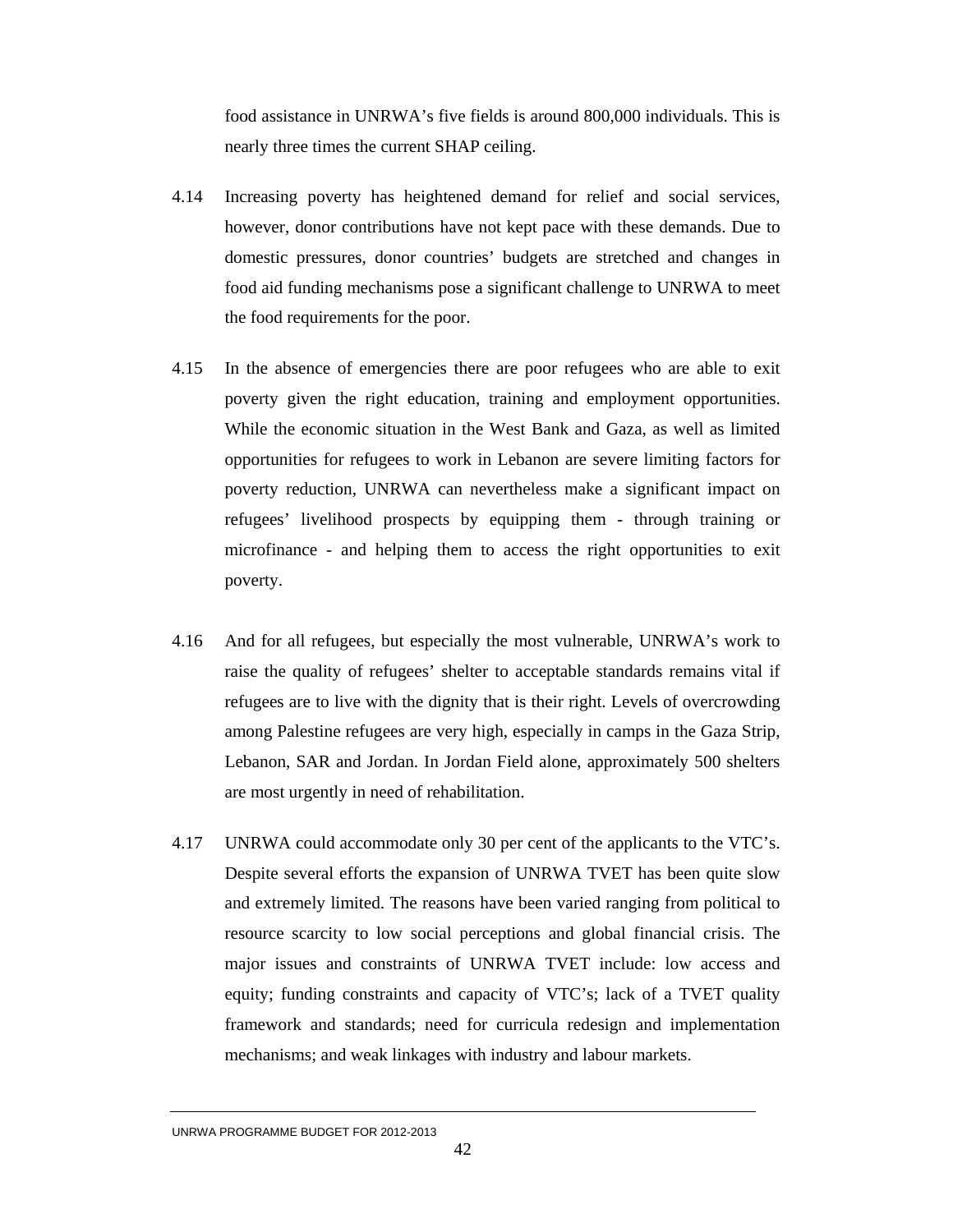food assistance in UNRWA's five fields is around 800,000 individuals. This is nearly three times the current SHAP ceiling.

4.14 Increasing poverty has heightened demand for relief and social services, however, donor contributions have not kept pace with these demands. Due to domestic pressures, donor countries' budgets are stretched and changes in food aid funding mechanisms pose a significant challenge to UNRWA to meet the food requirements for the poor.

4.15 In the absence of emergencies there are poor refugees who are able to exit poverty given the right education, training and employment opportunities. While the economic situation in the West Bank and Gaza, as well as limited opportunities for refugees to work in Lebanon are severe limiting factors for poverty reduction, UNRWA can nevertheless make a significant impact on refugees' livelihood prospects by equipping them - through training or microfinance - and helping them to access the right opportunities to exit poverty.

4.16 And for all refugees, but especially the most vulnerable, UNRWA's work to raise the quality of refugees' shelter to acceptable standards remains vital if refugees are to live with the dignity that is their right. Levels of overcrowding among Palestine refugees are very high, especially in camps in the Gaza Strip, Lebanon, SAR and Jordan. In Jordan Field alone, approximately 500 shelters are most urgently in need of rehabilitation.

4.17 UNRWA could accommodate only 30 per cent of the applicants to the VTC's. Despite several efforts the expansion of UNRWA TVET has been quite slow and extremely limited. The reasons have been varied ranging from political to resource scarcity to low social perceptions and global financial crisis. The major issues and constraints of UNRWA TVET include: low access and equity; funding constraints and capacity of VTC's; lack of a TVET quality framework and standards; need for curricula redesign and implementation mechanisms; and weak linkages with industry and labour markets.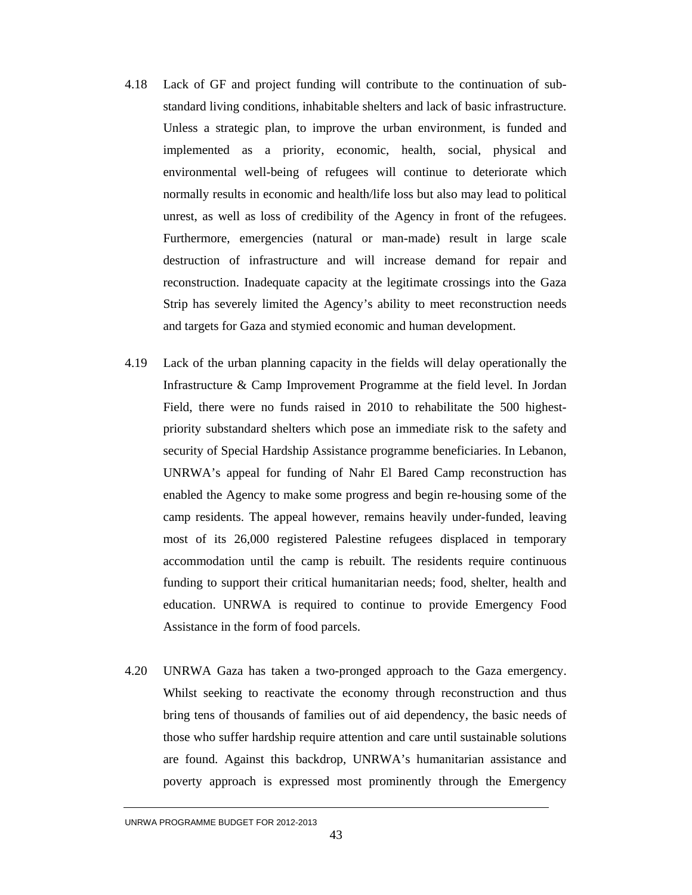4.18 Lack of GF and project funding will contribute to the continuation of sub-standard living conditions, inhabitable shelters and lack of basic infrastructure. Unless a strategic plan, to improve the urban environment, is funded and implemented as a priority, economic, health, social, physical and environmental well-being of refugees will continue to deteriorate which normally results in economic and health/life loss but also may lead to political unrest, as well as loss of credibility of the Agency in front of the refugees. Furthermore, emergencies (natural or man-made) result in large scale destruction of infrastructure and will increase demand for repair and reconstruction. Inadequate capacity at the legitimate crossings into the Gaza Strip has severely limited the Agency's ability to meet reconstruction needs and targets for Gaza and stymied economic and human development.

4.19 Lack of the urban planning capacity in the fields will delay operationally the Infrastructure & Camp Improvement Programme at the field level. In Jordan Field, there were no funds raised in 2010 to rehabilitate the 500 highest-priority substandard shelters which pose an immediate risk to the safety and security of Special Hardship Assistance programme beneficiaries. In Lebanon, UNRWA's appeal for funding of Nahr El Bared Camp reconstruction has enabled the Agency to make some progress and begin re-housing some of the camp residents. The appeal however, remains heavily under-funded, leaving most of its 26,000 registered Palestine refugees displaced in temporary accommodation until the camp is rebuilt. The residents require continuous funding to support their critical humanitarian needs; food, shelter, health and education. UNRWA is required to continue to provide Emergency Food Assistance in the form of food parcels.

4.20 UNRWA Gaza has taken a two-pronged approach to the Gaza emergency. Whilst seeking to reactivate the economy through reconstruction and thus bring tens of thousands of families out of aid dependency, the basic needs of those who suffer hardship require attention and care until sustainable solutions are found. Against this backdrop, UNRWA's humanitarian assistance and poverty approach is expressed most prominently through the Emergency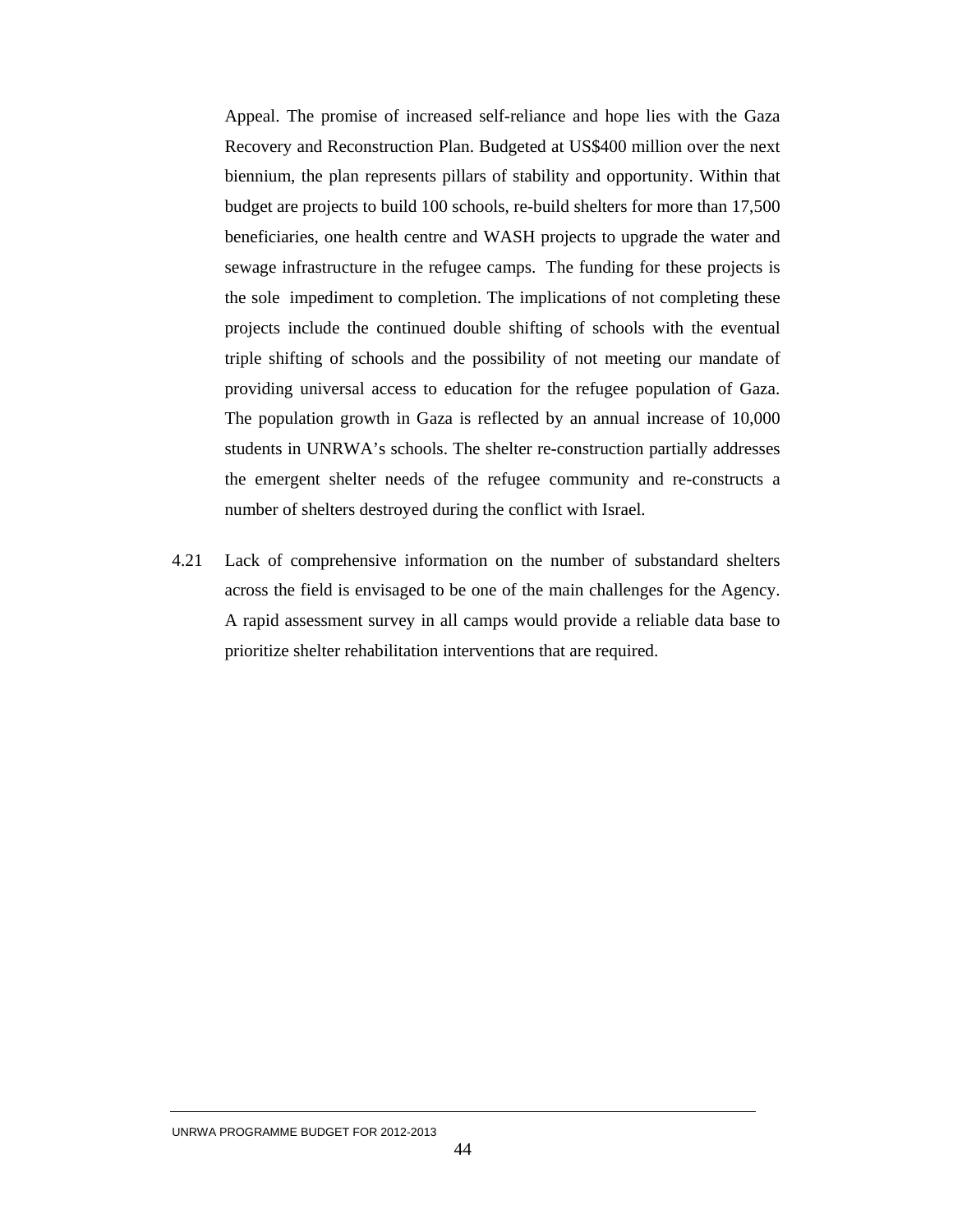Appeal. The promise of increased self-reliance and hope lies with the Gaza Recovery and Reconstruction Plan. Budgeted at US$400 million over the next biennium, the plan represents pillars of stability and opportunity. Within that budget are projects to build 100 schools, re-build shelters for more than 17,500 beneficiaries, one health centre and WASH projects to upgrade the water and sewage infrastructure in the refugee camps. The funding for these projects is the sole impediment to completion. The implications of not completing these projects include the continued double shifting of schools with the eventual triple shifting of schools and the possibility of not meeting our mandate of providing universal access to education for the refugee population of Gaza. The population growth in Gaza is reflected by an annual increase of 10,000 students in UNRWA's schools. The shelter re-construction partially addresses the emergent shelter needs of the refugee community and re-constructs a number of shelters destroyed during the conflict with Israel.

4.21 Lack of comprehensive information on the number of substandard shelters across the field is envisaged to be one of the main challenges for the Agency. A rapid assessment survey in all camps would provide a reliable data base to prioritize shelter rehabilitation interventions that are required.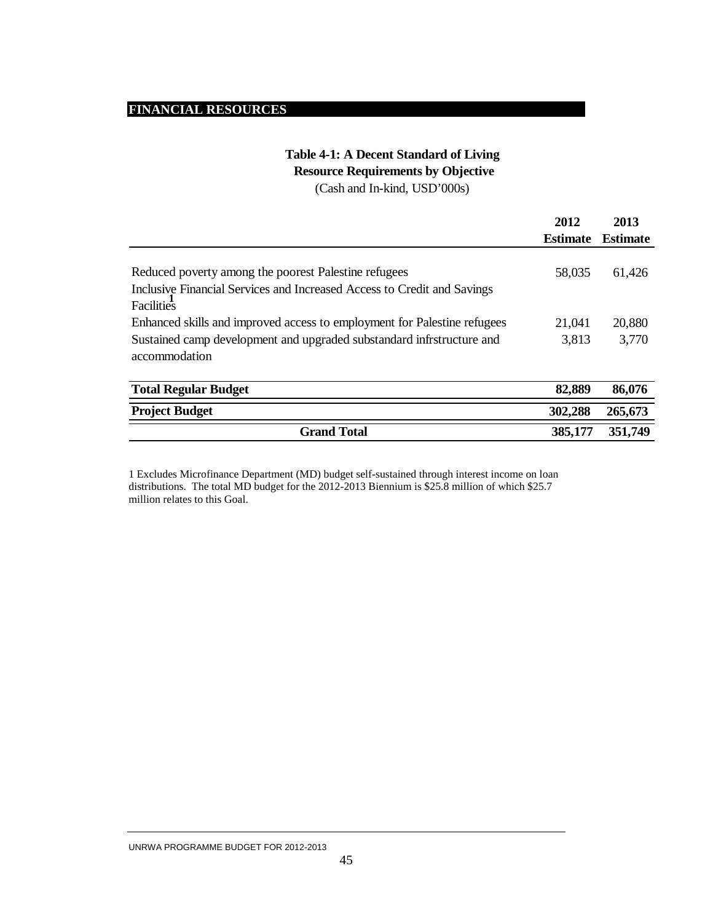## FINANCIAL RESOURCES

**Table 4-1: A Decent Standard of Living**
**Resource Requirements by Objective**
(Cash and In-kind, USD'000s)

| | 2012 Estimate | 2013 Estimate |
|---|---|---|
| Reduced poverty among the poorest Palestine refugees | 58,035 | 61,426 |
| Inclusive Financial Services and Increased Access to Credit and Savings Facilities[1] | | |
| Enhanced skills and improved access to employment for Palestine refugees | 21,041 | 20,880 |
| Sustained camp development and upgraded substandard infrstructure and accommodation | 3,813 | 3,770 |
| **Total Regular Budget** | **82,889** | **86,076** |
| **Project Budget** | **302,288** | **265,673** |
| **Grand Total** | **385,177** | **351,749** |

1 Excludes Microfinance Department (MD) budget self-sustained through interest income on loan distributions. The total MD budget for the 2012-2013 Biennium is $25.8 million of which $25.7 million relates to this Goal.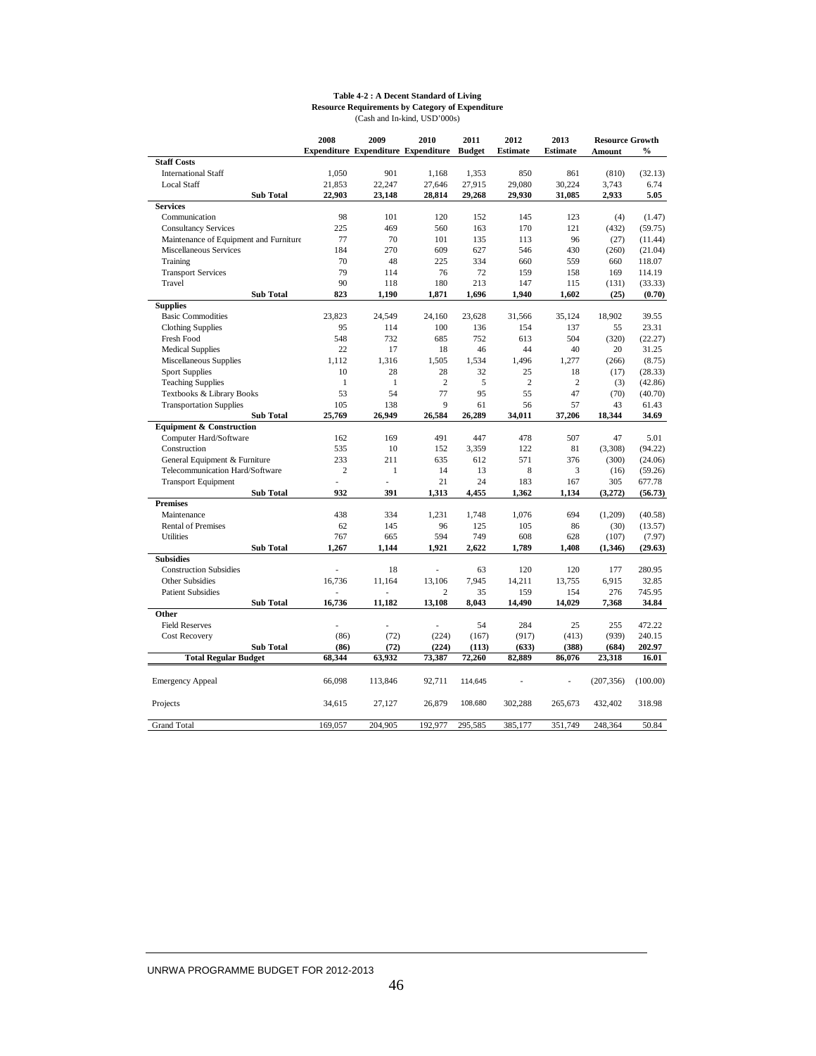**Table 4-2 : A Decent Standard of Living**
**Resource Requirements by Category of Expenditure**
(Cash and In-kind, USD'000s)

| | 2008 Expenditure | 2009 Expenditure | 2010 Expenditure | 2011 Budget | 2012 Estimate | 2013 Estimate | Resource Growth Amount | Resource Growth % |
|---|---|---|---|---|---|---|---|---|
| **Staff Costs** | | | | | | | | |
| International Staff | 1,050 | 901 | 1,168 | 1,353 | 850 | 861 | (810) | (32.13) |
| Local Staff | 21,853 | 22,247 | 27,646 | 27,915 | 29,080 | 30,224 | 3,743 | 6.74 |
| **Sub Total** | **22,903** | **23,148** | **28,814** | **29,268** | **29,930** | **31,085** | **2,933** | **5.05** |
| **Services** | | | | | | | | |
| Communication | 98 | 101 | 120 | 152 | 145 | 123 | (4) | (1.47) |
| Consultancy Services | 225 | 469 | 560 | 163 | 170 | 121 | (432) | (59.75) |
| Maintenance of Equipment and Furniture | 77 | 70 | 101 | 135 | 113 | 96 | (27) | (11.44) |
| Miscellaneous Services | 184 | 270 | 609 | 627 | 546 | 430 | (260) | (21.04) |
| Training | 70 | 48 | 225 | 334 | 660 | 559 | 660 | 118.07 |
| Transport Services | 79 | 114 | 76 | 72 | 159 | 158 | 169 | 114.19 |
| Travel | 90 | 118 | 180 | 213 | 147 | 115 | (131) | (33.33) |
| **Sub Total** | **823** | **1,190** | **1,871** | **1,696** | **1,940** | **1,602** | **(25)** | **(0.70)** |
| **Supplies** | | | | | | | | |
| Basic Commodities | 23,823 | 24,549 | 24,160 | 23,628 | 31,566 | 35,124 | 18,902 | 39.55 |
| Clothing Supplies | 95 | 114 | 100 | 136 | 154 | 137 | 55 | 23.31 |
| Fresh Food | 548 | 732 | 685 | 752 | 613 | 504 | (320) | (22.27) |
| Medical Supplies | 22 | 17 | 18 | 46 | 44 | 40 | 20 | 31.25 |
| Miscellaneous Supplies | 1,112 | 1,316 | 1,505 | 1,534 | 1,496 | 1,277 | (266) | (8.75) |
| Sport Supplies | 10 | 28 | 28 | 32 | 25 | 18 | (17) | (28.33) |
| Teaching Supplies | 1 | 1 | 2 | 5 | 2 | 2 | (3) | (42.86) |
| Textbooks & Library Books | 53 | 54 | 77 | 95 | 55 | 47 | (70) | (40.70) |
| Transportation Supplies | 105 | 138 | 9 | 61 | 56 | 57 | 43 | 61.43 |
| **Sub Total** | **25,769** | **26,949** | **26,584** | **26,289** | **34,011** | **37,206** | **18,344** | **34.69** |
| **Equipment & Construction** | | | | | | | | |
| Computer Hard/Software | 162 | 169 | 491 | 447 | 478 | 507 | 47 | 5.01 |
| Construction | 535 | 10 | 152 | 3,359 | 122 | 81 | (3,308) | (94.22) |
| General Equipment & Furniture | 233 | 211 | 635 | 612 | 571 | 376 | (300) | (24.06) |
| Telecommunication Hard/Software | 2 | 1 | 14 | 13 | 8 | 3 | (16) | (59.26) |
| Transport Equipment | - | - | 21 | 24 | 183 | 167 | 305 | 677.78 |
| **Sub Total** | **932** | **391** | **1,313** | **4,455** | **1,362** | **1,134** | **(3,272)** | **(56.73)** |
| **Premises** | | | | | | | | |
| Maintenance | 438 | 334 | 1,231 | 1,748 | 1,076 | 694 | (1,209) | (40.58) |
| Rental of Premises | 62 | 145 | 96 | 125 | 105 | 86 | (30) | (13.57) |
| Utilities | 767 | 665 | 594 | 749 | 608 | 628 | (107) | (7.97) |
| **Sub Total** | **1,267** | **1,144** | **1,921** | **2,622** | **1,789** | **1,408** | **(1,346)** | **(29.63)** |
| **Subsidies** | | | | | | | | |
| Construction Subsidies | - | 18 | - | 63 | 120 | 120 | 177 | 280.95 |
| Other Subsidies | 16,736 | 11,164 | 13,106 | 7,945 | 14,211 | 13,755 | 6,915 | 32.85 |
| Patient Subsidies | - | - | 2 | 35 | 159 | 154 | 276 | 745.95 |
| **Sub Total** | **16,736** | **11,182** | **13,108** | **8,043** | **14,490** | **14,029** | **7,368** | **34.84** |
| **Other** | | | | | | | | |
| Field Reserves | - | - | - | 54 | 284 | 25 | 255 | 472.22 |
| Cost Recovery | (86) | (72) | (224) | (167) | (917) | (413) | (939) | 240.15 |
| **Sub Total** | **(86)** | **(72)** | **(224)** | **(113)** | **(633)** | **(388)** | **(684)** | **202.97** |
| **Total Regular Budget** | **68,344** | **63,932** | **73,387** | **72,260** | **82,889** | **86,076** | **23,318** | **16.01** |
| Emergency Appeal | 66,098 | 113,846 | 92,711 | 114,645 | - | - | (207,356) | (100.00) |
| Projects | 34,615 | 27,127 | 26,879 | 108,680 | 302,288 | 265,673 | 432,402 | 318.98 |
| Grand Total | 169,057 | 204,905 | 192,977 | 295,585 | 385,177 | 351,749 | 248,364 | 50.84 |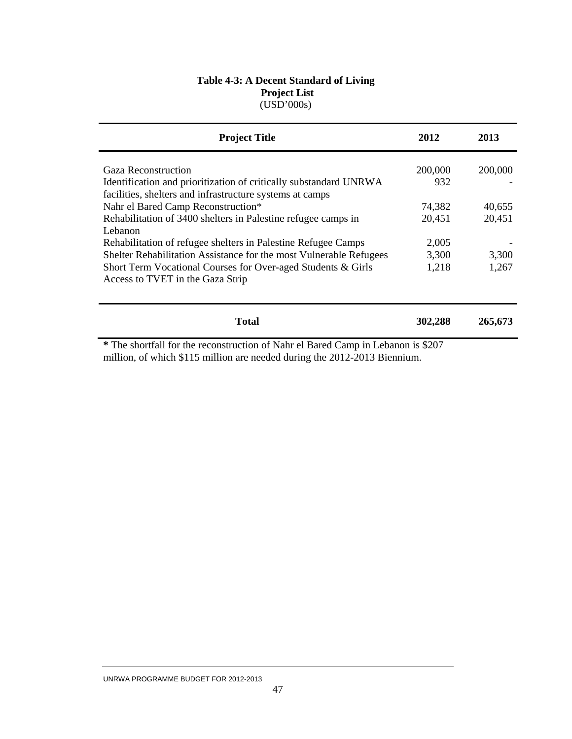**Table 4-3: A Decent Standard of Living**
**Project List**
(USD'000s)

| Project Title | 2012 | 2013 |
|---|---|---|
| Gaza Reconstruction | 200,000 | 200,000 |
| Identification and prioritization of critically substandard UNRWA facilities, shelters and infrastructure systems at camps | 932 | - |
| Nahr el Bared Camp Reconstruction* | 74,382 | 40,655 |
| Rehabilitation of 3400 shelters in Palestine refugee camps in Lebanon | 20,451 | 20,451 |
| Rehabilitation of refugee shelters in Palestine Refugee Camps | 2,005 | - |
| Shelter Rehabilitation Assistance for the most Vulnerable Refugees | 3,300 | 3,300 |
| Short Term Vocational Courses for Over-aged Students & Girls Access to TVET in the Gaza Strip | 1,218 | 1,267 |
| **Total** | **302,288** | **265,673** |

**\*** The shortfall for the reconstruction of Nahr el Bared Camp in Lebanon is $207 million, of which $115 million are needed during the 2012-2013 Biennium.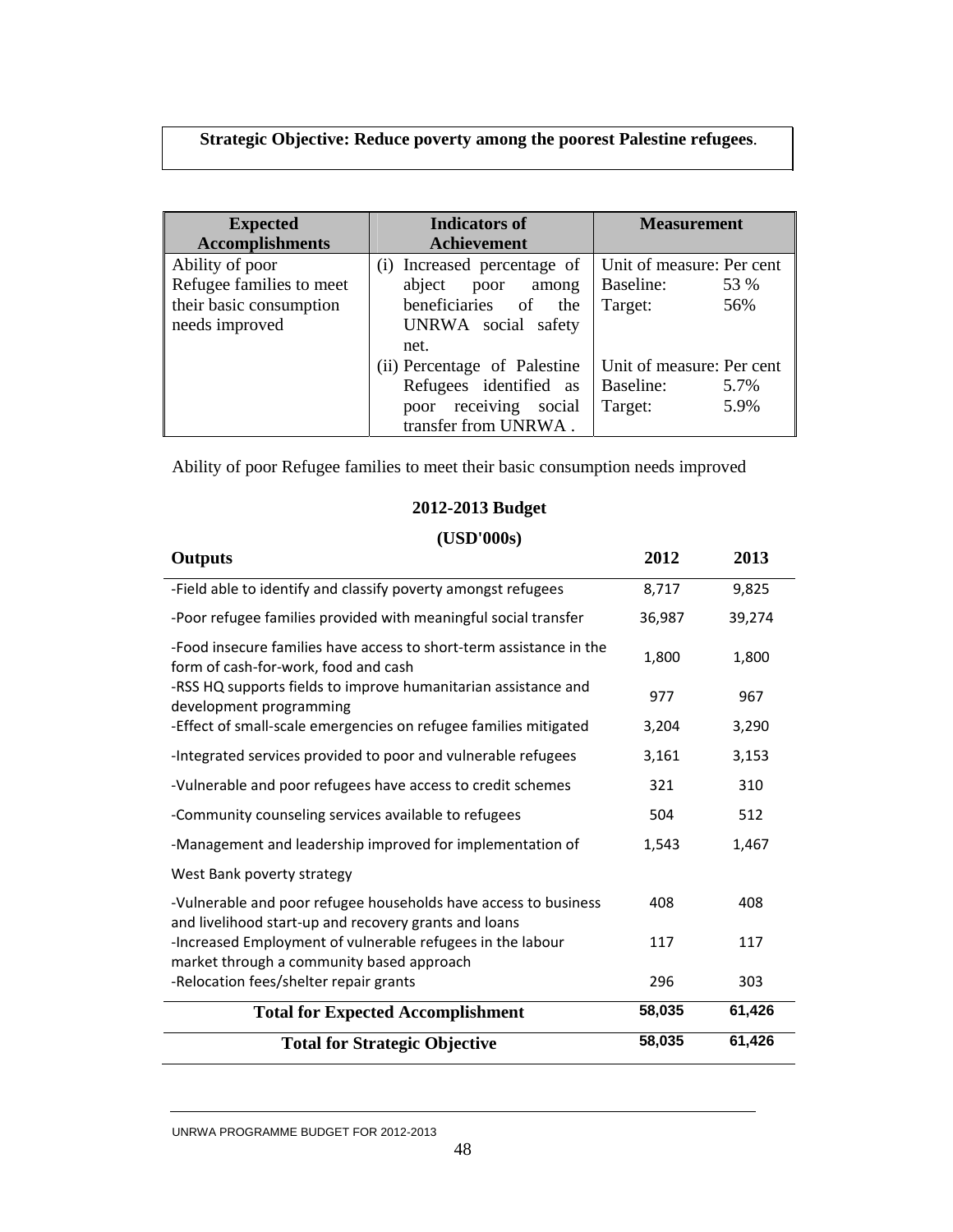**Strategic Objective: Reduce poverty among the poorest Palestine refugees**.

| Expected Accomplishments | Indicators of Achievement | Measurement |
|---|---|---|
| Ability of poor Refugee families to meet their basic consumption needs improved | (i) Increased percentage of abject poor among beneficiaries of the UNRWA social safety net. | Unit of measure: Per cent<br>Baseline: 53 %<br>Target: 56% |
| | (ii) Percentage of Palestine Refugees identified as poor receiving social transfer from UNRWA . | Unit of measure: Per cent<br>Baseline: 5.7%<br>Target: 5.9% |

Ability of poor Refugee families to meet their basic consumption needs improved

**2012-2013 Budget**

**(USD'000s)**

| Outputs | 2012 | 2013 |
|---|---|---|
| -Field able to identify and classify poverty amongst refugees | 8,717 | 9,825 |
| -Poor refugee families provided with meaningful social transfer | 36,987 | 39,274 |
| -Food insecure families have access to short-term assistance in the form of cash-for-work, food and cash | 1,800 | 1,800 |
| -RSS HQ supports fields to improve humanitarian assistance and development programming | 977 | 967 |
| -Effect of small-scale emergencies on refugee families mitigated | 3,204 | 3,290 |
| -Integrated services provided to poor and vulnerable refugees | 3,161 | 3,153 |
| -Vulnerable and poor refugees have access to credit schemes | 321 | 310 |
| -Community counseling services available to refugees | 504 | 512 |
| -Management and leadership improved for implementation of West Bank poverty strategy | 1,543 | 1,467 |
| -Vulnerable and poor refugee households have access to business and livelihood start-up and recovery grants and loans | 408 | 408 |
| -Increased Employment of vulnerable refugees in the labour market through a community based approach | 117 | 117 |
| -Relocation fees/shelter repair grants | 296 | 303 |
| **Total for Expected Accomplishment** | **58,035** | **61,426** |
| **Total for Strategic Objective** | **58,035** | **61,426** |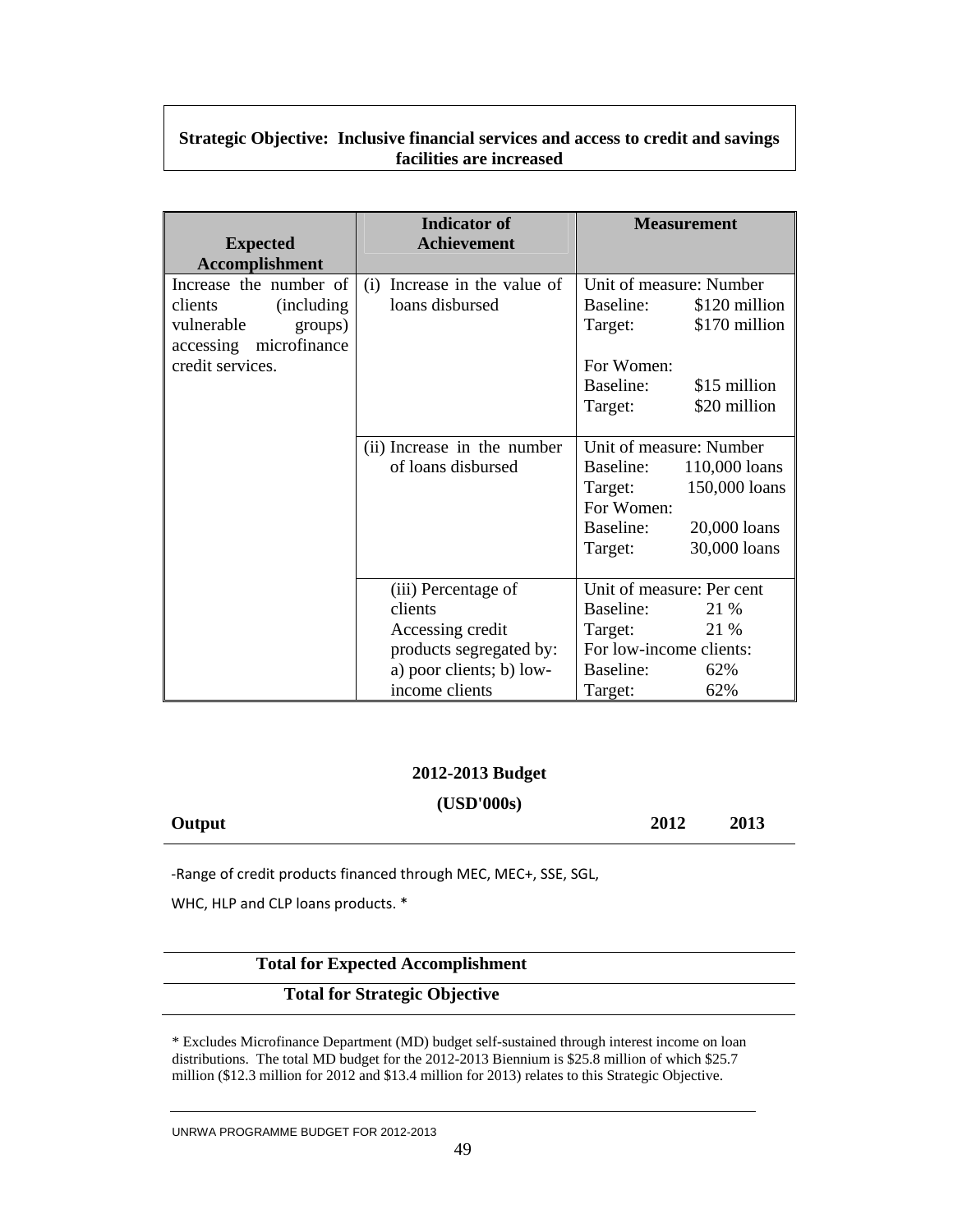**Strategic Objective: Inclusive financial services and access to credit and savings facilities are increased**

| Expected Accomplishment | Indicator of Achievement | Measurement |
|---|---|---|
| Increase the number of clients (including vulnerable groups) accessing microfinance credit services. | (i) Increase in the value of loans disbursed | Unit of measure: Number<br>Baseline: $120 million<br>Target: $170 million<br><br>For Women:<br>Baseline: $15 million<br>Target: $20 million |
| | (ii) Increase in the number of loans disbursed | Unit of measure: Number<br>Baseline: 110,000 loans<br>Target: 150,000 loans<br>For Women:<br>Baseline: 20,000 loans<br>Target: 30,000 loans |
| | (iii) Percentage of clients Accessing credit products segregated by: a) poor clients; b) low-income clients | Unit of measure: Per cent<br>Baseline: 21 %<br>Target: 21 %<br>For low-income clients:<br>Baseline: 62%<br>Target: 62% |

**2012-2013 Budget**

**(USD'000s)**

| **Output** | **2012** | **2013** |
|---|---|---|
| -Range of credit products financed through MEC, MEC+, SSE, SGL, WHC, HLP and CLP loans products. * | | |
| **Total for Expected Accomplishment** | | |
| **Total for Strategic Objective** | | |

\* Excludes Microfinance Department (MD) budget self-sustained through interest income on loan distributions. The total MD budget for the 2012-2013 Biennium is $25.8 million of which $25.7 million ($12.3 million for 2012 and $13.4 million for 2013) relates to this Strategic Objective.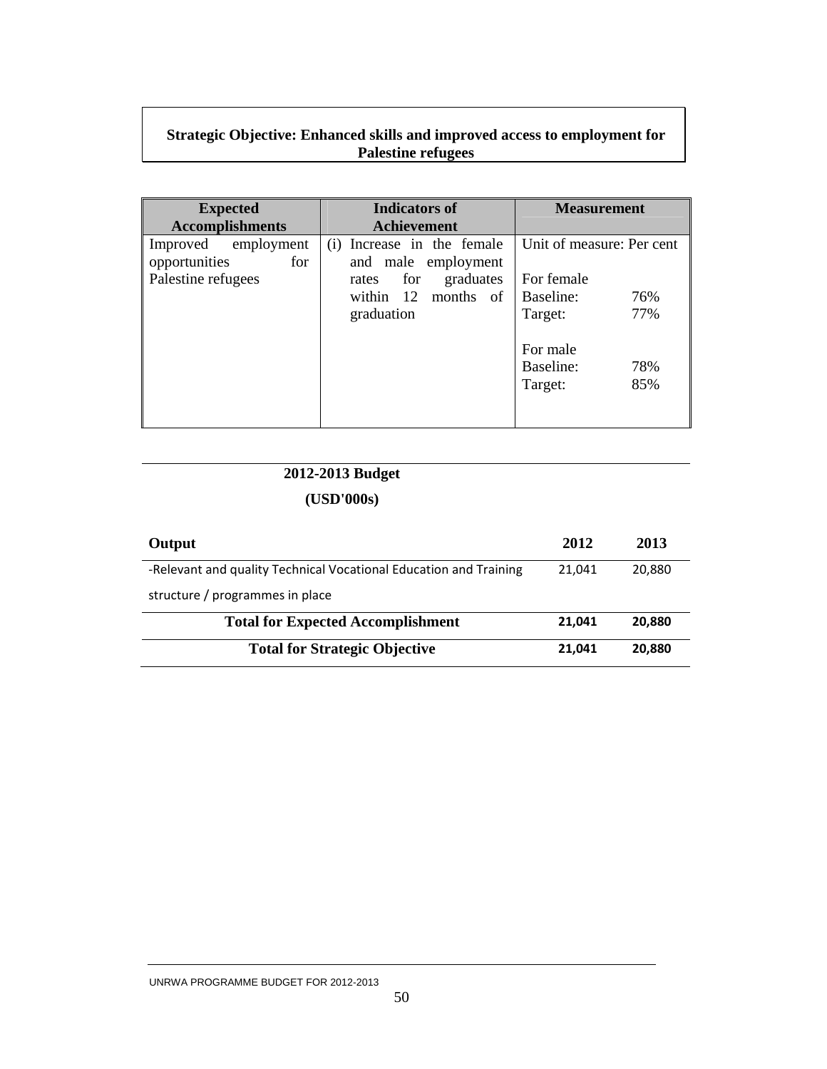**Strategic Objective: Enhanced skills and improved access to employment for Palestine refugees**

| Expected Accomplishments | Indicators of Achievement | Measurement |
|---|---|---|
| Improved employment opportunities for Palestine refugees | (i) Increase in the female and male employment rates for graduates within 12 months of graduation | Unit of measure: Per cent<br><br>For female<br>Baseline: 76%<br>Target: 77%<br><br>For male<br>Baseline: 78%<br>Target: 85% |

**2012-2013 Budget**

**(USD'000s)**

| Output | 2012 | 2013 |
|---|---|---|
| -Relevant and quality Technical Vocational Education and Training structure / programmes in place | 21,041 | 20,880 |
| **Total for Expected Accomplishment** | **21,041** | **20,880** |
| **Total for Strategic Objective** | **21,041** | **20,880** |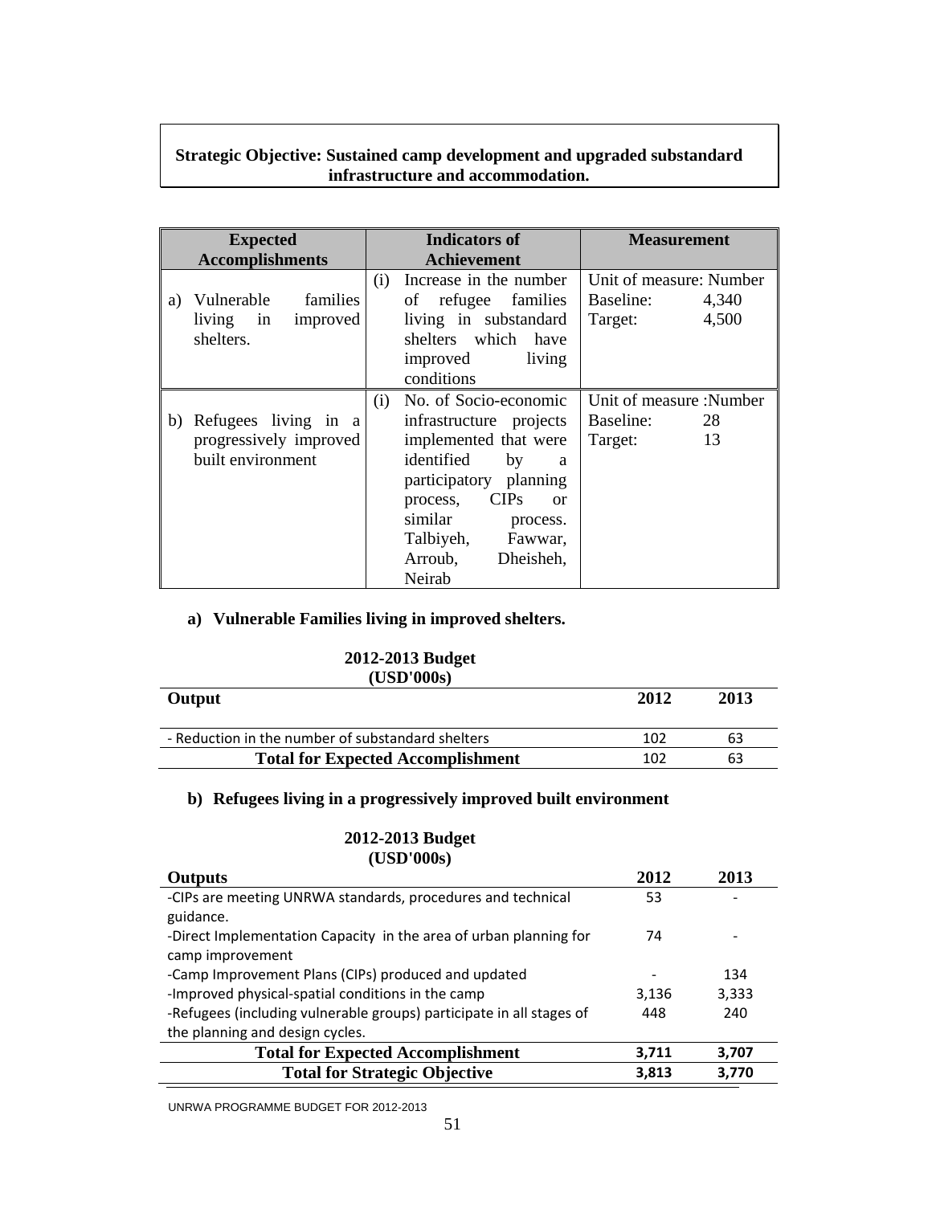**Strategic Objective: Sustained camp development and upgraded substandard infrastructure and accommodation.**

| Expected Accomplishments | Indicators of Achievement | Measurement |
|---|---|---|
| a) Vulnerable families living in improved shelters. | (i) Increase in the number of refugee families living in substandard shelters which have improved living conditions | Unit of measure: Number<br>Baseline: 4,340<br>Target: 4,500 |
| b) Refugees living in a progressively improved built environment | (i) No. of Socio-economic infrastructure projects implemented that were identified by a participatory planning process, CIPs or similar process. Talbiyeh, Fawwar, Arroub, Dheisheh, Neirab | Unit of measure :Number<br>Baseline: 28<br>Target: 13 |

**a) Vulnerable Families living in improved shelters.**

**2012-2013 Budget (USD'000s)**

| Output | 2012 | 2013 |
|---|---|---|
| - Reduction in the number of substandard shelters | 102 | 63 |
| **Total for Expected Accomplishment** | 102 | 63 |

**b) Refugees living in a progressively improved built environment**

**2012-2013 Budget (USD'000s)**

| Outputs | 2012 | 2013 |
|---|---|---|
| -CIPs are meeting UNRWA standards, procedures and technical guidance. | 53 | - |
| -Direct Implementation Capacity in the area of urban planning for camp improvement | 74 | - |
| -Camp Improvement Plans (CIPs) produced and updated | - | 134 |
| -Improved physical-spatial conditions in the camp | 3,136 | 3,333 |
| -Refugees (including vulnerable groups) participate in all stages of the planning and design cycles. | 448 | 240 |
| **Total for Expected Accomplishment** | **3,711** | **3,707** |
| **Total for Strategic Objective** | **3,813** | **3,770** |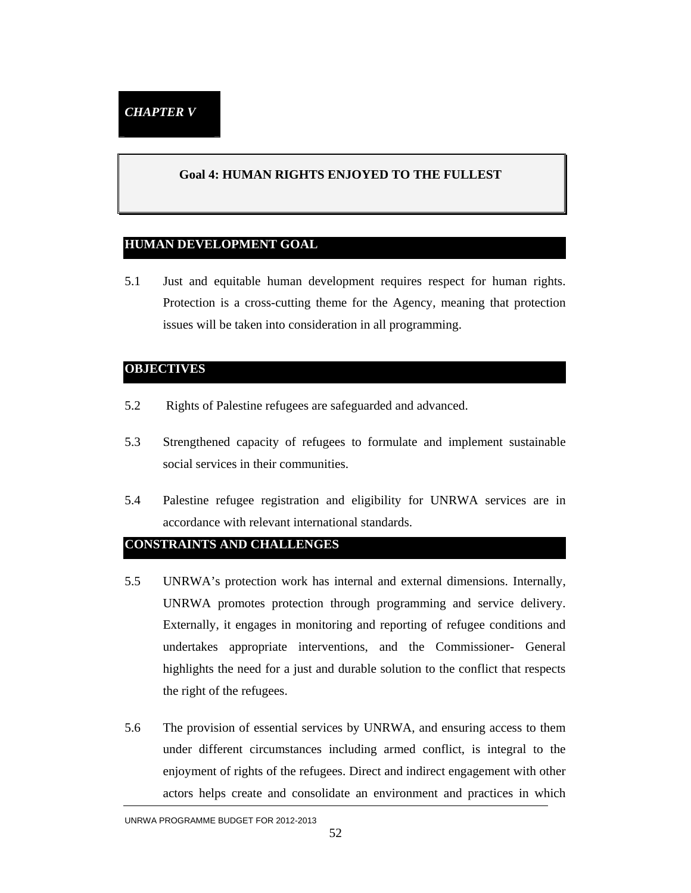*CHAPTER V*

# Goal 4: HUMAN RIGHTS ENJOYED TO THE FULLEST

## HUMAN DEVELOPMENT GOAL

5.1 Just and equitable human development requires respect for human rights. Protection is a cross-cutting theme for the Agency, meaning that protection issues will be taken into consideration in all programming.

## OBJECTIVES

5.2 Rights of Palestine refugees are safeguarded and advanced.

5.3 Strengthened capacity of refugees to formulate and implement sustainable social services in their communities.

5.4 Palestine refugee registration and eligibility for UNRWA services are in accordance with relevant international standards.

## CONSTRAINTS AND CHALLENGES

5.5 UNRWA's protection work has internal and external dimensions. Internally, UNRWA promotes protection through programming and service delivery. Externally, it engages in monitoring and reporting of refugee conditions and undertakes appropriate interventions, and the Commissioner- General highlights the need for a just and durable solution to the conflict that respects the right of the refugees.

5.6 The provision of essential services by UNRWA, and ensuring access to them under different circumstances including armed conflict, is integral to the enjoyment of rights of the refugees. Direct and indirect engagement with other actors helps create and consolidate an environment and practices in which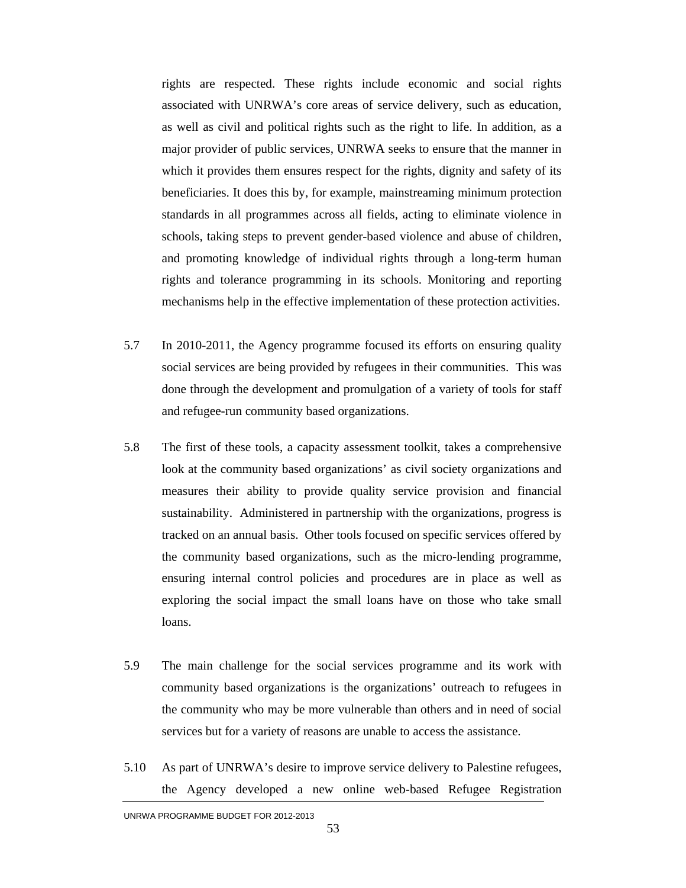rights are respected. These rights include economic and social rights associated with UNRWA's core areas of service delivery, such as education, as well as civil and political rights such as the right to life. In addition, as a major provider of public services, UNRWA seeks to ensure that the manner in which it provides them ensures respect for the rights, dignity and safety of its beneficiaries. It does this by, for example, mainstreaming minimum protection standards in all programmes across all fields, acting to eliminate violence in schools, taking steps to prevent gender-based violence and abuse of children, and promoting knowledge of individual rights through a long-term human rights and tolerance programming in its schools. Monitoring and reporting mechanisms help in the effective implementation of these protection activities.

5.7 In 2010-2011, the Agency programme focused its efforts on ensuring quality social services are being provided by refugees in their communities. This was done through the development and promulgation of a variety of tools for staff and refugee-run community based organizations.

5.8 The first of these tools, a capacity assessment toolkit, takes a comprehensive look at the community based organizations' as civil society organizations and measures their ability to provide quality service provision and financial sustainability. Administered in partnership with the organizations, progress is tracked on an annual basis. Other tools focused on specific services offered by the community based organizations, such as the micro-lending programme, ensuring internal control policies and procedures are in place as well as exploring the social impact the small loans have on those who take small loans.

5.9 The main challenge for the social services programme and its work with community based organizations is the organizations' outreach to refugees in the community who may be more vulnerable than others and in need of social services but for a variety of reasons are unable to access the assistance.

5.10 As part of UNRWA's desire to improve service delivery to Palestine refugees, the Agency developed a new online web-based Refugee Registration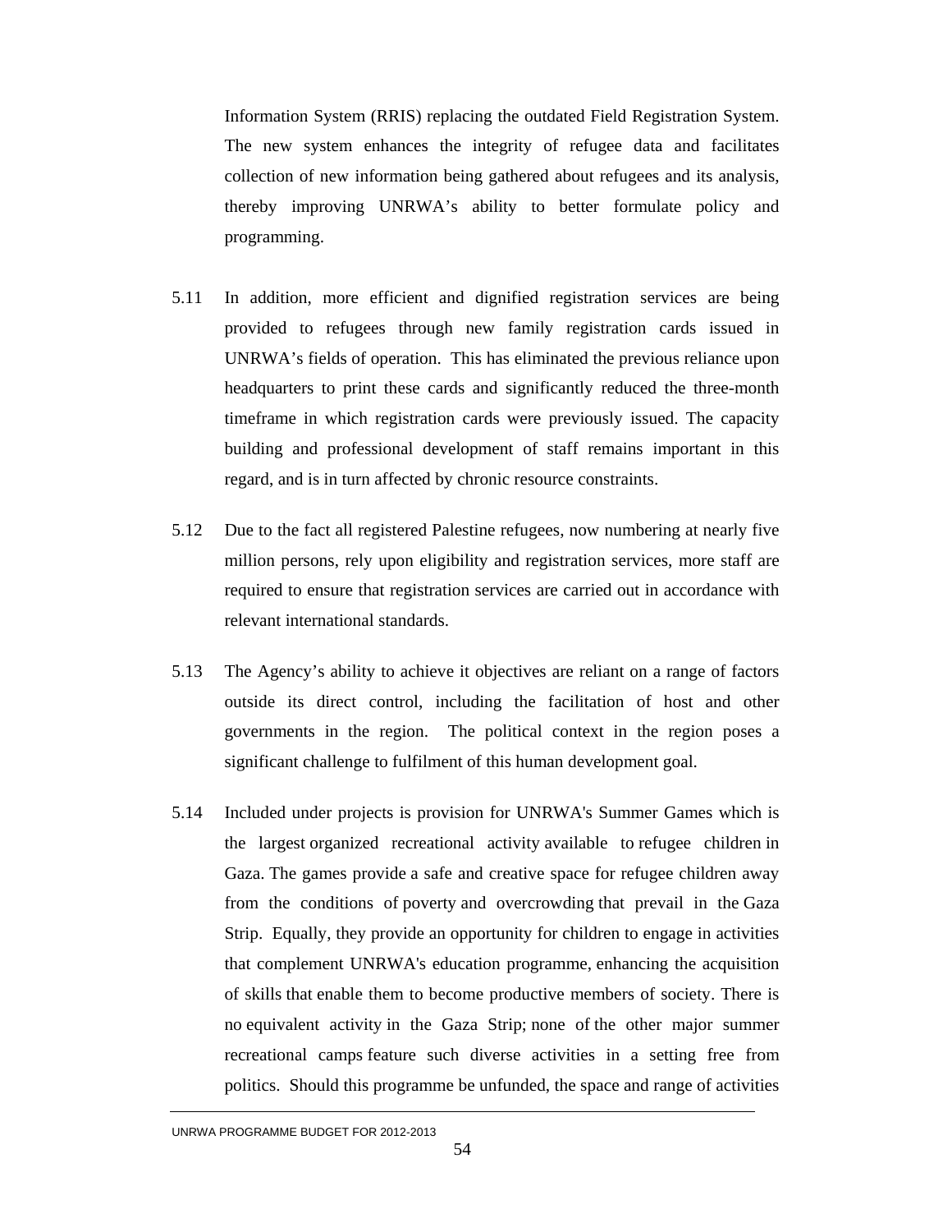Information System (RRIS) replacing the outdated Field Registration System. The new system enhances the integrity of refugee data and facilitates collection of new information being gathered about refugees and its analysis, thereby improving UNRWA's ability to better formulate policy and programming.

5.11 In addition, more efficient and dignified registration services are being provided to refugees through new family registration cards issued in UNRWA's fields of operation. This has eliminated the previous reliance upon headquarters to print these cards and significantly reduced the three-month timeframe in which registration cards were previously issued. The capacity building and professional development of staff remains important in this regard, and is in turn affected by chronic resource constraints.

5.12 Due to the fact all registered Palestine refugees, now numbering at nearly five million persons, rely upon eligibility and registration services, more staff are required to ensure that registration services are carried out in accordance with relevant international standards.

5.13 The Agency's ability to achieve it objectives are reliant on a range of factors outside its direct control, including the facilitation of host and other governments in the region. The political context in the region poses a significant challenge to fulfilment of this human development goal.

5.14 Included under projects is provision for UNRWA's Summer Games which is the largest organized recreational activity available to refugee children in Gaza. The games provide a safe and creative space for refugee children away from the conditions of poverty and overcrowding that prevail in the Gaza Strip. Equally, they provide an opportunity for children to engage in activities that complement UNRWA's education programme, enhancing the acquisition of skills that enable them to become productive members of society. There is no equivalent activity in the Gaza Strip; none of the other major summer recreational camps feature such diverse activities in a setting free from politics. Should this programme be unfunded, the space and range of activities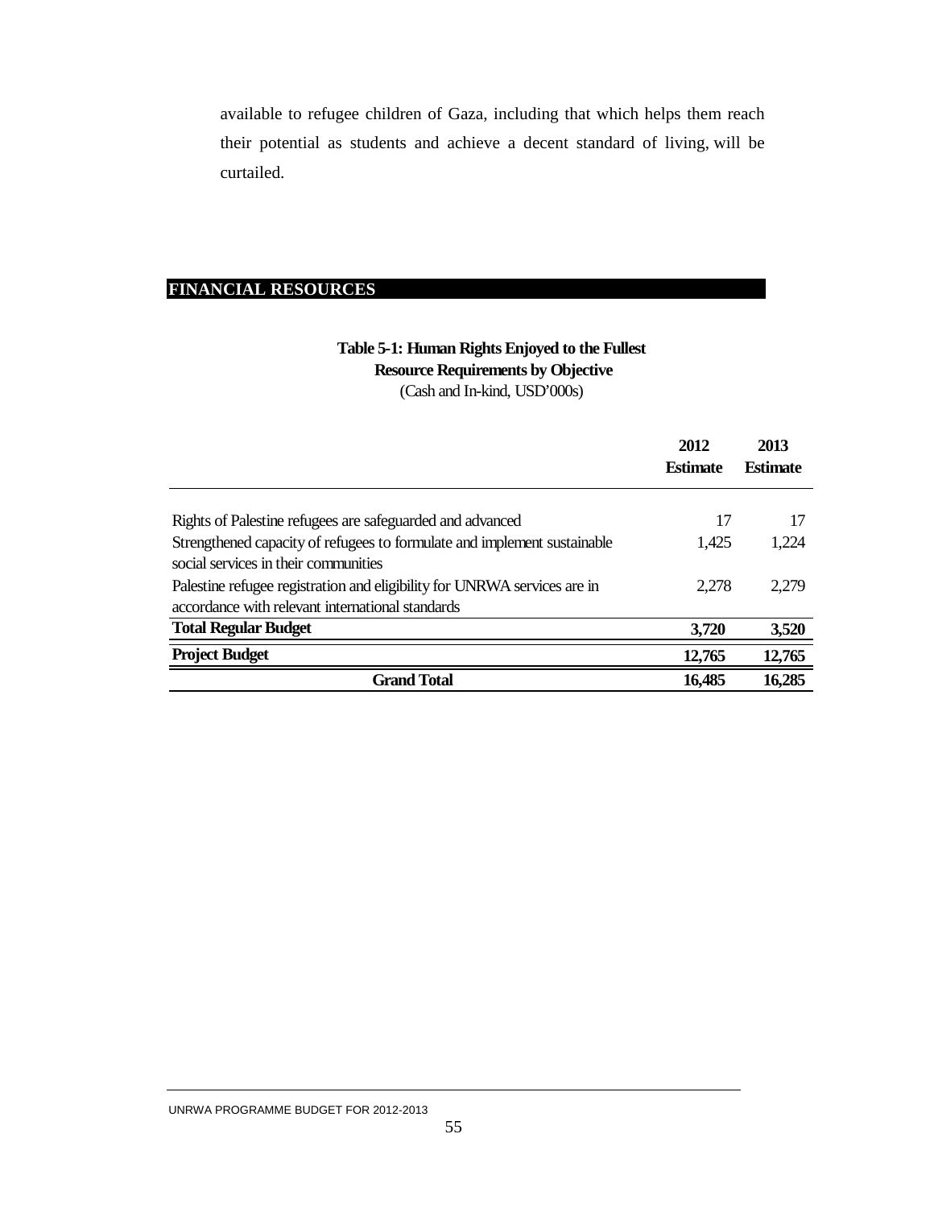available to refugee children of Gaza, including that which helps them reach their potential as students and achieve a decent standard of living, will be curtailed.

## FINANCIAL RESOURCES

**Table 5-1: Human Rights Enjoyed to the Fullest**
**Resource Requirements by Objective**
(Cash and In-kind, USD'000s)

| | 2012 Estimate | 2013 Estimate |
|---|---|---|
| Rights of Palestine refugees are safeguarded and advanced | 17 | 17 |
| Strengthened capacity of refugees to formulate and implement sustainable social services in their communities | 1,425 | 1,224 |
| Palestine refugee registration and eligibility for UNRWA services are in accordance with relevant international standards | 2,278 | 2,279 |
| **Total Regular Budget** | **3,720** | **3,520** |
| **Project Budget** | **12,765** | **12,765** |
| **Grand Total** | **16,485** | **16,285** |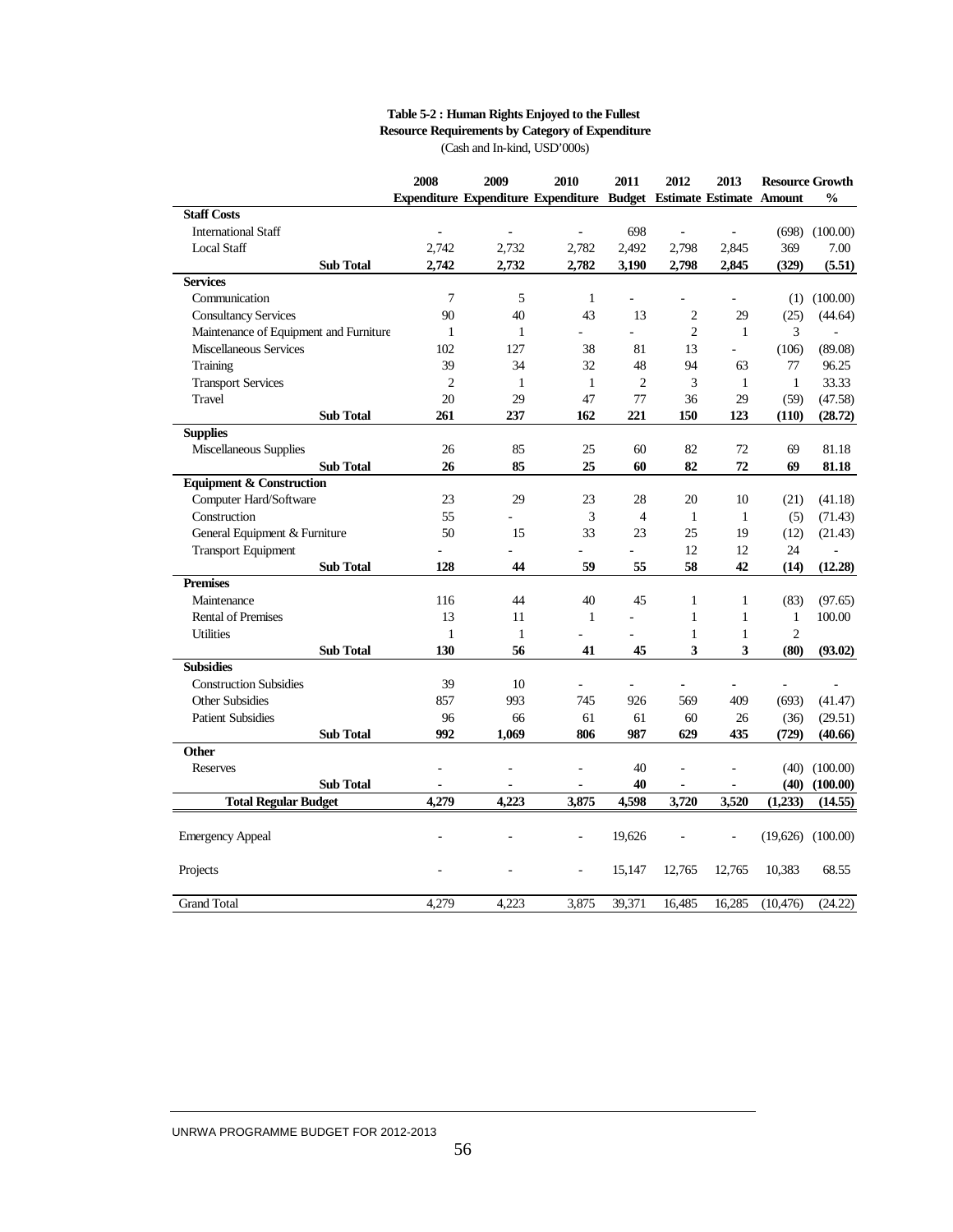**Table 5-2 : Human Rights Enjoyed to the Fullest**
**Resource Requirements by Category of Expenditure**
(Cash and In-kind, USD'000s)

| | 2008 Expenditure | 2009 Expenditure | 2010 Expenditure | 2011 Budget | 2012 Estimate | 2013 Estimate | Resource Growth Amount | Resource Growth % |
|---|---|---|---|---|---|---|---|---|
| **Staff Costs** | | | | | | | | |
| International Staff | - | - | - | 698 | - | - | (698) | (100.00) |
| Local Staff | 2,742 | 2,732 | 2,782 | 2,492 | 2,798 | 2,845 | 369 | 7.00 |
| **Sub Total** | **2,742** | **2,732** | **2,782** | **3,190** | **2,798** | **2,845** | **(329)** | **(5.51)** |
| **Services** | | | | | | | | |
| Communication | 7 | 5 | 1 | - | - | - | (1) | (100.00) |
| Consultancy Services | 90 | 40 | 43 | 13 | 2 | 29 | (25) | (44.64) |
| Maintenance of Equipment and Furniture | 1 | 1 | - | - | 2 | 1 | 3 | - |
| Miscellaneous Services | 102 | 127 | 38 | 81 | 13 | - | (106) | (89.08) |
| Training | 39 | 34 | 32 | 48 | 94 | 63 | 77 | 96.25 |
| Transport Services | 2 | 1 | 1 | 2 | 3 | 1 | 1 | 33.33 |
| Travel | 20 | 29 | 47 | 77 | 36 | 29 | (59) | (47.58) |
| **Sub Total** | **261** | **237** | **162** | **221** | **150** | **123** | **(110)** | **(28.72)** |
| **Supplies** | | | | | | | | |
| Miscellaneous Supplies | 26 | 85 | 25 | 60 | 82 | 72 | 69 | 81.18 |
| **Sub Total** | **26** | **85** | **25** | **60** | **82** | **72** | **69** | **81.18** |
| **Equipment & Construction** | | | | | | | | |
| Computer Hard/Software | 23 | 29 | 23 | 28 | 20 | 10 | (21) | (41.18) |
| Construction | 55 | - | 3 | 4 | 1 | 1 | (5) | (71.43) |
| General Equipment & Furniture | 50 | 15 | 33 | 23 | 25 | 19 | (12) | (21.43) |
| Transport Equipment | - | - | - | - | 12 | 12 | 24 | - |
| **Sub Total** | **128** | **44** | **59** | **55** | **58** | **42** | **(14)** | **(12.28)** |
| **Premises** | | | | | | | | |
| Maintenance | 116 | 44 | 40 | 45 | 1 | 1 | (83) | (97.65) |
| Rental of Premises | 13 | 11 | 1 | - | 1 | 1 | 1 | 100.00 |
| Utilities | 1 | 1 | - | - | 1 | 1 | 2 | |
| **Sub Total** | **130** | **56** | **41** | **45** | **3** | **3** | **(80)** | **(93.02)** |
| **Subsidies** | | | | | | | | |
| Construction Subsidies | 39 | 10 | - | - | - | - | - | - |
| Other Subsidies | 857 | 993 | 745 | 926 | 569 | 409 | (693) | (41.47) |
| Patient Subsidies | 96 | 66 | 61 | 61 | 60 | 26 | (36) | (29.51) |
| **Sub Total** | **992** | **1,069** | **806** | **987** | **629** | **435** | **(729)** | **(40.66)** |
| **Other** | | | | | | | | |
| Reserves | - | - | - | 40 | - | - | (40) | (100.00) |
| **Sub Total** | **-** | **-** | **-** | **40** | **-** | **-** | **(40)** | **(100.00)** |
| **Total Regular Budget** | **4,279** | **4,223** | **3,875** | **4,598** | **3,720** | **3,520** | **(1,233)** | **(14.55)** |
| Emergency Appeal | - | - | - | 19,626 | - | - | (19,626) | (100.00) |
| Projects | - | - | - | 15,147 | 12,765 | 12,765 | 10,383 | 68.55 |
| Grand Total | 4,279 | 4,223 | 3,875 | 39,371 | 16,485 | 16,285 | (10,476) | (24.22) |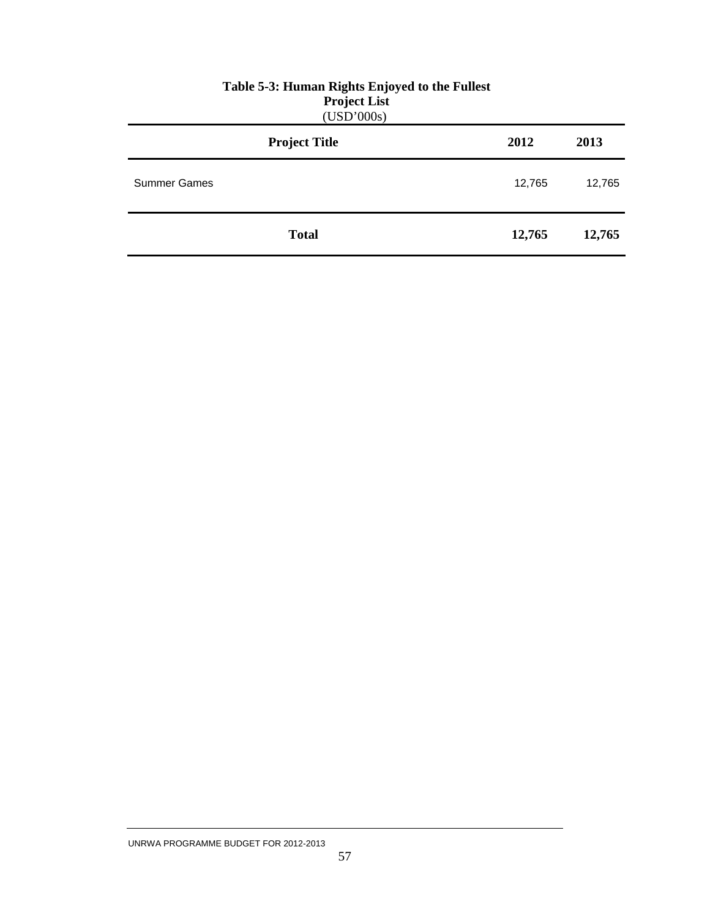**Table 5-3: Human Rights Enjoyed to the Fullest**
**Project List**
(USD'000s)

| Project Title | 2012 | 2013 |
|---|---|---|
| Summer Games | 12,765 | 12,765 |
| **Total** | **12,765** | **12,765** |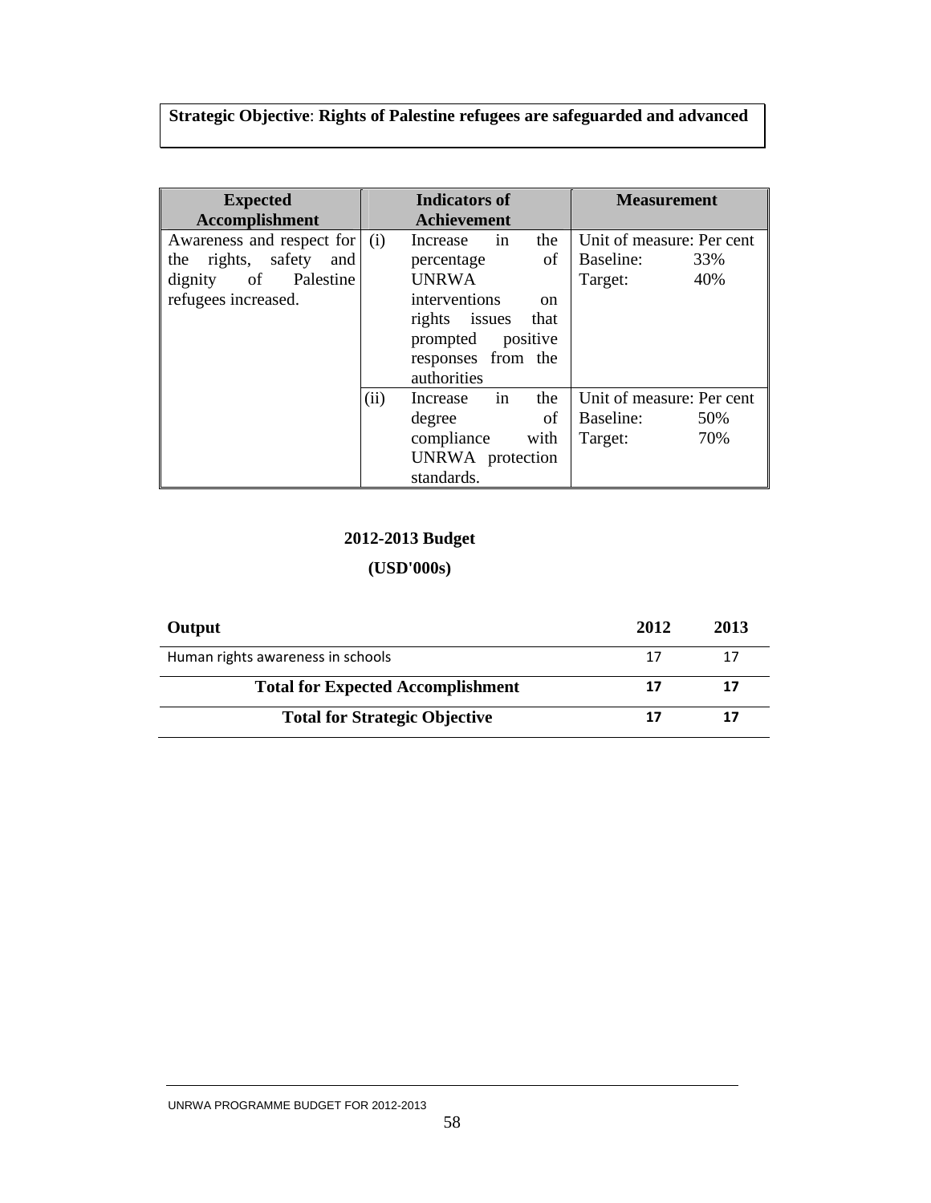**Strategic Objective**: **Rights of Palestine refugees are safeguarded and advanced**

| Expected Accomplishment | Indicators of Achievement | Measurement |
|---|---|---|
| Awareness and respect for the rights, safety and dignity of Palestine refugees increased. | (i) Increase in the percentage of UNRWA interventions on rights issues that prompted positive responses from the authorities | Unit of measure: Per cent<br>Baseline: 33%<br>Target: 40% |
| | (ii) Increase in the degree of compliance with UNRWA protection standards. | Unit of measure: Per cent<br>Baseline: 50%<br>Target: 70% |

**2012-2013 Budget**

**(USD'000s)**

| Output | 2012 | 2013 |
|---|---|---|
| Human rights awareness in schools | 17 | 17 |
| **Total for Expected Accomplishment** | **17** | **17** |
| **Total for Strategic Objective** | **17** | **17** |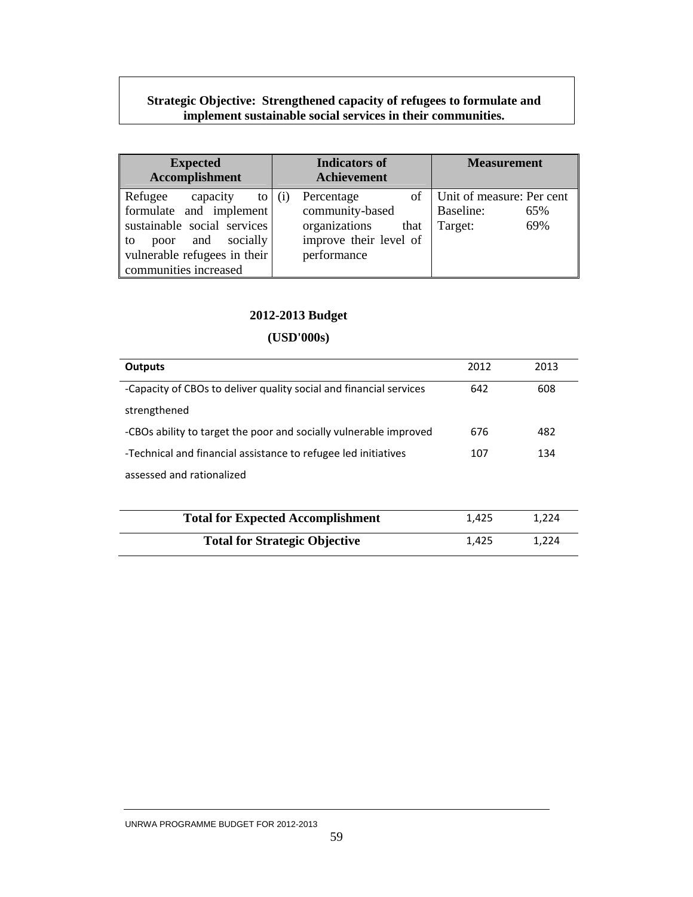**Strategic Objective: Strengthened capacity of refugees to formulate and implement sustainable social services in their communities.**

| Expected Accomplishment | Indicators of Achievement | Measurement |
|---|---|---|
| Refugee capacity to formulate and implement sustainable social services to poor and socially vulnerable refugees in their communities increased | (i) Percentage of community-based organizations that improve their level of performance | Unit of measure: Per cent<br>Baseline: 65%<br>Target: 69% |

**2012-2013 Budget**

**(USD'000s)**

| Outputs | 2012 | 2013 |
|---|---|---|
| -Capacity of CBOs to deliver quality social and financial services strengthened | 642 | 608 |
| -CBOs ability to target the poor and socially vulnerable improved | 676 | 482 |
| -Technical and financial assistance to refugee led initiatives assessed and rationalized | 107 | 134 |
| **Total for Expected Accomplishment** | 1,425 | 1,224 |
| **Total for Strategic Objective** | 1,425 | 1,224 |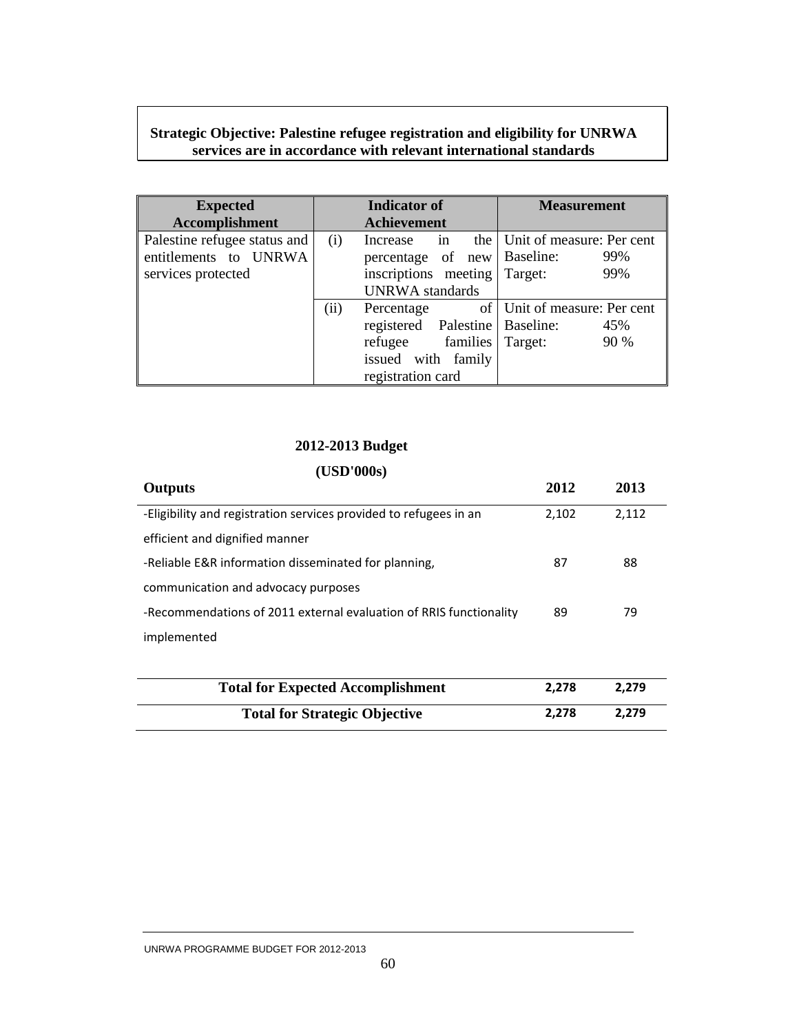**Strategic Objective: Palestine refugee registration and eligibility for UNRWA services are in accordance with relevant international standards**

| Expected Accomplishment | | Indicator of Achievement | Measurement |
|---|---|---|---|
| Palestine refugee status and entitlements to UNRWA services protected | (i) | Increase in the percentage of new inscriptions meeting UNRWA standards | Unit of measure: Per cent<br>Baseline: 99%<br>Target: 99% |
| | (ii) | Percentage of registered Palestine refugee families issued with family registration card | Unit of measure: Per cent<br>Baseline: 45%<br>Target: 90 % |

**2012-2013 Budget**

**(USD'000s)**

| **Outputs** | **2012** | **2013** |
|---|---|---|
| -Eligibility and registration services provided to refugees in an efficient and dignified manner | 2,102 | 2,112 |
| -Reliable E&R information disseminated for planning, communication and advocacy purposes | 87 | 88 |
| -Recommendations of 2011 external evaluation of RRIS functionality implemented | 89 | 79 |
| **Total for Expected Accomplishment** | **2,278** | **2,279** |
| **Total for Strategic Objective** | **2,278** | **2,279** |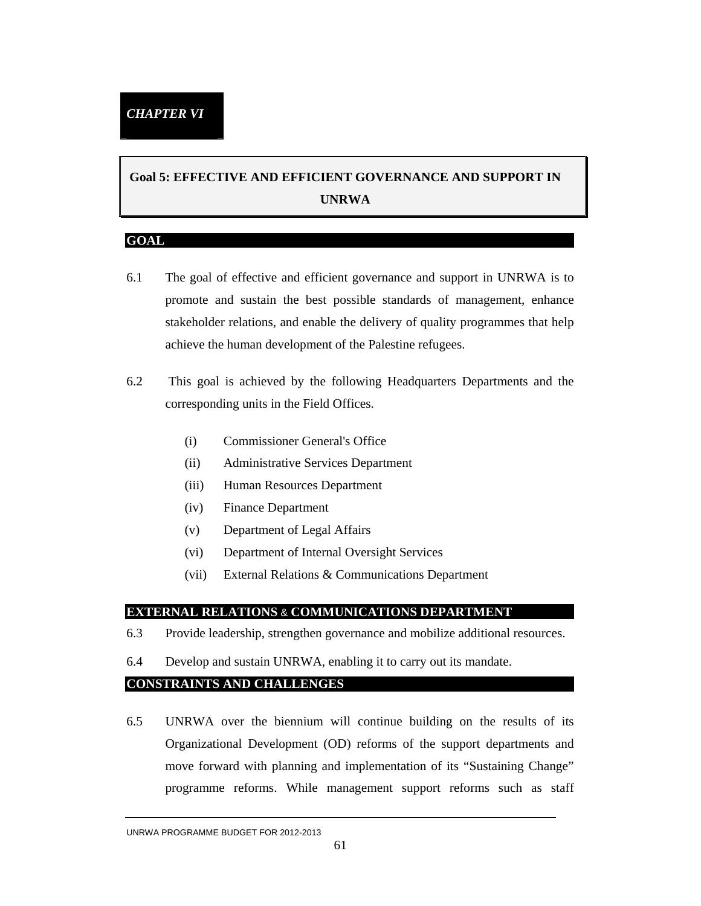*CHAPTER VI*

# Goal 5: EFFECTIVE AND EFFICIENT GOVERNANCE AND SUPPORT IN UNRWA

## GOAL

6.1 The goal of effective and efficient governance and support in UNRWA is to promote and sustain the best possible standards of management, enhance stakeholder relations, and enable the delivery of quality programmes that help achieve the human development of the Palestine refugees.

6.2 This goal is achieved by the following Headquarters Departments and the corresponding units in the Field Offices.

- (i) Commissioner General's Office
- (ii) Administrative Services Department
- (iii) Human Resources Department
- (iv) Finance Department
- (v) Department of Legal Affairs
- (vi) Department of Internal Oversight Services
- (vii) External Relations & Communications Department

## EXTERNAL RELATIONS & COMMUNICATIONS DEPARTMENT

6.3 Provide leadership, strengthen governance and mobilize additional resources.

6.4 Develop and sustain UNRWA, enabling it to carry out its mandate.

## CONSTRAINTS AND CHALLENGES

6.5 UNRWA over the biennium will continue building on the results of its Organizational Development (OD) reforms of the support departments and move forward with planning and implementation of its "Sustaining Change" programme reforms. While management support reforms such as staff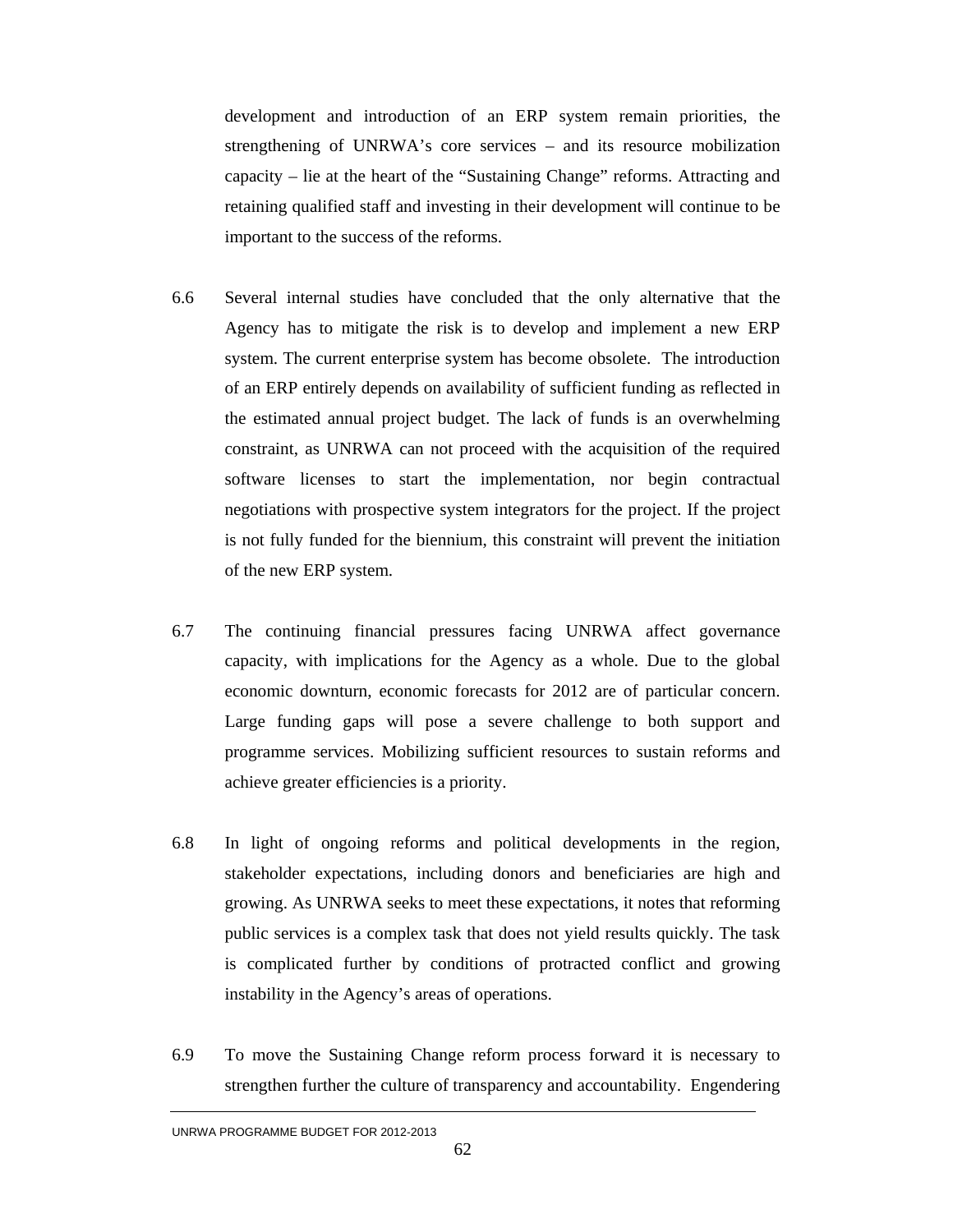development and introduction of an ERP system remain priorities, the strengthening of UNRWA's core services – and its resource mobilization capacity – lie at the heart of the "Sustaining Change" reforms. Attracting and retaining qualified staff and investing in their development will continue to be important to the success of the reforms.

6.6 Several internal studies have concluded that the only alternative that the Agency has to mitigate the risk is to develop and implement a new ERP system. The current enterprise system has become obsolete. The introduction of an ERP entirely depends on availability of sufficient funding as reflected in the estimated annual project budget. The lack of funds is an overwhelming constraint, as UNRWA can not proceed with the acquisition of the required software licenses to start the implementation, nor begin contractual negotiations with prospective system integrators for the project. If the project is not fully funded for the biennium, this constraint will prevent the initiation of the new ERP system.

6.7 The continuing financial pressures facing UNRWA affect governance capacity, with implications for the Agency as a whole. Due to the global economic downturn, economic forecasts for 2012 are of particular concern. Large funding gaps will pose a severe challenge to both support and programme services. Mobilizing sufficient resources to sustain reforms and achieve greater efficiencies is a priority.

6.8 In light of ongoing reforms and political developments in the region, stakeholder expectations, including donors and beneficiaries are high and growing. As UNRWA seeks to meet these expectations, it notes that reforming public services is a complex task that does not yield results quickly. The task is complicated further by conditions of protracted conflict and growing instability in the Agency's areas of operations.

6.9 To move the Sustaining Change reform process forward it is necessary to strengthen further the culture of transparency and accountability. Engendering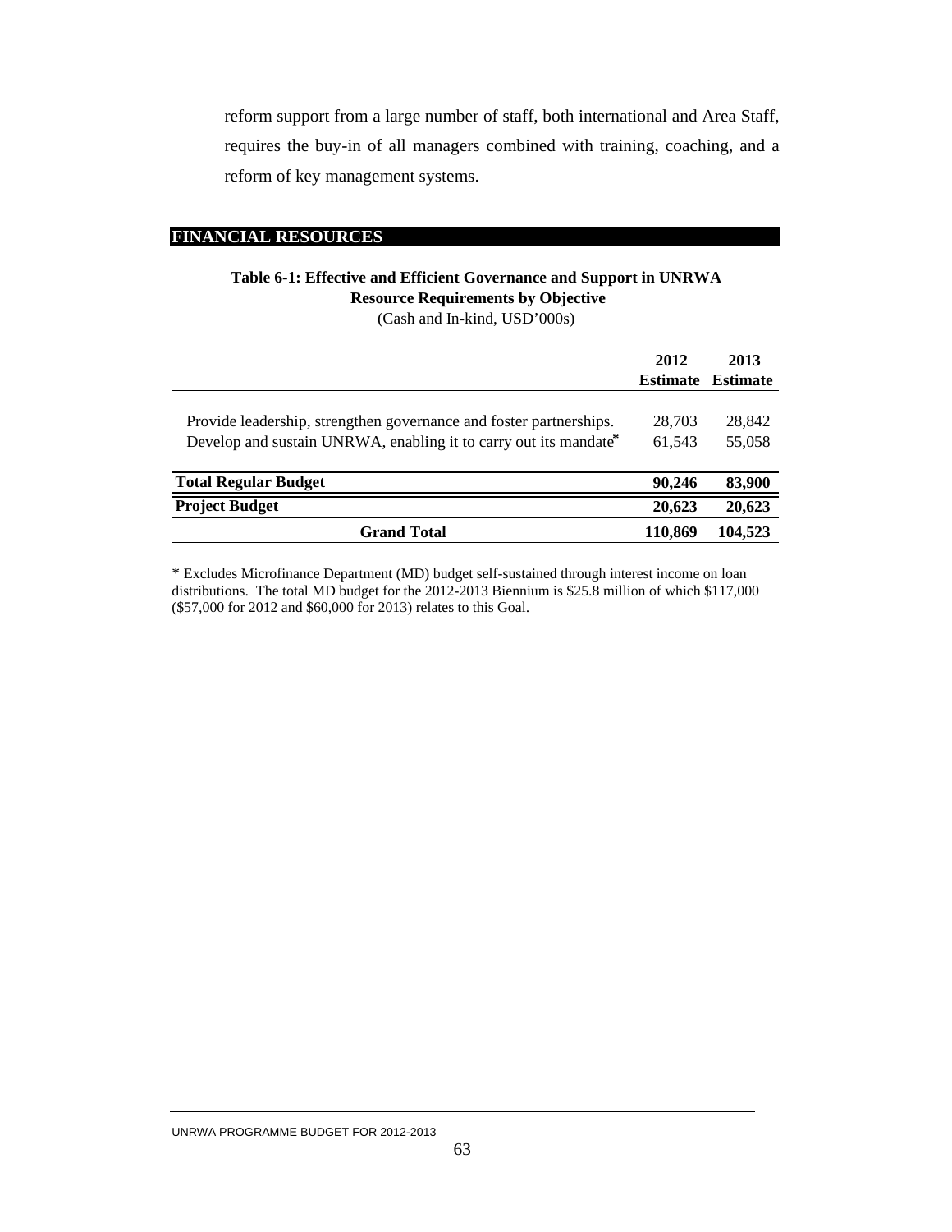reform support from a large number of staff, both international and Area Staff, requires the buy-in of all managers combined with training, coaching, and a reform of key management systems.

## FINANCIAL RESOURCES

**Table 6-1: Effective and Efficient Governance and Support in UNRWA**
**Resource Requirements by Objective**
(Cash and In-kind, USD'000s)

| | 2012 Estimate | 2013 Estimate |
|---|---|---|
| Provide leadership, strengthen governance and foster partnerships. | 28,703 | 28,842 |
| Develop and sustain UNRWA, enabling it to carry out its mandate* | 61,543 | 55,058 |
| **Total Regular Budget** | **90,246** | **83,900** |
| **Project Budget** | **20,623** | **20,623** |
| **Grand Total** | **110,869** | **104,523** |

* Excludes Microfinance Department (MD) budget self-sustained through interest income on loan distributions. The total MD budget for the 2012-2013 Biennium is $25.8 million of which $117,000 ($57,000 for 2012 and $60,000 for 2013) relates to this Goal.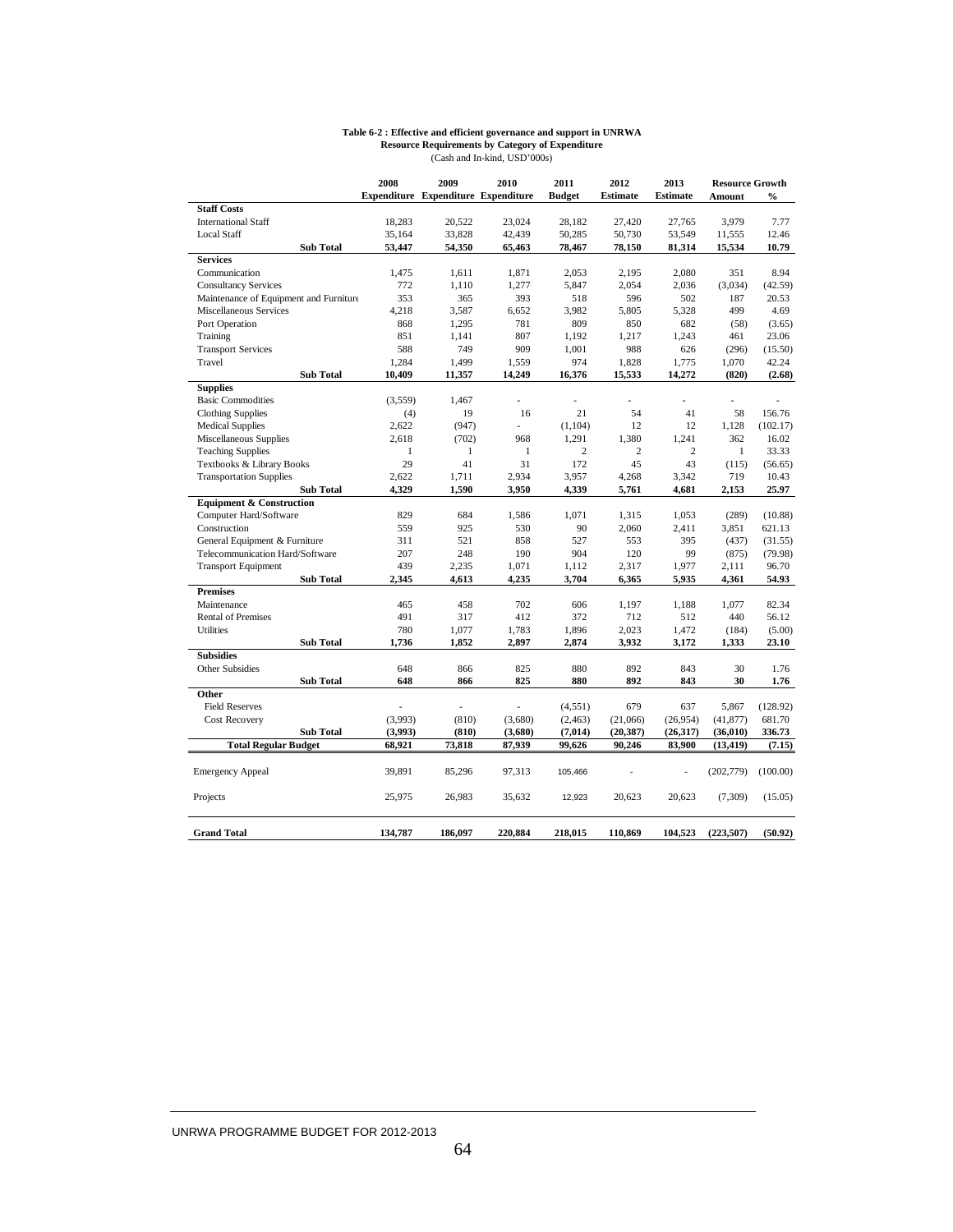**Table 6-2 : Effective and efficient governance and support in UNRWA**
**Resource Requirements by Category of Expenditure**
(Cash and In-kind, USD'000s)

| | 2008 Expenditure | 2009 Expenditure | 2010 Expenditure | 2011 Budget | 2012 Estimate | 2013 Estimate | Resource Growth Amount | Resource Growth % |
|---|---|---|---|---|---|---|---|---|
| **Staff Costs** | | | | | | | | |
| International Staff | 18,283 | 20,522 | 23,024 | 28,182 | 27,420 | 27,765 | 3,979 | 7.77 |
| Local Staff | 35,164 | 33,828 | 42,439 | 50,285 | 50,730 | 53,549 | 11,555 | 12.46 |
| **Sub Total** | **53,447** | **54,350** | **65,463** | **78,467** | **78,150** | **81,314** | **15,534** | **10.79** |
| **Services** | | | | | | | | |
| Communication | 1,475 | 1,611 | 1,871 | 2,053 | 2,195 | 2,080 | 351 | 8.94 |
| Consultancy Services | 772 | 1,110 | 1,277 | 5,847 | 2,054 | 2,036 | (3,034) | (42.59) |
| Maintenance of Equipment and Furniture | 353 | 365 | 393 | 518 | 596 | 502 | 187 | 20.53 |
| Miscellaneous Services | 4,218 | 3,587 | 6,652 | 3,982 | 5,805 | 5,328 | 499 | 4.69 |
| Port Operation | 868 | 1,295 | 781 | 809 | 850 | 682 | (58) | (3.65) |
| Training | 851 | 1,141 | 807 | 1,192 | 1,217 | 1,243 | 461 | 23.06 |
| Transport Services | 588 | 749 | 909 | 1,001 | 988 | 626 | (296) | (15.50) |
| Travel | 1,284 | 1,499 | 1,559 | 974 | 1,828 | 1,775 | 1,070 | 42.24 |
| **Sub Total** | **10,409** | **11,357** | **14,249** | **16,376** | **15,533** | **14,272** | **(820)** | **(2.68)** |
| **Supplies** | | | | | | | | |
| Basic Commodities | (3,559) | 1,467 | - | - | - | - | - | - |
| Clothing Supplies | (4) | 19 | 16 | 21 | 54 | 41 | 58 | 156.76 |
| Medical Supplies | 2,622 | (947) | - | (1,104) | 12 | 12 | 1,128 | (102.17) |
| Miscellaneous Supplies | 2,618 | (702) | 968 | 1,291 | 1,380 | 1,241 | 362 | 16.02 |
| Teaching Supplies | 1 | 1 | 1 | 2 | 2 | 2 | 1 | 33.33 |
| Textbooks & Library Books | 29 | 41 | 31 | 172 | 45 | 43 | (115) | (56.65) |
| Transportation Supplies | 2,622 | 1,711 | 2,934 | 3,957 | 4,268 | 3,342 | 719 | 10.43 |
| **Sub Total** | **4,329** | **1,590** | **3,950** | **4,339** | **5,761** | **4,681** | **2,153** | **25.97** |
| **Equipment & Construction** | | | | | | | | |
| Computer Hard/Software | 829 | 684 | 1,586 | 1,071 | 1,315 | 1,053 | (289) | (10.88) |
| Construction | 559 | 925 | 530 | 90 | 2,060 | 2,411 | 3,851 | 621.13 |
| General Equipment & Furniture | 311 | 521 | 858 | 527 | 553 | 395 | (437) | (31.55) |
| Telecommunication Hard/Software | 207 | 248 | 190 | 904 | 120 | 99 | (875) | (79.98) |
| Transport Equipment | 439 | 2,235 | 1,071 | 1,112 | 2,317 | 1,977 | 2,111 | 96.70 |
| **Sub Total** | **2,345** | **4,613** | **4,235** | **3,704** | **6,365** | **5,935** | **4,361** | **54.93** |
| **Premises** | | | | | | | | |
| Maintenance | 465 | 458 | 702 | 606 | 1,197 | 1,188 | 1,077 | 82.34 |
| Rental of Premises | 491 | 317 | 412 | 372 | 712 | 512 | 440 | 56.12 |
| Utilities | 780 | 1,077 | 1,783 | 1,896 | 2,023 | 1,472 | (184) | (5.00) |
| **Sub Total** | **1,736** | **1,852** | **2,897** | **2,874** | **3,932** | **3,172** | **1,333** | **23.10** |
| **Subsidies** | | | | | | | | |
| Other Subsidies | 648 | 866 | 825 | 880 | 892 | 843 | 30 | 1.76 |
| **Sub Total** | **648** | **866** | **825** | **880** | **892** | **843** | **30** | **1.76** |
| **Other** | | | | | | | | |
| Field Reserves | - | - | - | (4,551) | 679 | 637 | 5,867 | (128.92) |
| Cost Recovery | (3,993) | (810) | (3,680) | (2,463) | (21,066) | (26,954) | (41,877) | 681.70 |
| **Sub Total** | **(3,993)** | **(810)** | **(3,680)** | **(7,014)** | **(20,387)** | **(26,317)** | **(36,010)** | **336.73** |
| **Total Regular Budget** | **68,921** | **73,818** | **87,939** | **99,626** | **90,246** | **83,900** | **(13,419)** | **(7.15)** |
| Emergency Appeal | 39,891 | 85,296 | 97,313 | 105,466 | - | - | (202,779) | (100.00) |
| Projects | 25,975 | 26,983 | 35,632 | 12,923 | 20,623 | 20,623 | (7,309) | (15.05) |
| **Grand Total** | **134,787** | **186,097** | **220,884** | **218,015** | **110,869** | **104,523** | **(223,507)** | **(50.92)** |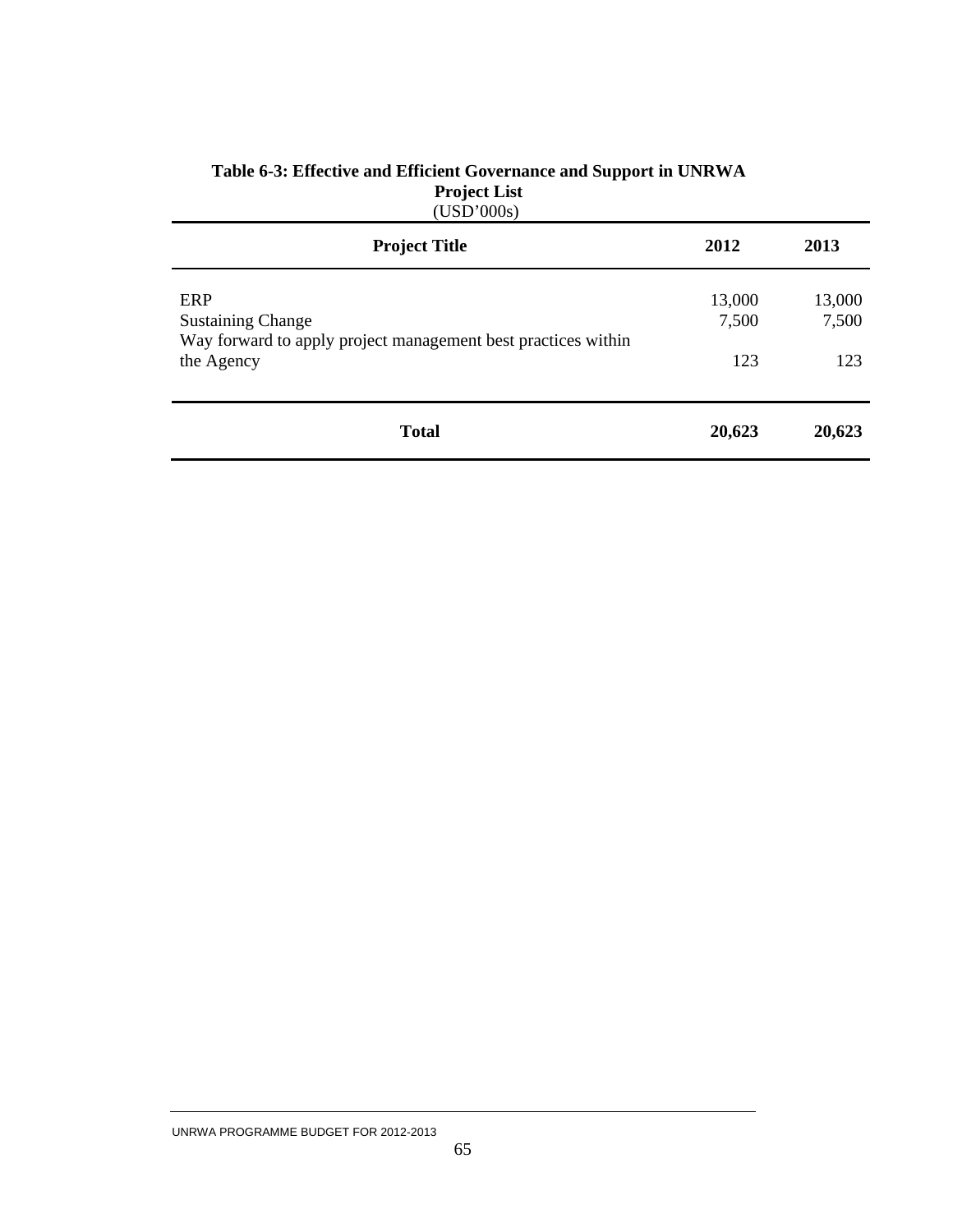**Table 6-3: Effective and Efficient Governance and Support in UNRWA**
**Project List**
(USD'000s)

| Project Title | 2012 | 2013 |
|---|---|---|
| ERP | 13,000 | 13,000 |
| Sustaining Change | 7,500 | 7,500 |
| Way forward to apply project management best practices within the Agency | 123 | 123 |
| **Total** | **20,623** | **20,623** |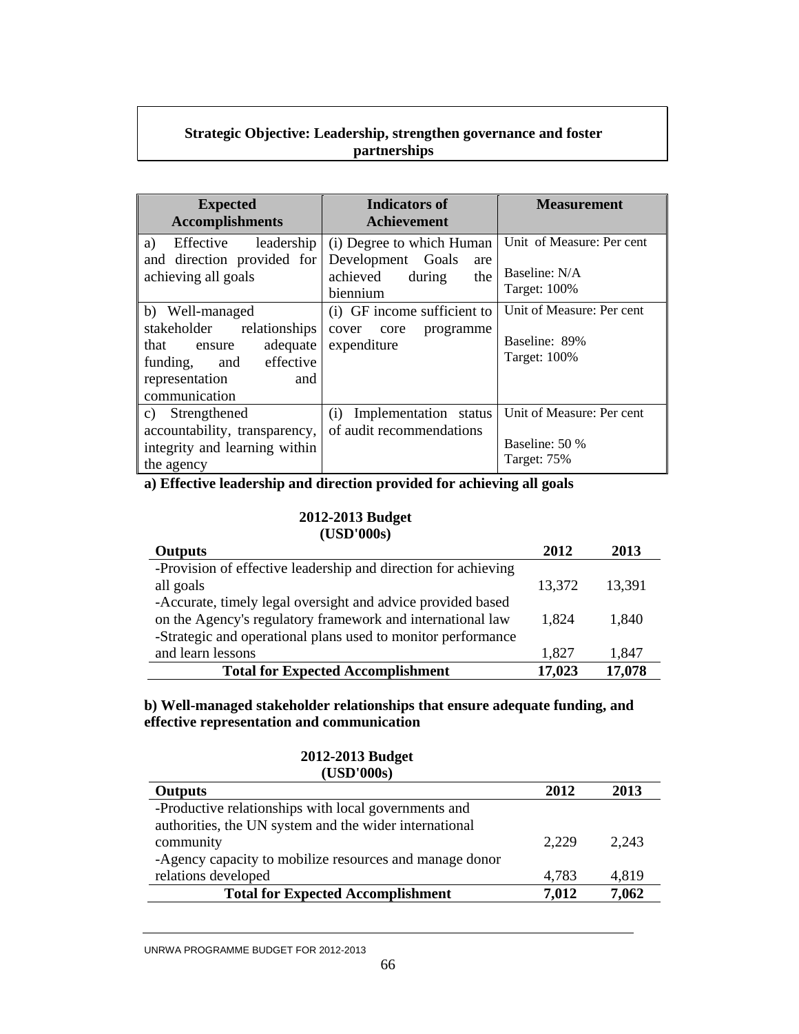**Strategic Objective: Leadership, strengthen governance and foster partnerships**

| Expected Accomplishments | Indicators of Achievement | Measurement |
|---|---|---|
| a) Effective leadership and direction provided for achieving all goals | (i) Degree to which Human Development Goals are achieved during the biennium | Unit of Measure: Per cent<br><br>Baseline: N/A<br>Target: 100% |
| b) Well-managed stakeholder relationships that ensure adequate funding, and effective representation and communication | (i) GF income sufficient to cover core programme expenditure | Unit of Measure: Per cent<br><br>Baseline: 89%<br>Target: 100% |
| c) Strengthened accountability, transparency, integrity and learning within the agency | (i) Implementation status of audit recommendations | Unit of Measure: Per cent<br><br>Baseline: 50 %<br>Target: 75% |

**a) Effective leadership and direction provided for achieving all goals**

**2012-2013 Budget (USD'000s)**

| Outputs | 2012 | 2013 |
|---|---|---|
| -Provision of effective leadership and direction for achieving all goals | 13,372 | 13,391 |
| -Accurate, timely legal oversight and advice provided based on the Agency's regulatory framework and international law | 1,824 | 1,840 |
| -Strategic and operational plans used to monitor performance and learn lessons | 1,827 | 1,847 |
| **Total for Expected Accomplishment** | **17,023** | **17,078** |

**b) Well-managed stakeholder relationships that ensure adequate funding, and effective representation and communication**

**2012-2013 Budget (USD'000s)**

| Outputs | 2012 | 2013 |
|---|---|---|
| -Productive relationships with local governments and authorities, the UN system and the wider international community | 2,229 | 2,243 |
| -Agency capacity to mobilize resources and manage donor relations developed | 4,783 | 4,819 |
| **Total for Expected Accomplishment** | **7,012** | **7,062** |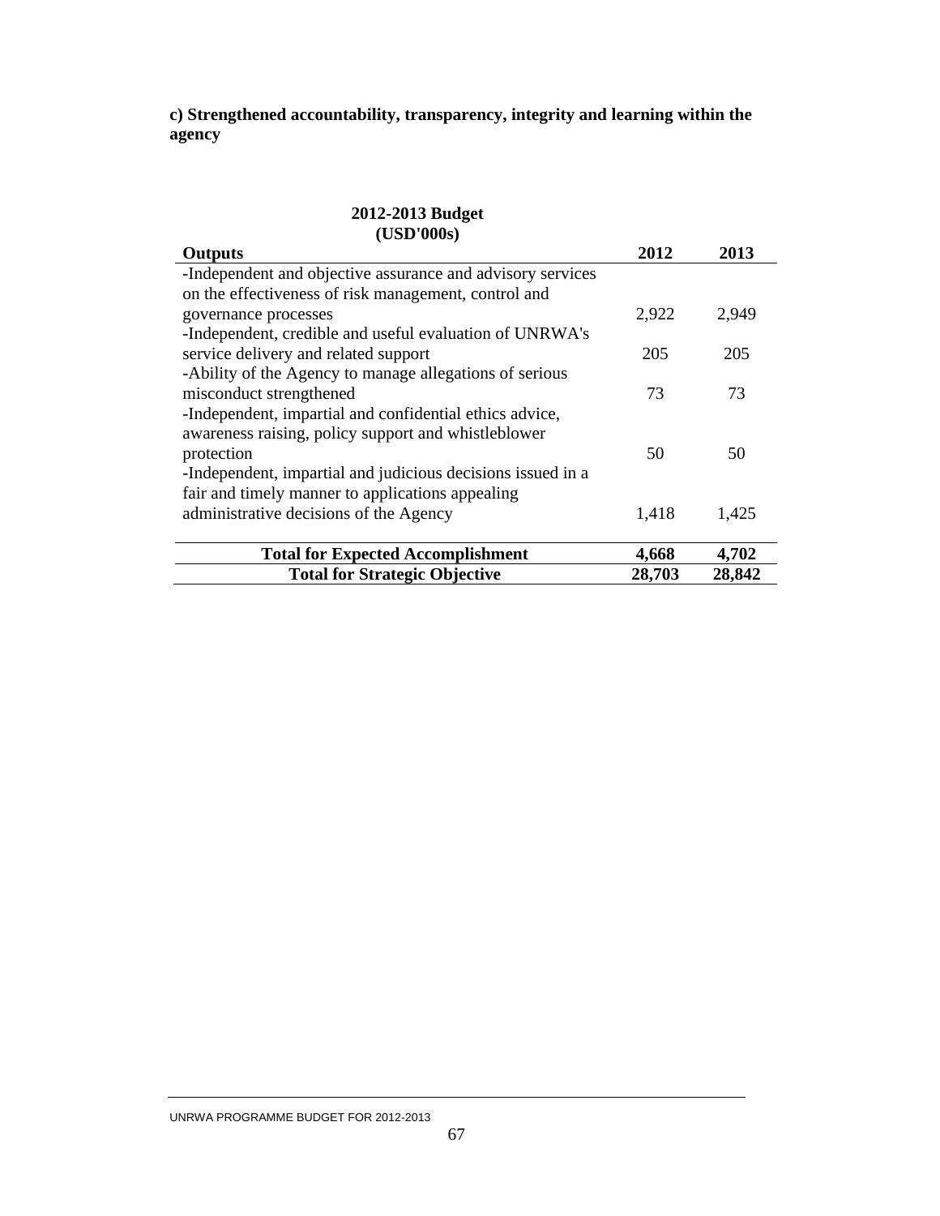**c) Strengthened accountability, transparency, integrity and learning within the agency**

**2012-2013 Budget (USD'000s)**

| **Outputs** | **2012** | **2013** |
|---|---|---|
| -Independent and objective assurance and advisory services on the effectiveness of risk management, control and governance processes | 2,922 | 2,949 |
| -Independent, credible and useful evaluation of UNRWA's service delivery and related support | 205 | 205 |
| -Ability of the Agency to manage allegations of serious misconduct strengthened | 73 | 73 |
| -Independent, impartial and confidential ethics advice, awareness raising, policy support and whistleblower protection | 50 | 50 |
| -Independent, impartial and judicious decisions issued in a fair and timely manner to applications appealing administrative decisions of the Agency | 1,418 | 1,425 |
| **Total for Expected Accomplishment** | **4,668** | **4,702** |
| **Total for Strategic Objective** | **28,703** | **28,842** |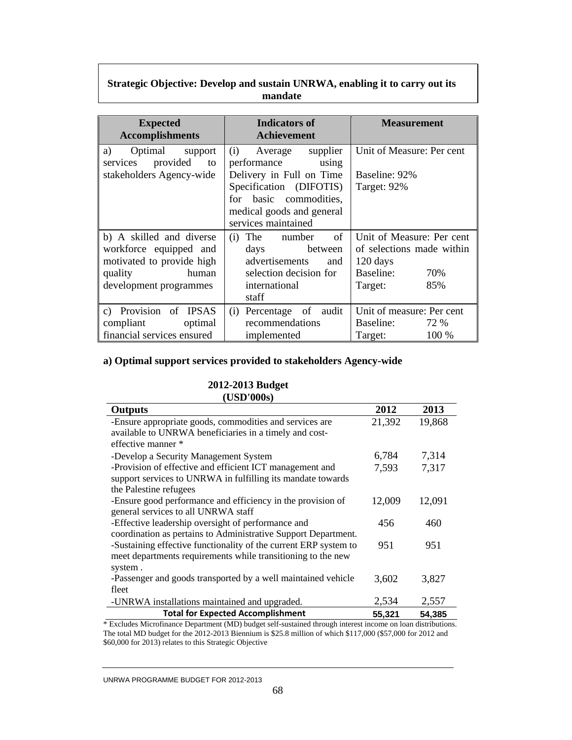**Strategic Objective: Develop and sustain UNRWA, enabling it to carry out its mandate**

| Expected Accomplishments | Indicators of Achievement | Measurement |
|---|---|---|
| a) Optimal support services provided to stakeholders Agency-wide | (i) Average supplier performance using Delivery in Full on Time Specification (DIFOTIS) for basic commodities, medical goods and general services maintained | Unit of Measure: Per cent<br><br>Baseline: 92%<br>Target: 92% |
| b) A skilled and diverse workforce equipped and motivated to provide high quality human development programmes | (i) The number of days between advertisements and selection decision for international staff | Unit of Measure: Per cent of selections made within 120 days<br>Baseline: 70%<br>Target: 85% |
| c) Provision of IPSAS compliant optimal financial services ensured | (i) Percentage of audit recommendations implemented | Unit of measure: Per cent<br>Baseline: 72 %<br>Target: 100 % |

**a) Optimal support services provided to stakeholders Agency-wide**

**2012-2013 Budget (USD'000s)**

| Outputs | 2012 | 2013 |
|---|---|---|
| -Ensure appropriate goods, commodities and services are available to UNRWA beneficiaries in a timely and cost-effective manner * | 21,392 | 19,868 |
| -Develop a Security Management System | 6,784 | 7,314 |
| -Provision of effective and efficient ICT management and support services to UNRWA in fulfilling its mandate towards the Palestine refugees | 7,593 | 7,317 |
| -Ensure good performance and efficiency in the provision of general services to all UNRWA staff | 12,009 | 12,091 |
| -Effective leadership oversight of performance and coordination as pertains to Administrative Support Department. | 456 | 460 |
| -Sustaining effective functionality of the current ERP system to meet departments requirements while transitioning to the new system . | 951 | 951 |
| -Passenger and goods transported by a well maintained vehicle fleet | 3,602 | 3,827 |
| -UNRWA installations maintained and upgraded. | 2,534 | 2,557 |
| **Total for Expected Accomplishment** | **55,321** | **54,385** |

* Excludes Microfinance Department (MD) budget self-sustained through interest income on loan distributions. The total MD budget for the 2012-2013 Biennium is $25.8 million of which $117,000 ($57,000 for 2012 and $60,000 for 2013) relates to this Strategic Objective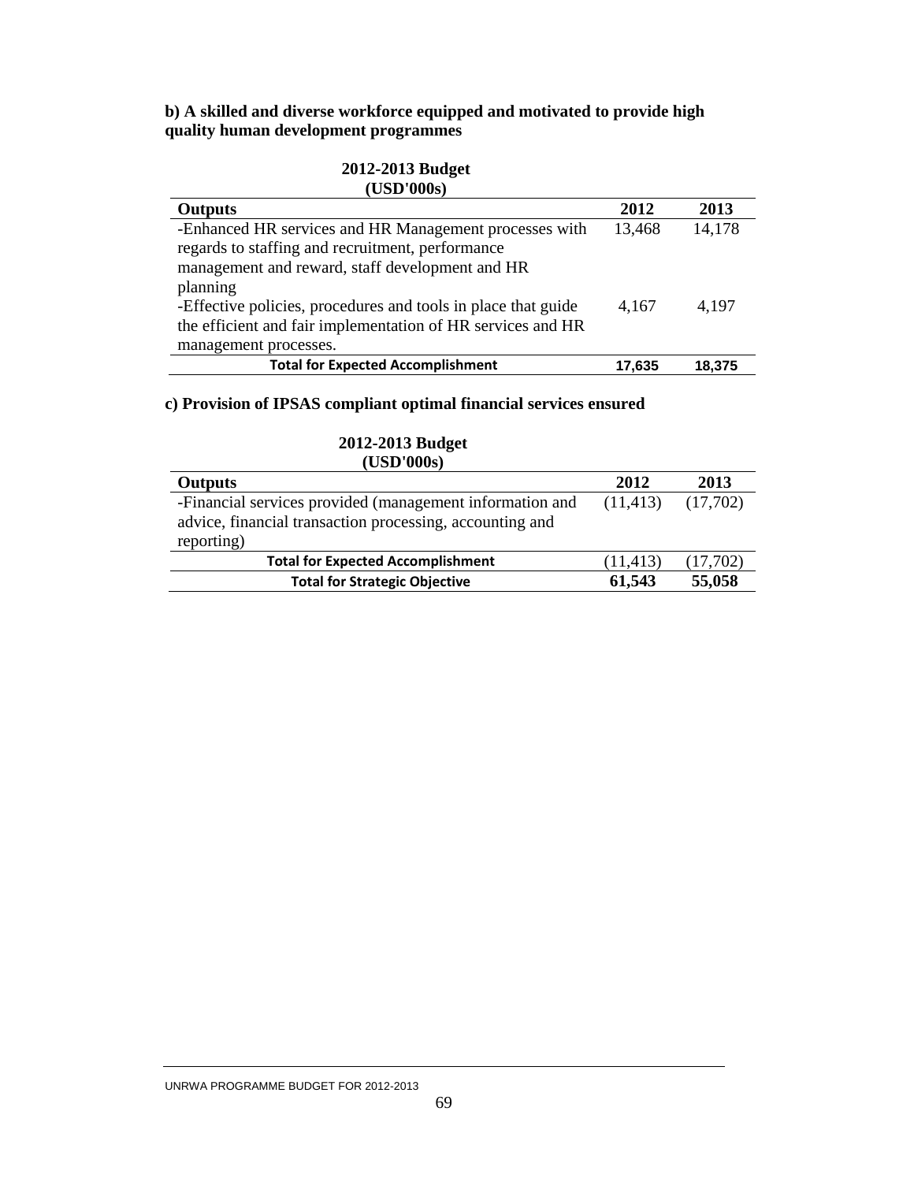**b) A skilled and diverse workforce equipped and motivated to provide high quality human development programmes**

**2012-2013 Budget (USD'000s)**

| Outputs | 2012 | 2013 |
|---|---|---|
| -Enhanced HR services and HR Management processes with regards to staffing and recruitment, performance management and reward, staff development and HR planning | 13,468 | 14,178 |
| -Effective policies, procedures and tools in place that guide the efficient and fair implementation of HR services and HR management processes. | 4,167 | 4,197 |
| **Total for Expected Accomplishment** | **17,635** | **18,375** |

**c) Provision of IPSAS compliant optimal financial services ensured**

**2012-2013 Budget (USD'000s)**

| Outputs | 2012 | 2013 |
|---|---|---|
| -Financial services provided (management information and advice, financial transaction processing, accounting and reporting) | (11,413) | (17,702) |
| **Total for Expected Accomplishment** | (11,413) | (17,702) |
| **Total for Strategic Objective** | **61,543** | **55,058** |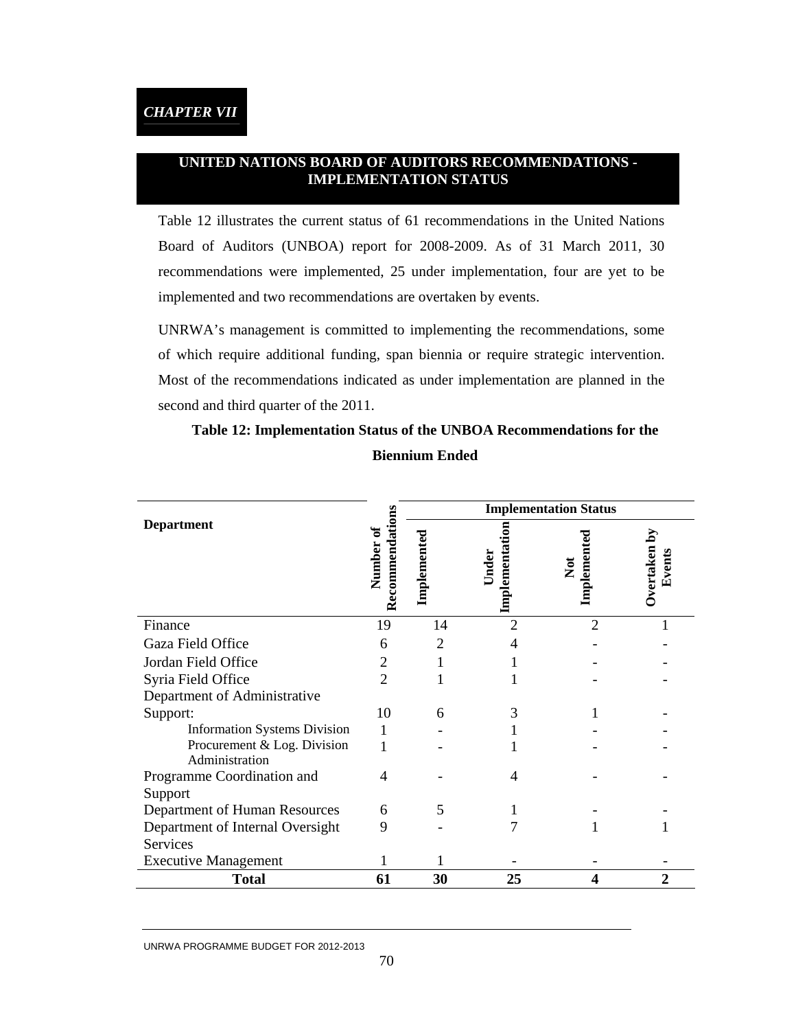*CHAPTER VII*

## UNITED NATIONS BOARD OF AUDITORS RECOMMENDATIONS - IMPLEMENTATION STATUS

Table 12 illustrates the current status of 61 recommendations in the United Nations Board of Auditors (UNBOA) report for 2008-2009. As of 31 March 2011, 30 recommendations were implemented, 25 under implementation, four are yet to be implemented and two recommendations are overtaken by events.

UNRWA's management is committed to implementing the recommendations, some of which require additional funding, span biennia or require strategic intervention. Most of the recommendations indicated as under implementation are planned in the second and third quarter of the 2011.

**Table 12: Implementation Status of the UNBOA Recommendations for the Biennium Ended**

| Department | Number of Recommendations | Implementation Status | | | |
|---|---|---|---|---|---|
| | | Implemented | Under Implementation | Not Implemented | Overtaken by Events |
| Finance | 19 | 14 | 2 | 2 | 1 |
| Gaza Field Office | 6 | 2 | 4 | - | - |
| Jordan Field Office | 2 | 1 | 1 | - | - |
| Syria Field Office | 2 | 1 | 1 | - | - |
| Department of Administrative Support: | 10 | 6 | 3 | 1 | - |
| Information Systems Division | 1 | - | 1 | - | - |
| Procurement & Log. Division Administration | 1 | - | 1 | - | - |
| Programme Coordination and Support | 4 | - | 4 | - | - |
| Department of Human Resources | 6 | 5 | 1 | - | - |
| Department of Internal Oversight Services | 9 | - | 7 | 1 | 1 |
| Executive Management | 1 | 1 | - | - | - |
| **Total** | **61** | **30** | **25** | **4** | **2** |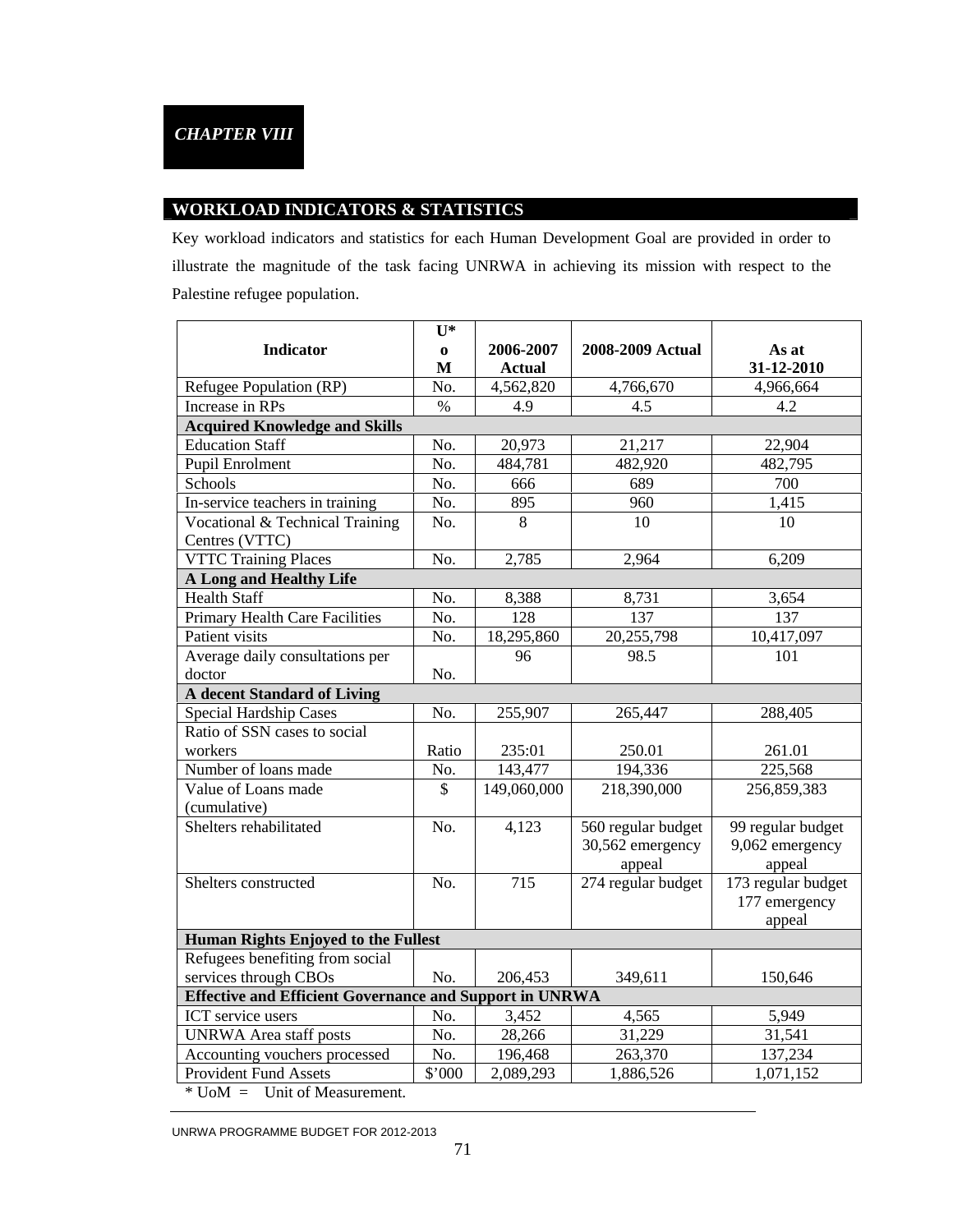# *CHAPTER VIII*

## WORKLOAD INDICATORS & STATISTICS

Key workload indicators and statistics for each Human Development Goal are provided in order to illustrate the magnitude of the task facing UNRWA in achieving its mission with respect to the Palestine refugee population.

| Indicator | U* o M | 2006-2007 Actual | 2008-2009 Actual | As at 31-12-2010 |
|---|---|---|---|---|
| Refugee Population (RP) | No. | 4,562,820 | 4,766,670 | 4,966,664 |
| Increase in RPs | % | 4.9 | 4.5 | 4.2 |
| **Acquired Knowledge and Skills** | | | | |
| Education Staff | No. | 20,973 | 21,217 | 22,904 |
| Pupil Enrolment | No. | 484,781 | 482,920 | 482,795 |
| Schools | No. | 666 | 689 | 700 |
| In-service teachers in training | No. | 895 | 960 | 1,415 |
| Vocational & Technical Training Centres (VTTC) | No. | 8 | 10 | 10 |
| VTTC Training Places | No. | 2,785 | 2,964 | 6,209 |
| **A Long and Healthy Life** | | | | |
| Health Staff | No. | 8,388 | 8,731 | 3,654 |
| Primary Health Care Facilities | No. | 128 | 137 | 137 |
| Patient visits | No. | 18,295,860 | 20,255,798 | 10,417,097 |
| Average daily consultations per doctor | No. | 96 | 98.5 | 101 |
| **A decent Standard of Living** | | | | |
| Special Hardship Cases | No. | 255,907 | 265,447 | 288,405 |
| Ratio of SSN cases to social workers | Ratio | 235:01 | 250.01 | 261.01 |
| Number of loans made | No. | 143,477 | 194,336 | 225,568 |
| Value of Loans made (cumulative) | $ | 149,060,000 | 218,390,000 | 256,859,383 |
| Shelters rehabilitated | No. | 4,123 | 560 regular budget 30,562 emergency appeal | 99 regular budget 9,062 emergency appeal |
| Shelters constructed | No. | 715 | 274 regular budget | 173 regular budget 177 emergency appeal |
| **Human Rights Enjoyed to the Fullest** | | | | |
| Refugees benefiting from social services through CBOs | No. | 206,453 | 349,611 | 150,646 |
| **Effective and Efficient Governance and Support in UNRWA** | | | | |
| ICT service users | No. | 3,452 | 4,565 | 5,949 |
| UNRWA Area staff posts | No. | 28,266 | 31,229 | 31,541 |
| Accounting vouchers processed | No. | 196,468 | 263,370 | 137,234 |
| Provident Fund Assets | $'000 | 2,089,293 | 1,886,526 | 1,071,152 |

\* UoM = Unit of Measurement.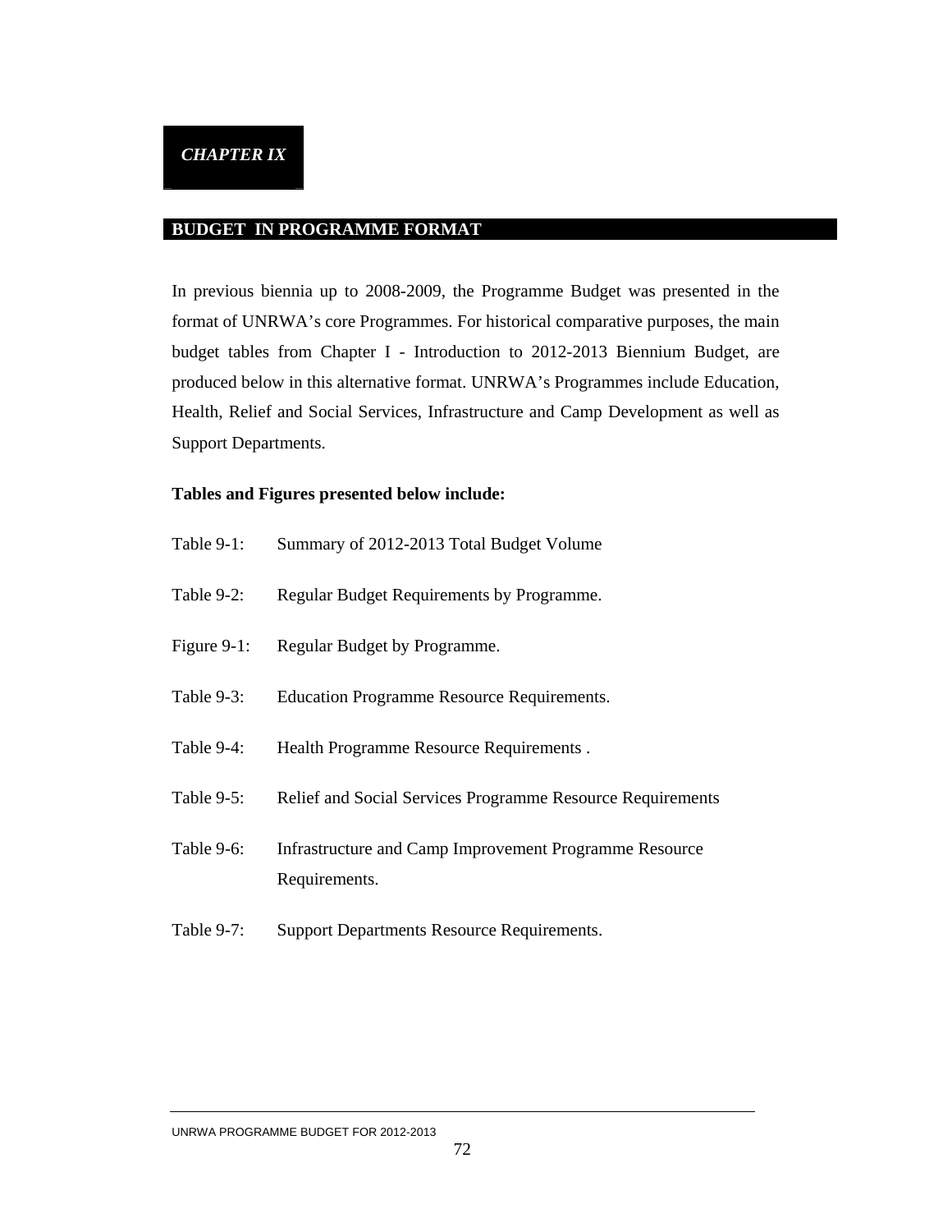*CHAPTER IX*

## BUDGET IN PROGRAMME FORMAT

In previous biennia up to 2008-2009, the Programme Budget was presented in the format of UNRWA's core Programmes. For historical comparative purposes, the main budget tables from Chapter I - Introduction to 2012-2013 Biennium Budget, are produced below in this alternative format. UNRWA's Programmes include Education, Health, Relief and Social Services, Infrastructure and Camp Development as well as Support Departments.

**Tables and Figures presented below include:**

Table 9-1: Summary of 2012-2013 Total Budget Volume

Table 9-2: Regular Budget Requirements by Programme.

Figure 9-1: Regular Budget by Programme.

Table 9-3: Education Programme Resource Requirements.

Table 9-4: Health Programme Resource Requirements .

Table 9-5: Relief and Social Services Programme Resource Requirements

Table 9-6: Infrastructure and Camp Improvement Programme Resource Requirements.

Table 9-7: Support Departments Resource Requirements.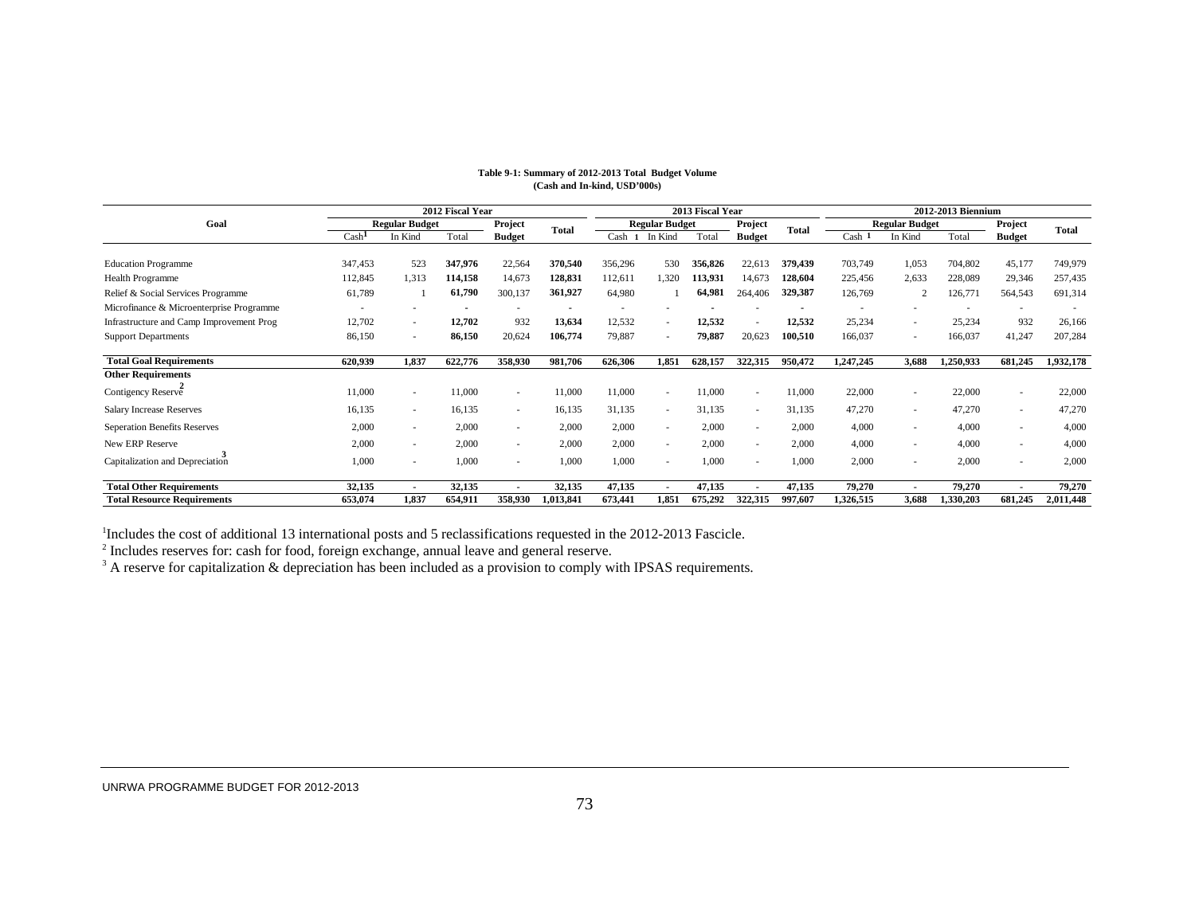**Table 9-1: Summary of 2012-2013 Total Budget Volume**
**(Cash and In-kind, USD'000s)**

| Goal | 2012 Fiscal Year | | | | | 2013 Fiscal Year | | | | | 2012-2013 Biennium | | | | |
|---|---|---|---|---|---|---|---|---|---|---|---|---|---|---|---|
| | Regular Budget | | | Project Budget | Total | Regular Budget | | | Project Budget | Total | Regular Budget | | | Project Budget | Total |
| | Cash[1] | In Kind | Total | | | Cash[1] | In Kind | Total | | | Cash[1] | In Kind | Total | | |
| Education Programme | 347,453 | 523 | **347,976** | 22,564 | **370,540** | 356,296 | 530 | **356,826** | 22,613 | **379,439** | 703,749 | 1,053 | 704,802 | 45,177 | 749,979 |
| Health Programme | 112,845 | 1,313 | **114,158** | 14,673 | **128,831** | 112,611 | 1,320 | **113,931** | 14,673 | **128,604** | 225,456 | 2,633 | 228,089 | 29,346 | 257,435 |
| Relief & Social Services Programme | 61,789 | 1 | **61,790** | 300,137 | **361,927** | 64,980 | 1 | **64,981** | 264,406 | **329,387** | 126,769 | 2 | 126,771 | 564,543 | 691,314 |
| Microfinance & Microenterprise Programme | - | - | **-** | - | **-** | - | - | **-** | - | **-** | - | - | - | - | - |
| Infrastructure and Camp Improvement Prog | 12,702 | - | **12,702** | 932 | **13,634** | 12,532 | - | **12,532** | - | **12,532** | 25,234 | - | 25,234 | 932 | 26,166 |
| Support Departments | 86,150 | - | **86,150** | 20,624 | **106,774** | 79,887 | - | **79,887** | 20,623 | **100,510** | 166,037 | - | 166,037 | 41,247 | 207,284 |
| **Total Goal Requirements** | **620,939** | **1,837** | **622,776** | **358,930** | **981,706** | **626,306** | **1,851** | **628,157** | **322,315** | **950,472** | **1,247,245** | **3,688** | **1,250,933** | **681,245** | **1,932,178** |
| **Other Requirements** | | | | | | | | | | | | | | | |
| Contigency Reserve[2] | 11,000 | - | 11,000 | - | 11,000 | 11,000 | - | 11,000 | - | 11,000 | 22,000 | - | 22,000 | - | 22,000 |
| Salary Increase Reserves | 16,135 | - | 16,135 | - | 16,135 | 31,135 | - | 31,135 | - | 31,135 | 47,270 | - | 47,270 | - | 47,270 |
| Seperation Benefits Reserves | 2,000 | - | 2,000 | - | 2,000 | 2,000 | - | 2,000 | - | 2,000 | 4,000 | - | 4,000 | - | 4,000 |
| New ERP Reserve | 2,000 | - | 2,000 | - | 2,000 | 2,000 | - | 2,000 | - | 2,000 | 4,000 | - | 4,000 | - | 4,000 |
| Capitalization and Depreciation[3] | 1,000 | - | 1,000 | - | 1,000 | 1,000 | - | 1,000 | - | 1,000 | 2,000 | - | 2,000 | - | 2,000 |
| **Total Other Requirements** | **32,135** | **-** | **32,135** | **-** | **32,135** | **47,135** | **-** | **47,135** | **-** | **47,135** | **79,270** | **-** | **79,270** | **-** | **79,270** |
| **Total Resource Requirements** | **653,074** | **1,837** | **654,911** | **358,930** | **1,013,841** | **673,441** | **1,851** | **675,292** | **322,315** | **997,607** | **1,326,515** | **3,688** | **1,330,203** | **681,245** | **2,011,448** |

[1]Includes the cost of additional 13 international posts and 5 reclassifications requested in the 2012-2013 Fascicle.

[2] Includes reserves for: cash for food, foreign exchange, annual leave and general reserve.

[3] A reserve for capitalization & depreciation has been included as a provision to comply with IPSAS requirements.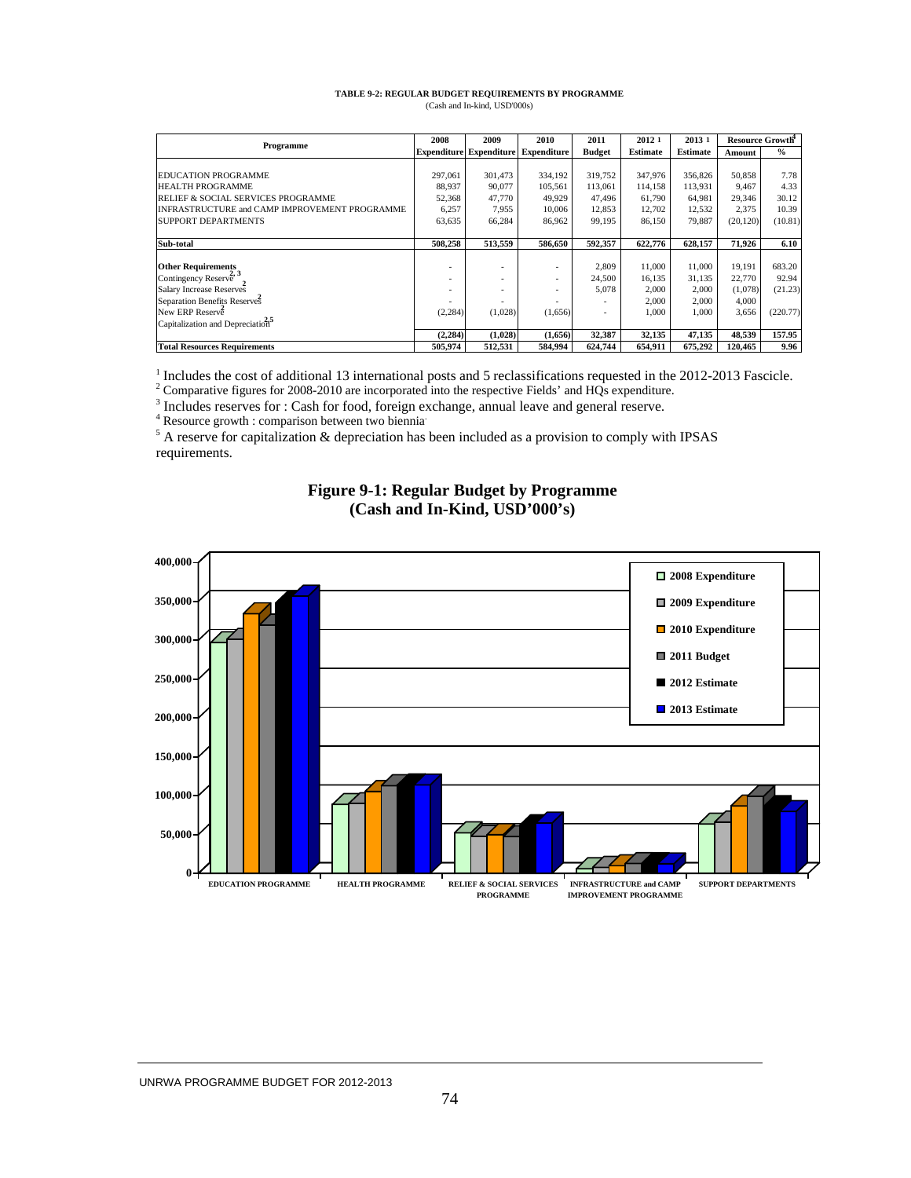**TABLE 9-2: REGULAR BUDGET REQUIREMENTS BY PROGRAMME**
(Cash and In-kind, USD'000s)

| Programme | 2008 Expenditure | 2009 Expenditure | 2010 Expenditure | 2011 Budget | 2012 [1] Estimate | 2013 [1] Estimate | Resource Growth[4] Amount | Resource Growth[4] % |
|---|---|---|---|---|---|---|---|---|
| EDUCATION PROGRAMME | 297,061 | 301,473 | 334,192 | 319,752 | 347,976 | 356,826 | 50,858 | 7.78 |
| HEALTH PROGRAMME | 88,937 | 90,077 | 105,561 | 113,061 | 114,158 | 113,931 | 9,467 | 4.33 |
| RELIEF & SOCIAL SERVICES PROGRAMME | 52,368 | 47,770 | 49,929 | 47,496 | 61,790 | 64,981 | 29,346 | 30.12 |
| INFRASTRUCTURE and CAMP IMPROVEMENT PROGRAMME | 6,257 | 7,955 | 10,006 | 12,853 | 12,702 | 12,532 | 2,375 | 10.39 |
| SUPPORT DEPARTMENTS | 63,635 | 66,284 | 86,962 | 99,195 | 86,150 | 79,887 | (20,120) | (10.81) |
| **Sub-total** | **508,258** | **513,559** | **586,650** | **592,357** | **622,776** | **628,157** | **71,926** | **6.10** |
| **Other Requirements** | | | | | | | | |
| Contingency Reserve[2, 3] | - | - | - | 2,809 | 11,000 | 11,000 | 19,191 | 683.20 |
| Salary Increase Reserves[2] | - | - | - | 24,500 | 16,135 | 31,135 | 22,770 | 92.94 |
| Separation Benefits Reserves[2] | - | - | - | 5,078 | 2,000 | 2,000 | (1,078) | (21.23) |
| New ERP Reserve[2] | - | - | - | - | 2,000 | 2,000 | 4,000 | |
| Capitalization and Depreciation[2,5] | (2,284) | (1,028) | (1,656) | - | 1,000 | 1,000 | 3,656 | (220.77) |
| | **(2,284)** | **(1,028)** | **(1,656)** | **32,387** | **32,135** | **47,135** | **48,539** | **157.95** |
| **Total Resources Requirements** | **505,974** | **512,531** | **584,994** | **624,744** | **654,911** | **675,292** | **120,465** | **9.96** |

[1] Includes the cost of additional 13 international posts and 5 reclassifications requested in the 2012-2013 Fascicle.
[2] Comparative figures for 2008-2010 are incorporated into the respective Fields' and HQs expenditure.
[3] Includes reserves for : Cash for food, foreign exchange, annual leave and general reserve.
[4] Resource growth : comparison between two biennia
[5] A reserve for capitalization & depreciation has been included as a provision to comply with IPSAS requirements.

**Figure 9-1: Regular Budget by Programme**
**(Cash and In-Kind, USD'000's)**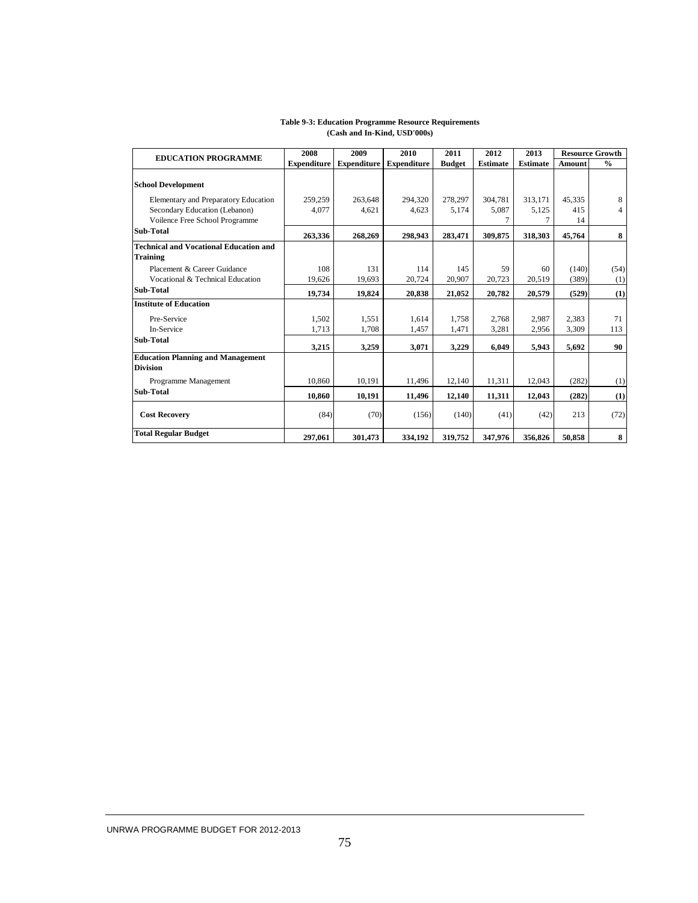**Table 9-3: Education Programme Resource Requirements**
**(Cash and In-Kind, USD'000s)**

| EDUCATION PROGRAMME | 2008 Expenditure | 2009 Expenditure | 2010 Expenditure | 2011 Budget | 2012 Estimate | 2013 Estimate | Resource Growth Amount | Resource Growth % |
|---|---|---|---|---|---|---|---|---|
| **School Development** | | | | | | | | |
| Elementary and Preparatory Education | 259,259 | 263,648 | 294,320 | 278,297 | 304,781 | 313,171 | 45,335 | 8 |
| Secondary Education (Lebanon) | 4,077 | 4,621 | 4,623 | 5,174 | 5,087 | 5,125 | 415 | 4 |
| Voilence Free School Programme | | | | | 7 | 7 | 14 | |
| **Sub-Total** | **263,336** | **268,269** | **298,943** | **283,471** | **309,875** | **318,303** | **45,764** | **8** |
| **Technical and Vocational Education and Training** | | | | | | | | |
| Placement & Career Guidance | 108 | 131 | 114 | 145 | 59 | 60 | (140) | (54) |
| Vocational & Technical Education | 19,626 | 19,693 | 20,724 | 20,907 | 20,723 | 20,519 | (389) | (1) |
| **Sub-Total** | **19,734** | **19,824** | **20,838** | **21,052** | **20,782** | **20,579** | **(529)** | **(1)** |
| **Institute of Education** | | | | | | | | |
| Pre-Service | 1,502 | 1,551 | 1,614 | 1,758 | 2,768 | 2,987 | 2,383 | 71 |
| In-Service | 1,713 | 1,708 | 1,457 | 1,471 | 3,281 | 2,956 | 3,309 | 113 |
| **Sub-Total** | **3,215** | **3,259** | **3,071** | **3,229** | **6,049** | **5,943** | **5,692** | **90** |
| **Education Planning and Management Division** | | | | | | | | |
| Programme Management | 10,860 | 10,191 | 11,496 | 12,140 | 11,311 | 12,043 | (282) | (1) |
| **Sub-Total** | **10,860** | **10,191** | **11,496** | **12,140** | **11,311** | **12,043** | **(282)** | **(1)** |
| **Cost Recovery** | (84) | (70) | (156) | (140) | (41) | (42) | 213 | (72) |
| **Total Regular Budget** | **297,061** | **301,473** | **334,192** | **319,752** | **347,976** | **356,826** | **50,858** | **8** |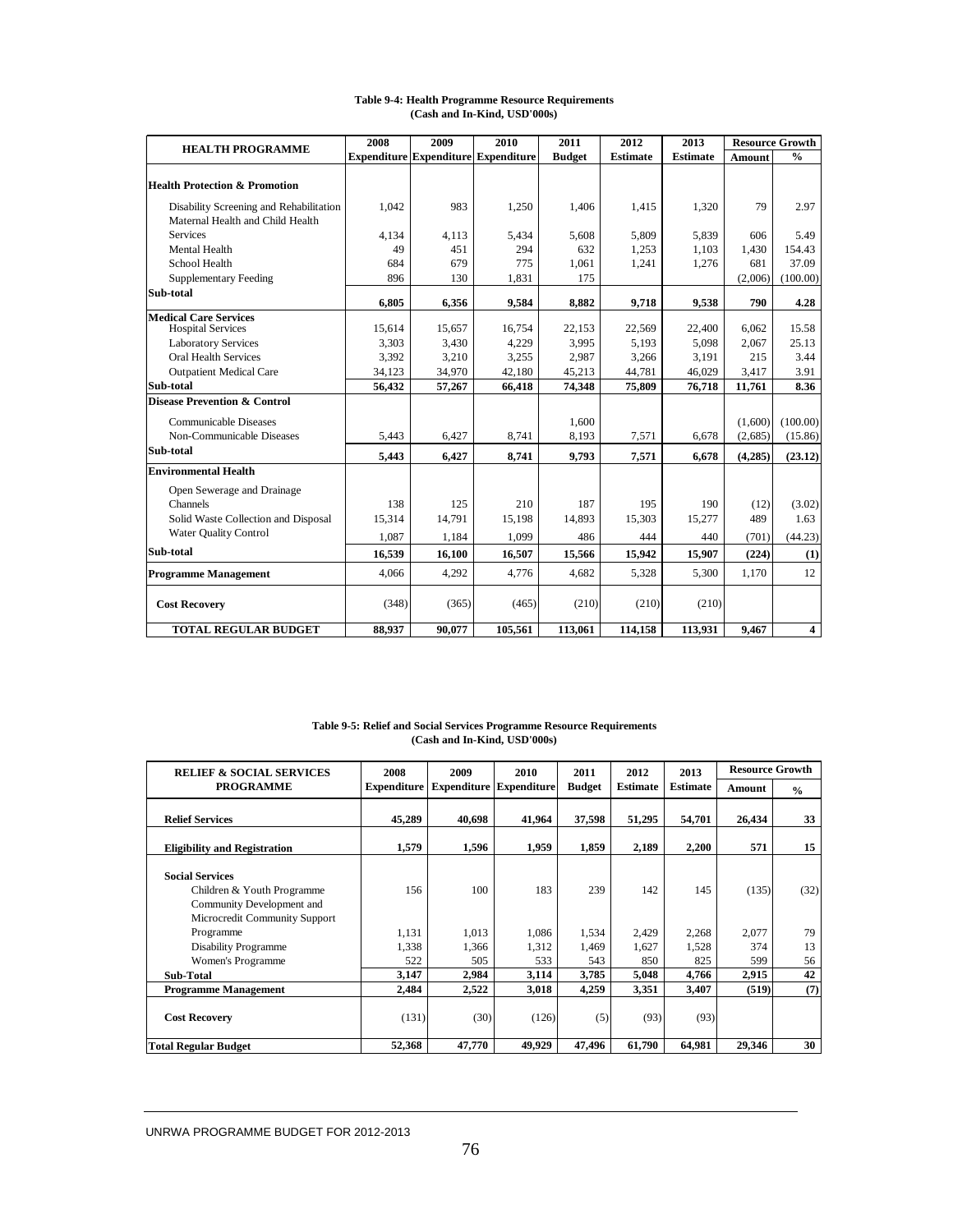**Table 9-4: Health Programme Resource Requirements**
**(Cash and In-Kind, USD'000s)**

| HEALTH PROGRAMME | 2008 Expenditure | 2009 Expenditure | 2010 Expenditure | 2011 Budget | 2012 Estimate | 2013 Estimate | Resource Growth Amount | Resource Growth % |
|---|---|---|---|---|---|---|---|---|
| **Health Protection & Promotion** | | | | | | | | |
| Disability Screening and Rehabilitation | 1,042 | 983 | 1,250 | 1,406 | 1,415 | 1,320 | 79 | 2.97 |
| Maternal Health and Child Health Services | 4,134 | 4,113 | 5,434 | 5,608 | 5,809 | 5,839 | 606 | 5.49 |
| Mental Health | 49 | 451 | 294 | 632 | 1,253 | 1,103 | 1,430 | 154.43 |
| School Health | 684 | 679 | 775 | 1,061 | 1,241 | 1,276 | 681 | 37.09 |
| Supplementary Feeding | 896 | 130 | 1,831 | 175 | | | (2,006) | (100.00) |
| **Sub-total** | **6,805** | **6,356** | **9,584** | **8,882** | **9,718** | **9,538** | **790** | **4.28** |
| **Medical Care Services** | | | | | | | | |
| Hospital Services | 15,614 | 15,657 | 16,754 | 22,153 | 22,569 | 22,400 | 6,062 | 15.58 |
| Laboratory Services | 3,303 | 3,430 | 4,229 | 3,995 | 5,193 | 5,098 | 2,067 | 25.13 |
| Oral Health Services | 3,392 | 3,210 | 3,255 | 2,987 | 3,266 | 3,191 | 215 | 3.44 |
| Outpatient Medical Care | 34,123 | 34,970 | 42,180 | 45,213 | 44,781 | 46,029 | 3,417 | 3.91 |
| **Sub-total** | **56,432** | **57,267** | **66,418** | **74,348** | **75,809** | **76,718** | **11,761** | **8.36** |
| **Disease Prevention & Control** | | | | | | | | |
| Communicable Diseases | | | | 1,600 | | | (1,600) | (100.00) |
| Non-Communicable Diseases | 5,443 | 6,427 | 8,741 | 8,193 | 7,571 | 6,678 | (2,685) | (15.86) |
| **Sub-total** | **5,443** | **6,427** | **8,741** | **9,793** | **7,571** | **6,678** | **(4,285)** | **(23.12)** |
| **Environmental Health** | | | | | | | | |
| Open Sewerage and Drainage Channels | 138 | 125 | 210 | 187 | 195 | 190 | (12) | (3.02) |
| Solid Waste Collection and Disposal | 15,314 | 14,791 | 15,198 | 14,893 | 15,303 | 15,277 | 489 | 1.63 |
| Water Quality Control | 1,087 | 1,184 | 1,099 | 486 | 444 | 440 | (701) | (44.23) |
| **Sub-total** | **16,539** | **16,100** | **16,507** | **15,566** | **15,942** | **15,907** | **(224)** | **(1)** |
| **Programme Management** | 4,066 | 4,292 | 4,776 | 4,682 | 5,328 | 5,300 | 1,170 | 12 |
| **Cost Recovery** | (348) | (365) | (465) | (210) | (210) | (210) | | |
| **TOTAL REGULAR BUDGET** | **88,937** | **90,077** | **105,561** | **113,061** | **114,158** | **113,931** | **9,467** | **4** |

**Table 9-5: Relief and Social Services Programme Resource Requirements**
**(Cash and In-Kind, USD'000s)**

| RELIEF & SOCIAL SERVICES PROGRAMME | 2008 Expenditure | 2009 Expenditure | 2010 Expenditure | 2011 Budget | 2012 Estimate | 2013 Estimate | Resource Growth Amount | Resource Growth % |
|---|---|---|---|---|---|---|---|---|
| **Relief Services** | **45,289** | **40,698** | **41,964** | **37,598** | **51,295** | **54,701** | **26,434** | **33** |
| **Eligibility and Registration** | **1,579** | **1,596** | **1,959** | **1,859** | **2,189** | **2,200** | **571** | **15** |
| **Social Services** | | | | | | | | |
| Children & Youth Programme | 156 | 100 | 183 | 239 | 142 | 145 | (135) | (32) |
| Community Development and Microcredit Community Support Programme | 1,131 | 1,013 | 1,086 | 1,534 | 2,429 | 2,268 | 2,077 | 79 |
| Disability Programme | 1,338 | 1,366 | 1,312 | 1,469 | 1,627 | 1,528 | 374 | 13 |
| Women's Programme | 522 | 505 | 533 | 543 | 850 | 825 | 599 | 56 |
| **Sub-Total** | **3,147** | **2,984** | **3,114** | **3,785** | **5,048** | **4,766** | **2,915** | **42** |
| **Programme Management** | **2,484** | **2,522** | **3,018** | **4,259** | **3,351** | **3,407** | **(519)** | **(7)** |
| **Cost Recovery** | (131) | (30) | (126) | (5) | (93) | (93) | | |
| **Total Regular Budget** | **52,368** | **47,770** | **49,929** | **47,496** | **61,790** | **64,981** | **29,346** | **30** |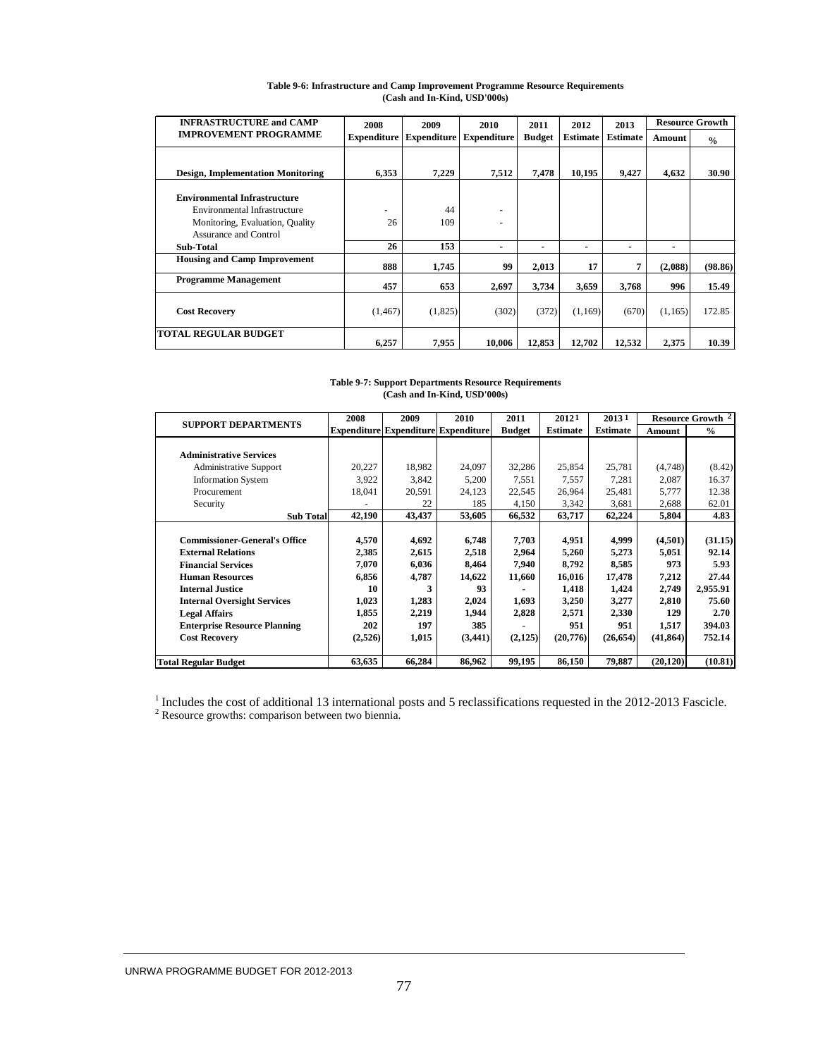**Table 9-6: Infrastructure and Camp Improvement Programme Resource Requirements**
**(Cash and In-Kind, USD'000s)**

| INFRASTRUCTURE and CAMP IMPROVEMENT PROGRAMME | 2008 Expenditure | 2009 Expenditure | 2010 Expenditure | 2011 Budget | 2012 Estimate | 2013 Estimate | Resource Growth | |
|---|---|---|---|---|---|---|---|---|
| | | | | | | | Amount | % |
| **Design, Implementation Monitoring** | **6,353** | **7,229** | **7,512** | **7,478** | **10,195** | **9,427** | **4,632** | **30.90** |
| **Environmental Infrastructure** | | | | | | | | |
| Environmental Infrastructure | - | 44 | - | | | | | |
| Monitoring, Evaluation, Quality Assurance and Control | 26 | 109 | - | | | | | |
| **Sub-Total** | **26** | **153** | **-** | **-** | **-** | **-** | **-** | |
| **Housing and Camp Improvement** | **888** | **1,745** | **99** | **2,013** | **17** | **7** | **(2,088)** | **(98.86)** |
| **Programme Management** | **457** | **653** | **2,697** | **3,734** | **3,659** | **3,768** | **996** | **15.49** |
| **Cost Recovery** | (1,467) | (1,825) | (302) | (372) | (1,169) | (670) | (1,165) | 172.85 |
| **TOTAL REGULAR BUDGET** | **6,257** | **7,955** | **10,006** | **12,853** | **12,702** | **12,532** | **2,375** | **10.39** |

**Table 9-7: Support Departments Resource Requirements**
**(Cash and In-Kind, USD'000s)**

| SUPPORT DEPARTMENTS | 2008 Expenditure | 2009 Expenditure | 2010 Expenditure | 2011 Budget | 2012[1] Estimate | 2013[1] Estimate | Resource Growth [2] | |
|---|---|---|---|---|---|---|---|---|
| | | | | | | | Amount | % |
| **Administrative Services** | | | | | | | | |
| Administrative Support | 20,227 | 18,982 | 24,097 | 32,286 | 25,854 | 25,781 | (4,748) | (8.42) |
| Information System | 3,922 | 3,842 | 5,200 | 7,551 | 7,557 | 7,281 | 2,087 | 16.37 |
| Procurement | 18,041 | 20,591 | 24,123 | 22,545 | 26,964 | 25,481 | 5,777 | 12.38 |
| Security | - | 22 | 185 | 4,150 | 3,342 | 3,681 | 2,688 | 62.01 |
| **Sub Total** | **42,190** | **43,437** | **53,605** | **66,532** | **63,717** | **62,224** | **5,804** | **4.83** |
| **Commissioner-General's Office** | **4,570** | **4,692** | **6,748** | **7,703** | **4,951** | **4,999** | **(4,501)** | **(31.15)** |
| **External Relations** | **2,385** | **2,615** | **2,518** | **2,964** | **5,260** | **5,273** | **5,051** | **92.14** |
| **Financial Services** | **7,070** | **6,036** | **8,464** | **7,940** | **8,792** | **8,585** | **973** | **5.93** |
| **Human Resources** | **6,856** | **4,787** | **14,622** | **11,660** | **16,016** | **17,478** | **7,212** | **27.44** |
| **Internal Justice** | **10** | **3** | **93** | **-** | **1,418** | **1,424** | **2,749** | **2,955.91** |
| **Internal Oversight Services** | **1,023** | **1,283** | **2,024** | **1,693** | **3,250** | **3,277** | **2,810** | **75.60** |
| **Legal Affairs** | **1,855** | **2,219** | **1,944** | **2,828** | **2,571** | **2,330** | **129** | **2.70** |
| **Enterprise Resource Planning** | **202** | **197** | **385** | **-** | **951** | **951** | **1,517** | **394.03** |
| **Cost Recovery** | **(2,526)** | **1,015** | **(3,441)** | **(2,125)** | **(20,776)** | **(26,654)** | **(41,864)** | **752.14** |
| **Total Regular Budget** | **63,635** | **66,284** | **86,962** | **99,195** | **86,150** | **79,887** | **(20,120)** | **(10.81)** |

[1] Includes the cost of additional 13 international posts and 5 reclassifications requested in the 2012-2013 Fascicle.
[2] Resource growths: comparison between two biennia.